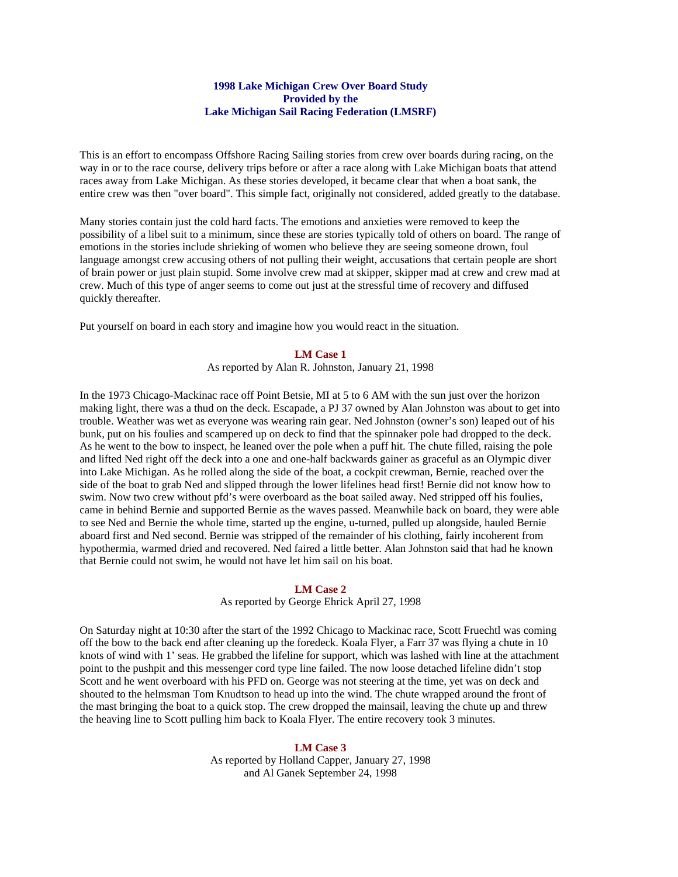# 1998 Lake Michigan Crew Over Board Study
# Provided by the
# Lake Michigan Sail Racing Federation (LMSRF)

This is an effort to encompass Offshore Racing Sailing stories from crew over boards during racing, on the way in or to the race course, delivery trips before or after a race along with Lake Michigan boats that attend races away from Lake Michigan. As these stories developed, it became clear that when a boat sank, the entire crew was then "over board". This simple fact, originally not considered, added greatly to the database.

Many stories contain just the cold hard facts. The emotions and anxieties were removed to keep the possibility of a libel suit to a minimum, since these are stories typically told of others on board. The range of emotions in the stories include shrieking of women who believe they are seeing someone drown, foul language amongst crew accusing others of not pulling their weight, accusations that certain people are short of brain power or just plain stupid. Some involve crew mad at skipper, skipper mad at crew and crew mad at crew. Much of this type of anger seems to come out just at the stressful time of recovery and diffused quickly thereafter.

Put yourself on board in each story and imagine how you would react in the situation.

## LM Case 1

As reported by Alan R. Johnston, January 21, 1998

In the 1973 Chicago-Mackinac race off Point Betsie, MI at 5 to 6 AM with the sun just over the horizon making light, there was a thud on the deck. Escapade, a PJ 37 owned by Alan Johnston was about to get into trouble. Weather was wet as everyone was wearing rain gear. Ned Johnston (owner's son) leaped out of his bunk, put on his foulies and scampered up on deck to find that the spinnaker pole had dropped to the deck. As he went to the bow to inspect, he leaned over the pole when a puff hit. The chute filled, raising the pole and lifted Ned right off the deck into a one and one-half backwards gainer as graceful as an Olympic diver into Lake Michigan. As he rolled along the side of the boat, a cockpit crewman, Bernie, reached over the side of the boat to grab Ned and slipped through the lower lifelines head first! Bernie did not know how to swim. Now two crew without pfd's were overboard as the boat sailed away. Ned stripped off his foulies, came in behind Bernie and supported Bernie as the waves passed. Meanwhile back on board, they were able to see Ned and Bernie the whole time, started up the engine, u-turned, pulled up alongside, hauled Bernie aboard first and Ned second. Bernie was stripped of the remainder of his clothing, fairly incoherent from hypothermia, warmed dried and recovered. Ned faired a little better. Alan Johnston said that had he known that Bernie could not swim, he would not have let him sail on his boat.

## LM Case 2

As reported by George Ehrick April 27, 1998

On Saturday night at 10:30 after the start of the 1992 Chicago to Mackinac race, Scott Fruechtl was coming off the bow to the back end after cleaning up the foredeck. Koala Flyer, a Farr 37 was flying a chute in 10 knots of wind with 1' seas. He grabbed the lifeline for support, which was lashed with line at the attachment point to the pushpit and this messenger cord type line failed. The now loose detached lifeline didn't stop Scott and he went overboard with his PFD on. George was not steering at the time, yet was on deck and shouted to the helmsman Tom Knudtson to head up into the wind. The chute wrapped around the front of the mast bringing the boat to a quick stop. The crew dropped the mainsail, leaving the chute up and threw the heaving line to Scott pulling him back to Koala Flyer. The entire recovery took 3 minutes.

## LM Case 3

As reported by Holland Capper, January 27, 1998
and Al Ganek September 24, 1998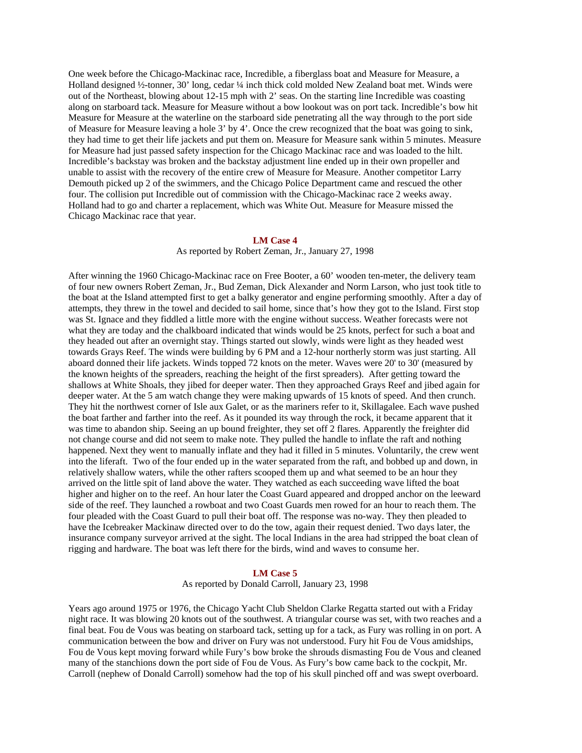One week before the Chicago-Mackinac race, Incredible, a fiberglass boat and Measure for Measure, a Holland designed ½-tonner, 30' long, cedar ¼ inch thick cold molded New Zealand boat met. Winds were out of the Northeast, blowing about 12-15 mph with 2' seas. On the starting line Incredible was coasting along on starboard tack. Measure for Measure without a bow lookout was on port tack. Incredible's bow hit Measure for Measure at the waterline on the starboard side penetrating all the way through to the port side of Measure for Measure leaving a hole 3' by 4'. Once the crew recognized that the boat was going to sink, they had time to get their life jackets and put them on. Measure for Measure sank within 5 minutes. Measure for Measure had just passed safety inspection for the Chicago Mackinac race and was loaded to the hilt. Incredible's backstay was broken and the backstay adjustment line ended up in their own propeller and unable to assist with the recovery of the entire crew of Measure for Measure. Another competitor Larry Demouth picked up 2 of the swimmers, and the Chicago Police Department came and rescued the other four. The collision put Incredible out of commission with the Chicago-Mackinac race 2 weeks away. Holland had to go and charter a replacement, which was White Out. Measure for Measure missed the Chicago Mackinac race that year.

### LM Case 4

As reported by Robert Zeman, Jr., January 27, 1998

After winning the 1960 Chicago-Mackinac race on Free Booter, a 60' wooden ten-meter, the delivery team of four new owners Robert Zeman, Jr., Bud Zeman, Dick Alexander and Norm Larson, who just took title to the boat at the Island attempted first to get a balky generator and engine performing smoothly. After a day of attempts, they threw in the towel and decided to sail home, since that's how they got to the Island. First stop was St. Ignace and they fiddled a little more with the engine without success. Weather forecasts were not what they are today and the chalkboard indicated that winds would be 25 knots, perfect for such a boat and they headed out after an overnight stay. Things started out slowly, winds were light as they headed west towards Grays Reef. The winds were building by 6 PM and a 12-hour northerly storm was just starting. All aboard donned their life jackets. Winds topped 72 knots on the meter. Waves were 20' to 30' (measured by the known heights of the spreaders, reaching the height of the first spreaders). After getting toward the shallows at White Shoals, they jibed for deeper water. Then they approached Grays Reef and jibed again for deeper water. At the 5 am watch change they were making upwards of 15 knots of speed. And then crunch. They hit the northwest corner of Isle aux Galet, or as the mariners refer to it, Skillagalee. Each wave pushed the boat farther and farther into the reef. As it pounded its way through the rock, it became apparent that it was time to abandon ship. Seeing an up bound freighter, they set off 2 flares. Apparently the freighter did not change course and did not seem to make note. They pulled the handle to inflate the raft and nothing happened. Next they went to manually inflate and they had it filled in 5 minutes. Voluntarily, the crew went into the liferaft. Two of the four ended up in the water separated from the raft, and bobbed up and down, in relatively shallow waters, while the other rafters scooped them up and what seemed to be an hour they arrived on the little spit of land above the water. They watched as each succeeding wave lifted the boat higher and higher on to the reef. An hour later the Coast Guard appeared and dropped anchor on the leeward side of the reef. They launched a rowboat and two Coast Guards men rowed for an hour to reach them. The four pleaded with the Coast Guard to pull their boat off. The response was no-way. They then pleaded to have the Icebreaker Mackinaw directed over to do the tow, again their request denied. Two days later, the insurance company surveyor arrived at the sight. The local Indians in the area had stripped the boat clean of rigging and hardware. The boat was left there for the birds, wind and waves to consume her.

### LM Case 5

As reported by Donald Carroll, January 23, 1998

Years ago around 1975 or 1976, the Chicago Yacht Club Sheldon Clarke Regatta started out with a Friday night race. It was blowing 20 knots out of the southwest. A triangular course was set, with two reaches and a final beat. Fou de Vous was beating on starboard tack, setting up for a tack, as Fury was rolling in on port. A communication between the bow and driver on Fury was not understood. Fury hit Fou de Vous amidships, Fou de Vous kept moving forward while Fury's bow broke the shrouds dismasting Fou de Vous and cleaned many of the stanchions down the port side of Fou de Vous. As Fury's bow came back to the cockpit, Mr. Carroll (nephew of Donald Carroll) somehow had the top of his skull pinched off and was swept overboard.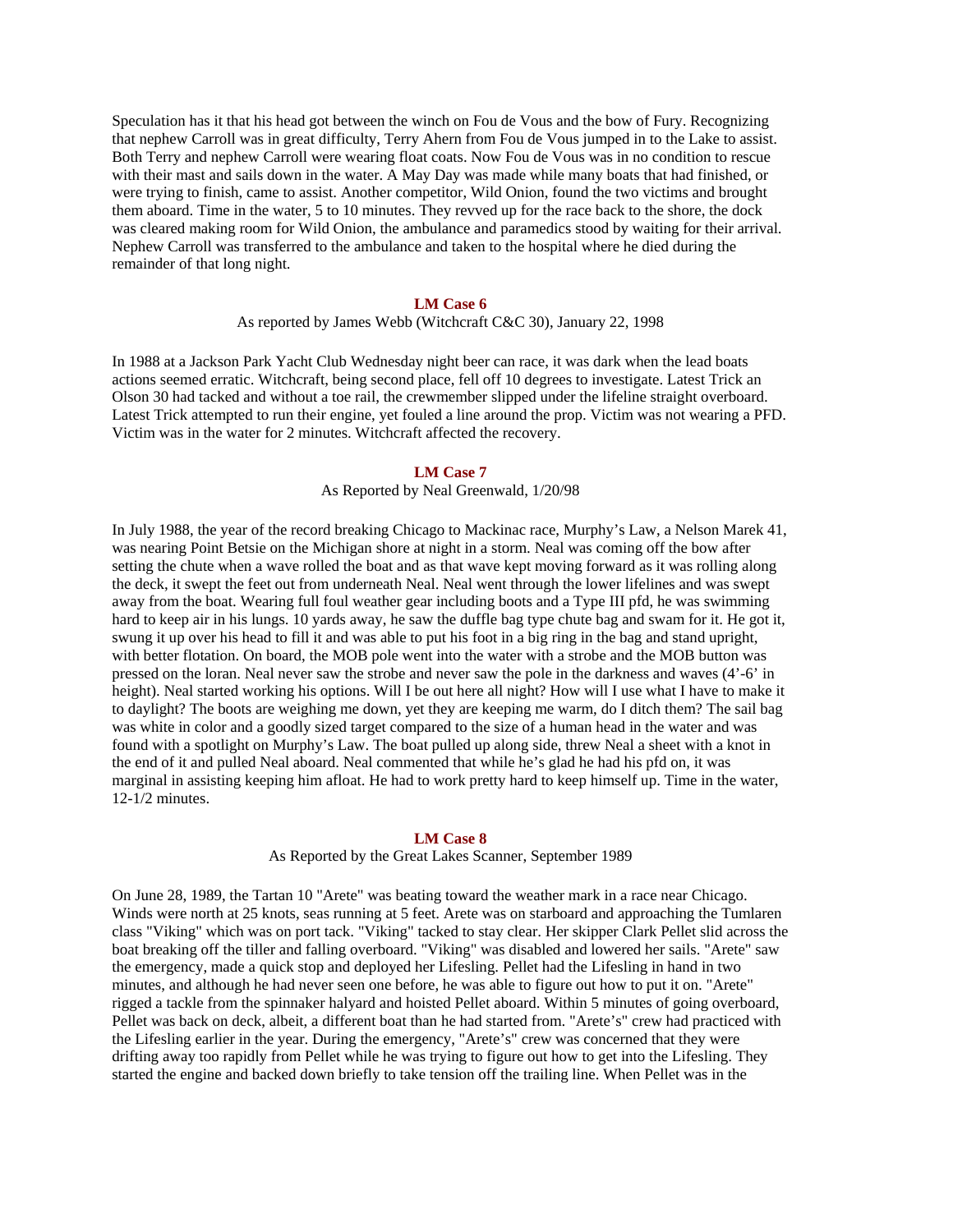Speculation has it that his head got between the winch on Fou de Vous and the bow of Fury. Recognizing that nephew Carroll was in great difficulty, Terry Ahern from Fou de Vous jumped in to the Lake to assist. Both Terry and nephew Carroll were wearing float coats. Now Fou de Vous was in no condition to rescue with their mast and sails down in the water. A May Day was made while many boats that had finished, or were trying to finish, came to assist. Another competitor, Wild Onion, found the two victims and brought them aboard. Time in the water, 5 to 10 minutes. They revved up for the race back to the shore, the dock was cleared making room for Wild Onion, the ambulance and paramedics stood by waiting for their arrival. Nephew Carroll was transferred to the ambulance and taken to the hospital where he died during the remainder of that long night.

## LM Case 6

As reported by James Webb (Witchcraft C&C 30), January 22, 1998

In 1988 at a Jackson Park Yacht Club Wednesday night beer can race, it was dark when the lead boats actions seemed erratic. Witchcraft, being second place, fell off 10 degrees to investigate. Latest Trick an Olson 30 had tacked and without a toe rail, the crewmember slipped under the lifeline straight overboard. Latest Trick attempted to run their engine, yet fouled a line around the prop. Victim was not wearing a PFD. Victim was in the water for 2 minutes. Witchcraft affected the recovery.

## LM Case 7

As Reported by Neal Greenwald, 1/20/98

In July 1988, the year of the record breaking Chicago to Mackinac race, Murphy's Law, a Nelson Marek 41, was nearing Point Betsie on the Michigan shore at night in a storm. Neal was coming off the bow after setting the chute when a wave rolled the boat and as that wave kept moving forward as it was rolling along the deck, it swept the feet out from underneath Neal. Neal went through the lower lifelines and was swept away from the boat. Wearing full foul weather gear including boots and a Type III pfd, he was swimming hard to keep air in his lungs. 10 yards away, he saw the duffle bag type chute bag and swam for it. He got it, swung it up over his head to fill it and was able to put his foot in a big ring in the bag and stand upright, with better flotation. On board, the MOB pole went into the water with a strobe and the MOB button was pressed on the loran. Neal never saw the strobe and never saw the pole in the darkness and waves (4'-6' in height). Neal started working his options. Will I be out here all night? How will I use what I have to make it to daylight? The boots are weighing me down, yet they are keeping me warm, do I ditch them? The sail bag was white in color and a goodly sized target compared to the size of a human head in the water and was found with a spotlight on Murphy's Law. The boat pulled up along side, threw Neal a sheet with a knot in the end of it and pulled Neal aboard. Neal commented that while he's glad he had his pfd on, it was marginal in assisting keeping him afloat. He had to work pretty hard to keep himself up. Time in the water, 12-1/2 minutes.

## LM Case 8

As Reported by the Great Lakes Scanner, September 1989

On June 28, 1989, the Tartan 10 "Arete" was beating toward the weather mark in a race near Chicago. Winds were north at 25 knots, seas running at 5 feet. Arete was on starboard and approaching the Tumlaren class "Viking" which was on port tack. "Viking" tacked to stay clear. Her skipper Clark Pellet slid across the boat breaking off the tiller and falling overboard. "Viking" was disabled and lowered her sails. "Arete" saw the emergency, made a quick stop and deployed her Lifesling. Pellet had the Lifesling in hand in two minutes, and although he had never seen one before, he was able to figure out how to put it on. "Arete" rigged a tackle from the spinnaker halyard and hoisted Pellet aboard. Within 5 minutes of going overboard, Pellet was back on deck, albeit, a different boat than he had started from. "Arete's" crew had practiced with the Lifesling earlier in the year. During the emergency, "Arete's" crew was concerned that they were drifting away too rapidly from Pellet while he was trying to figure out how to get into the Lifesling. They started the engine and backed down briefly to take tension off the trailing line. When Pellet was in the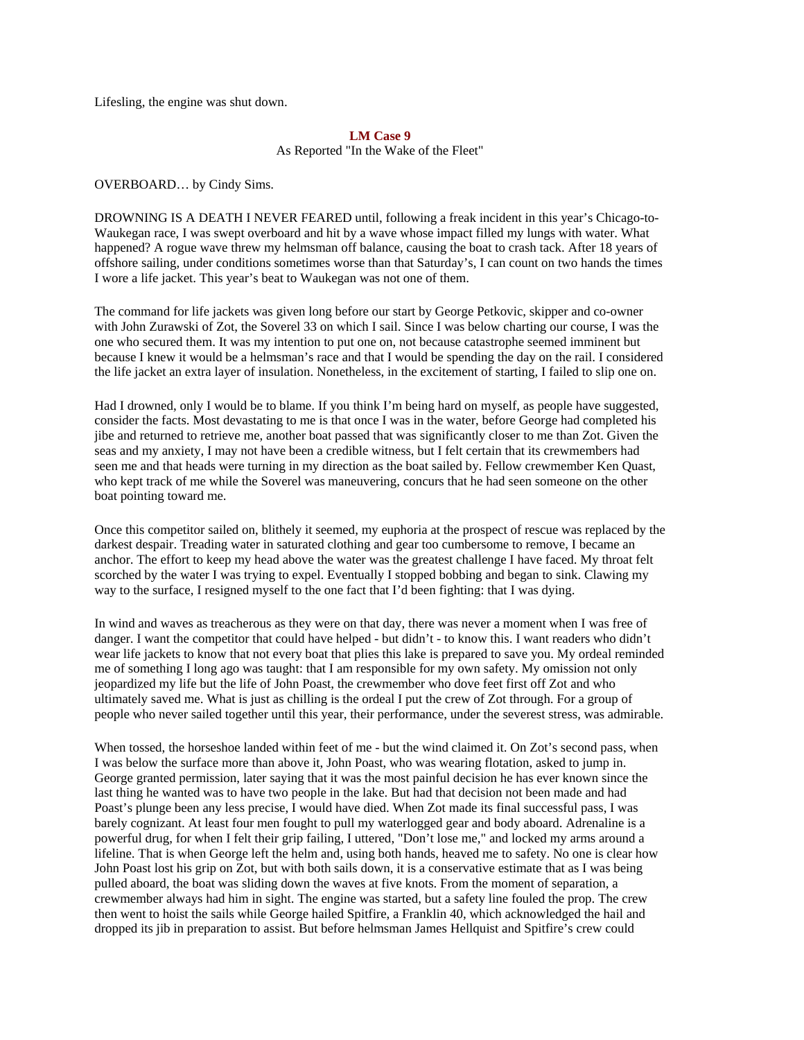Lifesling, the engine was shut down.

## LM Case 9

As Reported "In the Wake of the Fleet"

OVERBOARD… by Cindy Sims.

DROWNING IS A DEATH I NEVER FEARED until, following a freak incident in this year's Chicago-to-Waukegan race, I was swept overboard and hit by a wave whose impact filled my lungs with water. What happened? A rogue wave threw my helmsman off balance, causing the boat to crash tack. After 18 years of offshore sailing, under conditions sometimes worse than that Saturday's, I can count on two hands the times I wore a life jacket. This year's beat to Waukegan was not one of them.

The command for life jackets was given long before our start by George Petkovic, skipper and co-owner with John Zurawski of Zot, the Soverel 33 on which I sail. Since I was below charting our course, I was the one who secured them. It was my intention to put one on, not because catastrophe seemed imminent but because I knew it would be a helmsman's race and that I would be spending the day on the rail. I considered the life jacket an extra layer of insulation. Nonetheless, in the excitement of starting, I failed to slip one on.

Had I drowned, only I would be to blame. If you think I'm being hard on myself, as people have suggested, consider the facts. Most devastating to me is that once I was in the water, before George had completed his jibe and returned to retrieve me, another boat passed that was significantly closer to me than Zot. Given the seas and my anxiety, I may not have been a credible witness, but I felt certain that its crewmembers had seen me and that heads were turning in my direction as the boat sailed by. Fellow crewmember Ken Quast, who kept track of me while the Soverel was maneuvering, concurs that he had seen someone on the other boat pointing toward me.

Once this competitor sailed on, blithely it seemed, my euphoria at the prospect of rescue was replaced by the darkest despair. Treading water in saturated clothing and gear too cumbersome to remove, I became an anchor. The effort to keep my head above the water was the greatest challenge I have faced. My throat felt scorched by the water I was trying to expel. Eventually I stopped bobbing and began to sink. Clawing my way to the surface, I resigned myself to the one fact that I'd been fighting: that I was dying.

In wind and waves as treacherous as they were on that day, there was never a moment when I was free of danger. I want the competitor that could have helped - but didn't - to know this. I want readers who didn't wear life jackets to know that not every boat that plies this lake is prepared to save you. My ordeal reminded me of something I long ago was taught: that I am responsible for my own safety. My omission not only jeopardized my life but the life of John Poast, the crewmember who dove feet first off Zot and who ultimately saved me. What is just as chilling is the ordeal I put the crew of Zot through. For a group of people who never sailed together until this year, their performance, under the severest stress, was admirable.

When tossed, the horseshoe landed within feet of me - but the wind claimed it. On Zot's second pass, when I was below the surface more than above it, John Poast, who was wearing flotation, asked to jump in. George granted permission, later saying that it was the most painful decision he has ever known since the last thing he wanted was to have two people in the lake. But had that decision not been made and had Poast's plunge been any less precise, I would have died. When Zot made its final successful pass, I was barely cognizant. At least four men fought to pull my waterlogged gear and body aboard. Adrenaline is a powerful drug, for when I felt their grip failing, I uttered, "Don't lose me," and locked my arms around a lifeline. That is when George left the helm and, using both hands, heaved me to safety. No one is clear how John Poast lost his grip on Zot, but with both sails down, it is a conservative estimate that as I was being pulled aboard, the boat was sliding down the waves at five knots. From the moment of separation, a crewmember always had him in sight. The engine was started, but a safety line fouled the prop. The crew then went to hoist the sails while George hailed Spitfire, a Franklin 40, which acknowledged the hail and dropped its jib in preparation to assist. But before helmsman James Hellquist and Spitfire's crew could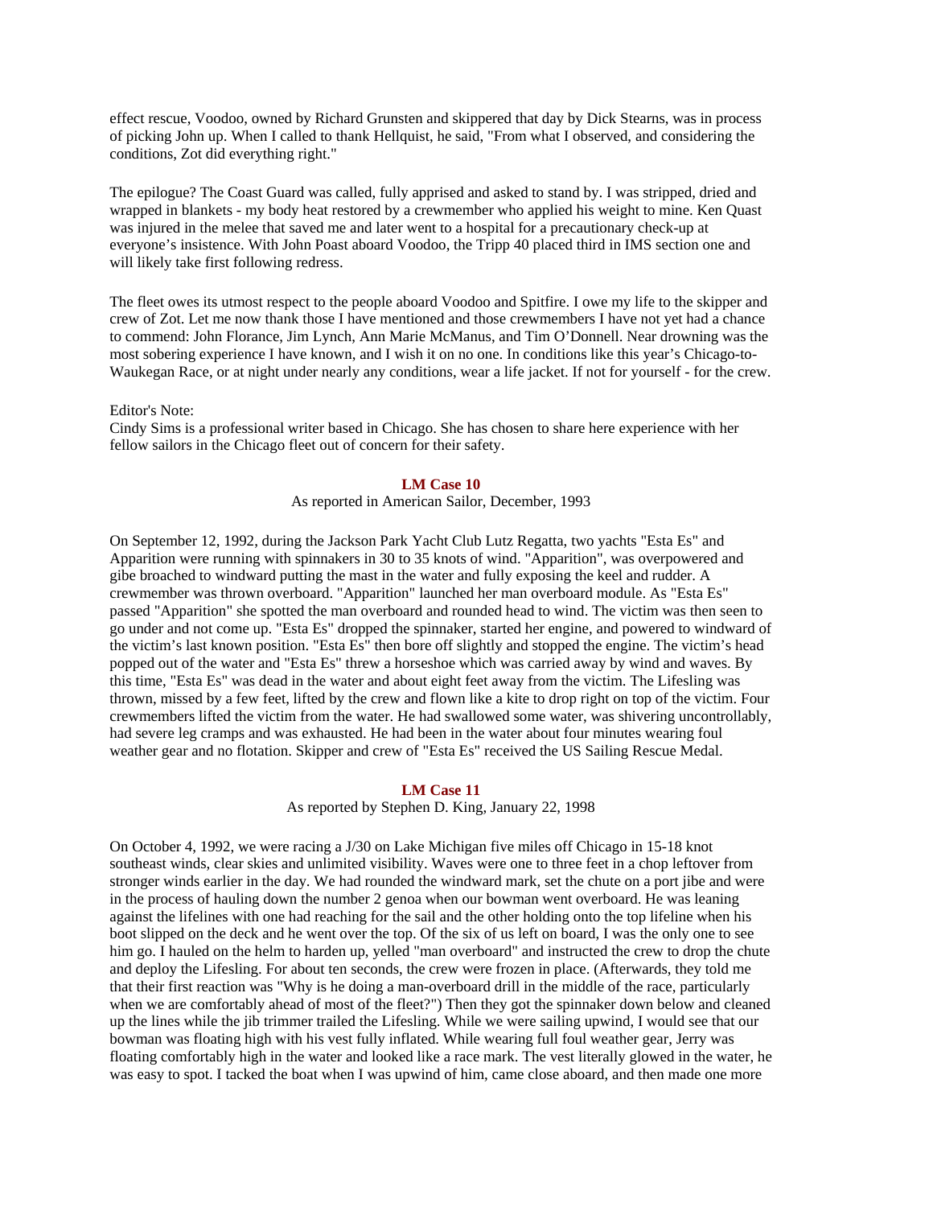effect rescue, Voodoo, owned by Richard Grunsten and skippered that day by Dick Stearns, was in process of picking John up. When I called to thank Hellquist, he said, "From what I observed, and considering the conditions, Zot did everything right."

The epilogue? The Coast Guard was called, fully apprised and asked to stand by. I was stripped, dried and wrapped in blankets - my body heat restored by a crewmember who applied his weight to mine. Ken Quast was injured in the melee that saved me and later went to a hospital for a precautionary check-up at everyone's insistence. With John Poast aboard Voodoo, the Tripp 40 placed third in IMS section one and will likely take first following redress.

The fleet owes its utmost respect to the people aboard Voodoo and Spitfire. I owe my life to the skipper and crew of Zot. Let me now thank those I have mentioned and those crewmembers I have not yet had a chance to commend: John Florance, Jim Lynch, Ann Marie McManus, and Tim O'Donnell. Near drowning was the most sobering experience I have known, and I wish it on no one. In conditions like this year's Chicago-to-Waukegan Race, or at night under nearly any conditions, wear a life jacket. If not for yourself - for the crew.

Editor's Note:
Cindy Sims is a professional writer based in Chicago. She has chosen to share here experience with her fellow sailors in the Chicago fleet out of concern for their safety.

### LM Case 10

As reported in American Sailor, December, 1993

On September 12, 1992, during the Jackson Park Yacht Club Lutz Regatta, two yachts "Esta Es" and Apparition were running with spinnakers in 30 to 35 knots of wind. "Apparition", was overpowered and gibe broached to windward putting the mast in the water and fully exposing the keel and rudder. A crewmember was thrown overboard. "Apparition" launched her man overboard module. As "Esta Es" passed "Apparition" she spotted the man overboard and rounded head to wind. The victim was then seen to go under and not come up. "Esta Es" dropped the spinnaker, started her engine, and powered to windward of the victim's last known position. "Esta Es" then bore off slightly and stopped the engine. The victim's head popped out of the water and "Esta Es" threw a horseshoe which was carried away by wind and waves. By this time, "Esta Es" was dead in the water and about eight feet away from the victim. The Lifesling was thrown, missed by a few feet, lifted by the crew and flown like a kite to drop right on top of the victim. Four crewmembers lifted the victim from the water. He had swallowed some water, was shivering uncontrollably, had severe leg cramps and was exhausted. He had been in the water about four minutes wearing foul weather gear and no flotation. Skipper and crew of "Esta Es" received the US Sailing Rescue Medal.

### LM Case 11

As reported by Stephen D. King, January 22, 1998

On October 4, 1992, we were racing a J/30 on Lake Michigan five miles off Chicago in 15-18 knot southeast winds, clear skies and unlimited visibility. Waves were one to three feet in a chop leftover from stronger winds earlier in the day. We had rounded the windward mark, set the chute on a port jibe and were in the process of hauling down the number 2 genoa when our bowman went overboard. He was leaning against the lifelines with one had reaching for the sail and the other holding onto the top lifeline when his boot slipped on the deck and he went over the top. Of the six of us left on board, I was the only one to see him go. I hauled on the helm to harden up, yelled "man overboard" and instructed the crew to drop the chute and deploy the Lifesling. For about ten seconds, the crew were frozen in place. (Afterwards, they told me that their first reaction was "Why is he doing a man-overboard drill in the middle of the race, particularly when we are comfortably ahead of most of the fleet?") Then they got the spinnaker down below and cleaned up the lines while the jib trimmer trailed the Lifesling. While we were sailing upwind, I would see that our bowman was floating high with his vest fully inflated. While wearing full foul weather gear, Jerry was floating comfortably high in the water and looked like a race mark. The vest literally glowed in the water, he was easy to spot. I tacked the boat when I was upwind of him, came close aboard, and then made one more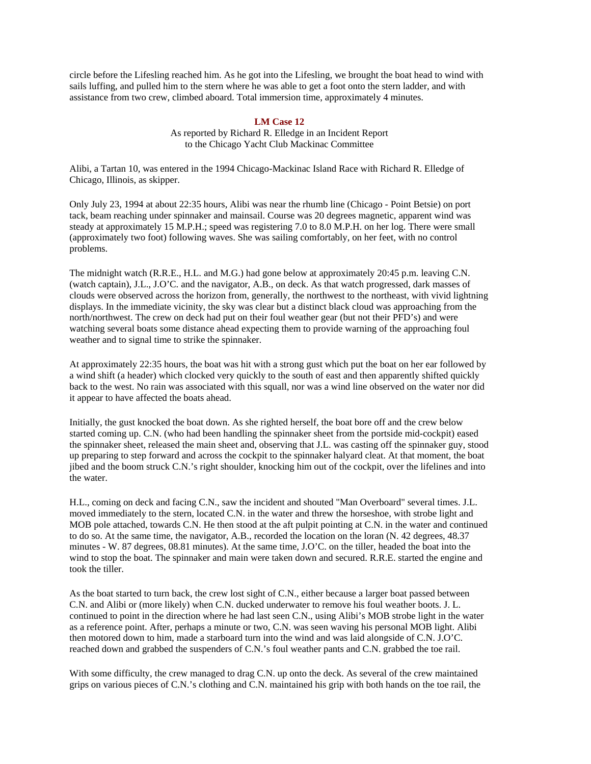circle before the Lifesling reached him. As he got into the Lifesling, we brought the boat head to wind with sails luffing, and pulled him to the stern where he was able to get a foot onto the stern ladder, and with assistance from two crew, climbed aboard. Total immersion time, approximately 4 minutes.

### LM Case 12

As reported by Richard R. Elledge in an Incident Report
to the Chicago Yacht Club Mackinac Committee

Alibi, a Tartan 10, was entered in the 1994 Chicago-Mackinac Island Race with Richard R. Elledge of Chicago, Illinois, as skipper.

Only July 23, 1994 at about 22:35 hours, Alibi was near the rhumb line (Chicago - Point Betsie) on port tack, beam reaching under spinnaker and mainsail. Course was 20 degrees magnetic, apparent wind was steady at approximately 15 M.P.H.; speed was registering 7.0 to 8.0 M.P.H. on her log. There were small (approximately two foot) following waves. She was sailing comfortably, on her feet, with no control problems.

The midnight watch (R.R.E., H.L. and M.G.) had gone below at approximately 20:45 p.m. leaving C.N. (watch captain), J.L., J.O'C. and the navigator, A.B., on deck. As that watch progressed, dark masses of clouds were observed across the horizon from, generally, the northwest to the northeast, with vivid lightning displays. In the immediate vicinity, the sky was clear but a distinct black cloud was approaching from the north/northwest. The crew on deck had put on their foul weather gear (but not their PFD's) and were watching several boats some distance ahead expecting them to provide warning of the approaching foul weather and to signal time to strike the spinnaker.

At approximately 22:35 hours, the boat was hit with a strong gust which put the boat on her ear followed by a wind shift (a header) which clocked very quickly to the south of east and then apparently shifted quickly back to the west. No rain was associated with this squall, nor was a wind line observed on the water nor did it appear to have affected the boats ahead.

Initially, the gust knocked the boat down. As she righted herself, the boat bore off and the crew below started coming up. C.N. (who had been handling the spinnaker sheet from the portside mid-cockpit) eased the spinnaker sheet, released the main sheet and, observing that J.L. was casting off the spinnaker guy, stood up preparing to step forward and across the cockpit to the spinnaker halyard cleat. At that moment, the boat jibed and the boom struck C.N.'s right shoulder, knocking him out of the cockpit, over the lifelines and into the water.

H.L., coming on deck and facing C.N., saw the incident and shouted "Man Overboard" several times. J.L. moved immediately to the stern, located C.N. in the water and threw the horseshoe, with strobe light and MOB pole attached, towards C.N. He then stood at the aft pulpit pointing at C.N. in the water and continued to do so. At the same time, the navigator, A.B., recorded the location on the loran (N. 42 degrees, 48.37 minutes - W. 87 degrees, 08.81 minutes). At the same time, J.O'C. on the tiller, headed the boat into the wind to stop the boat. The spinnaker and main were taken down and secured. R.R.E. started the engine and took the tiller.

As the boat started to turn back, the crew lost sight of C.N., either because a larger boat passed between C.N. and Alibi or (more likely) when C.N. ducked underwater to remove his foul weather boots. J. L. continued to point in the direction where he had last seen C.N., using Alibi's MOB strobe light in the water as a reference point. After, perhaps a minute or two, C.N. was seen waving his personal MOB light. Alibi then motored down to him, made a starboard turn into the wind and was laid alongside of C.N. J.O'C. reached down and grabbed the suspenders of C.N.'s foul weather pants and C.N. grabbed the toe rail.

With some difficulty, the crew managed to drag C.N. up onto the deck. As several of the crew maintained grips on various pieces of C.N.'s clothing and C.N. maintained his grip with both hands on the toe rail, the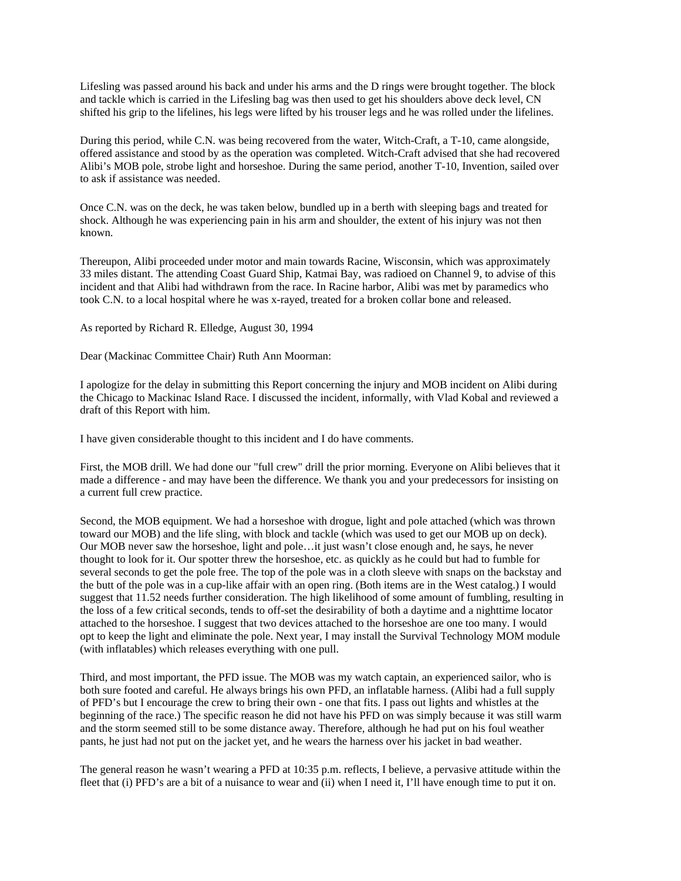Lifesling was passed around his back and under his arms and the D rings were brought together. The block and tackle which is carried in the Lifesling bag was then used to get his shoulders above deck level, CN shifted his grip to the lifelines, his legs were lifted by his trouser legs and he was rolled under the lifelines.

During this period, while C.N. was being recovered from the water, Witch-Craft, a T-10, came alongside, offered assistance and stood by as the operation was completed. Witch-Craft advised that she had recovered Alibi's MOB pole, strobe light and horseshoe. During the same period, another T-10, Invention, sailed over to ask if assistance was needed.

Once C.N. was on the deck, he was taken below, bundled up in a berth with sleeping bags and treated for shock. Although he was experiencing pain in his arm and shoulder, the extent of his injury was not then known.

Thereupon, Alibi proceeded under motor and main towards Racine, Wisconsin, which was approximately 33 miles distant. The attending Coast Guard Ship, Katmai Bay, was radioed on Channel 9, to advise of this incident and that Alibi had withdrawn from the race. In Racine harbor, Alibi was met by paramedics who took C.N. to a local hospital where he was x-rayed, treated for a broken collar bone and released.

As reported by Richard R. Elledge, August 30, 1994

Dear (Mackinac Committee Chair) Ruth Ann Moorman:

I apologize for the delay in submitting this Report concerning the injury and MOB incident on Alibi during the Chicago to Mackinac Island Race. I discussed the incident, informally, with Vlad Kobal and reviewed a draft of this Report with him.

I have given considerable thought to this incident and I do have comments.

First, the MOB drill. We had done our "full crew" drill the prior morning. Everyone on Alibi believes that it made a difference - and may have been the difference. We thank you and your predecessors for insisting on a current full crew practice.

Second, the MOB equipment. We had a horseshoe with drogue, light and pole attached (which was thrown toward our MOB) and the life sling, with block and tackle (which was used to get our MOB up on deck). Our MOB never saw the horseshoe, light and pole…it just wasn't close enough and, he says, he never thought to look for it. Our spotter threw the horseshoe, etc. as quickly as he could but had to fumble for several seconds to get the pole free. The top of the pole was in a cloth sleeve with snaps on the backstay and the butt of the pole was in a cup-like affair with an open ring. (Both items are in the West catalog.) I would suggest that 11.52 needs further consideration. The high likelihood of some amount of fumbling, resulting in the loss of a few critical seconds, tends to off-set the desirability of both a daytime and a nighttime locator attached to the horseshoe. I suggest that two devices attached to the horseshoe are one too many. I would opt to keep the light and eliminate the pole. Next year, I may install the Survival Technology MOM module (with inflatables) which releases everything with one pull.

Third, and most important, the PFD issue. The MOB was my watch captain, an experienced sailor, who is both sure footed and careful. He always brings his own PFD, an inflatable harness. (Alibi had a full supply of PFD's but I encourage the crew to bring their own - one that fits. I pass out lights and whistles at the beginning of the race.) The specific reason he did not have his PFD on was simply because it was still warm and the storm seemed still to be some distance away. Therefore, although he had put on his foul weather pants, he just had not put on the jacket yet, and he wears the harness over his jacket in bad weather.

The general reason he wasn't wearing a PFD at 10:35 p.m. reflects, I believe, a pervasive attitude within the fleet that (i) PFD's are a bit of a nuisance to wear and (ii) when I need it, I'll have enough time to put it on.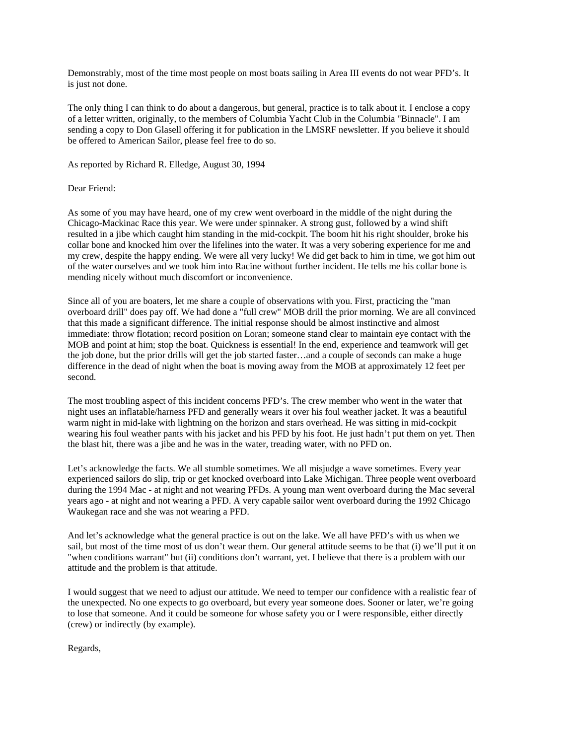Demonstrably, most of the time most people on most boats sailing in Area III events do not wear PFD's. It is just not done.

The only thing I can think to do about a dangerous, but general, practice is to talk about it. I enclose a copy of a letter written, originally, to the members of Columbia Yacht Club in the Columbia "Binnacle". I am sending a copy to Don Glasell offering it for publication in the LMSRF newsletter. If you believe it should be offered to American Sailor, please feel free to do so.

As reported by Richard R. Elledge, August 30, 1994

Dear Friend:

As some of you may have heard, one of my crew went overboard in the middle of the night during the Chicago-Mackinac Race this year. We were under spinnaker. A strong gust, followed by a wind shift resulted in a jibe which caught him standing in the mid-cockpit. The boom hit his right shoulder, broke his collar bone and knocked him over the lifelines into the water. It was a very sobering experience for me and my crew, despite the happy ending. We were all very lucky! We did get back to him in time, we got him out of the water ourselves and we took him into Racine without further incident. He tells me his collar bone is mending nicely without much discomfort or inconvenience.

Since all of you are boaters, let me share a couple of observations with you. First, practicing the "man overboard drill" does pay off. We had done a "full crew" MOB drill the prior morning. We are all convinced that this made a significant difference. The initial response should be almost instinctive and almost immediate: throw flotation; record position on Loran; someone stand clear to maintain eye contact with the MOB and point at him; stop the boat. Quickness is essential! In the end, experience and teamwork will get the job done, but the prior drills will get the job started faster…and a couple of seconds can make a huge difference in the dead of night when the boat is moving away from the MOB at approximately 12 feet per second.

The most troubling aspect of this incident concerns PFD's. The crew member who went in the water that night uses an inflatable/harness PFD and generally wears it over his foul weather jacket. It was a beautiful warm night in mid-lake with lightning on the horizon and stars overhead. He was sitting in mid-cockpit wearing his foul weather pants with his jacket and his PFD by his foot. He just hadn't put them on yet. Then the blast hit, there was a jibe and he was in the water, treading water, with no PFD on.

Let's acknowledge the facts. We all stumble sometimes. We all misjudge a wave sometimes. Every year experienced sailors do slip, trip or get knocked overboard into Lake Michigan. Three people went overboard during the 1994 Mac - at night and not wearing PFDs. A young man went overboard during the Mac several years ago - at night and not wearing a PFD. A very capable sailor went overboard during the 1992 Chicago Waukegan race and she was not wearing a PFD.

And let's acknowledge what the general practice is out on the lake. We all have PFD's with us when we sail, but most of the time most of us don't wear them. Our general attitude seems to be that (i) we'll put it on "when conditions warrant" but (ii) conditions don't warrant, yet. I believe that there is a problem with our attitude and the problem is that attitude.

I would suggest that we need to adjust our attitude. We need to temper our confidence with a realistic fear of the unexpected. No one expects to go overboard, but every year someone does. Sooner or later, we're going to lose that someone. And it could be someone for whose safety you or I were responsible, either directly (crew) or indirectly (by example).

Regards,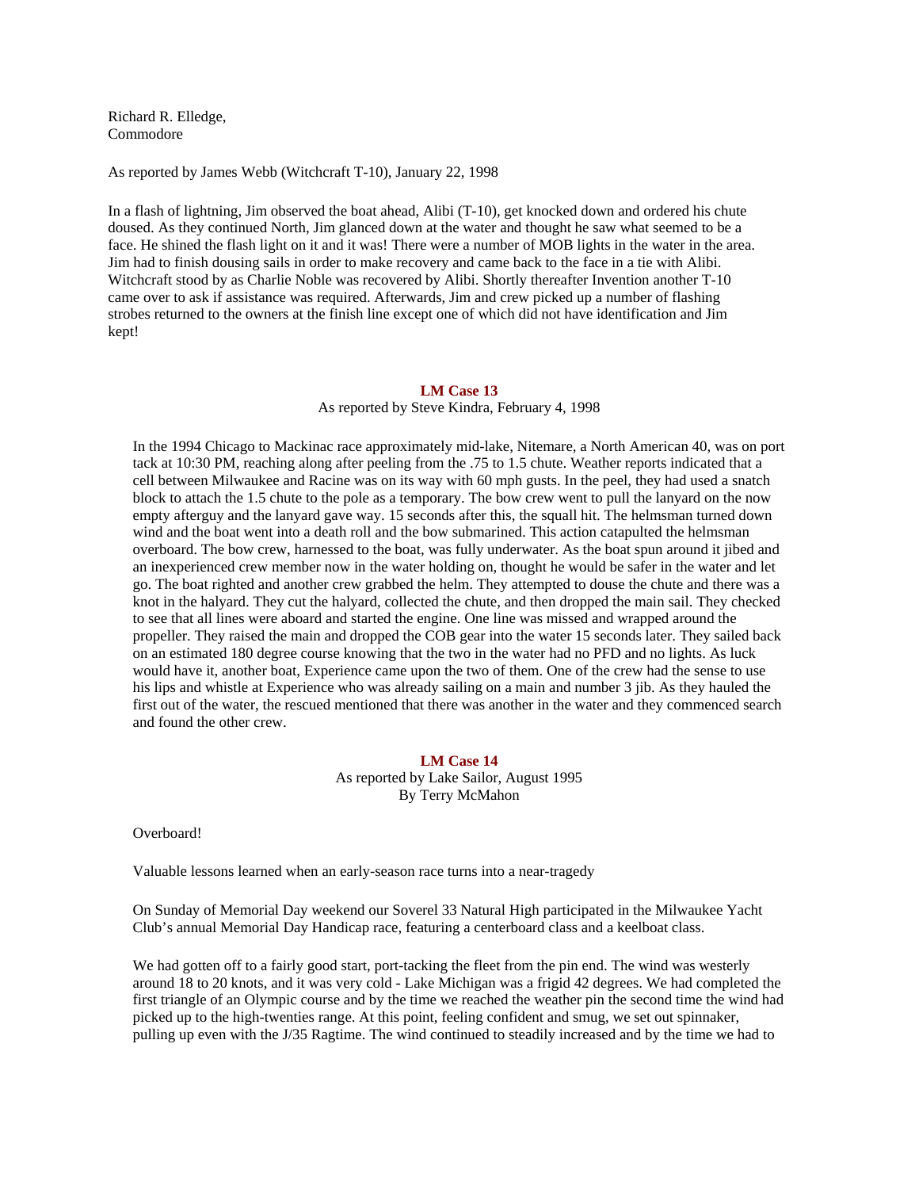Richard R. Elledge,
Commodore

As reported by James Webb (Witchcraft T-10), January 22, 1998

In a flash of lightning, Jim observed the boat ahead, Alibi (T-10), get knocked down and ordered his chute doused. As they continued North, Jim glanced down at the water and thought he saw what seemed to be a face. He shined the flash light on it and it was! There were a number of MOB lights in the water in the area. Jim had to finish dousing sails in order to make recovery and came back to the face in a tie with Alibi. Witchcraft stood by as Charlie Noble was recovered by Alibi. Shortly thereafter Invention another T-10 came over to ask if assistance was required. Afterwards, Jim and crew picked up a number of flashing strobes returned to the owners at the finish line except one of which did not have identification and Jim kept!

## LM Case 13

As reported by Steve Kindra, February 4, 1998

In the 1994 Chicago to Mackinac race approximately mid-lake, Nitemare, a North American 40, was on port tack at 10:30 PM, reaching along after peeling from the .75 to 1.5 chute. Weather reports indicated that a cell between Milwaukee and Racine was on its way with 60 mph gusts. In the peel, they had used a snatch block to attach the 1.5 chute to the pole as a temporary. The bow crew went to pull the lanyard on the now empty afterguy and the lanyard gave way. 15 seconds after this, the squall hit. The helmsman turned down wind and the boat went into a death roll and the bow submarined. This action catapulted the helmsman overboard. The bow crew, harnessed to the boat, was fully underwater. As the boat spun around it jibed and an inexperienced crew member now in the water holding on, thought he would be safer in the water and let go. The boat righted and another crew grabbed the helm. They attempted to douse the chute and there was a knot in the halyard. They cut the halyard, collected the chute, and then dropped the main sail. They checked to see that all lines were aboard and started the engine. One line was missed and wrapped around the propeller. They raised the main and dropped the COB gear into the water 15 seconds later. They sailed back on an estimated 180 degree course knowing that the two in the water had no PFD and no lights. As luck would have it, another boat, Experience came upon the two of them. One of the crew had the sense to use his lips and whistle at Experience who was already sailing on a main and number 3 jib. As they hauled the first out of the water, the rescued mentioned that there was another in the water and they commenced search and found the other crew.

## LM Case 14

As reported by Lake Sailor, August 1995
By Terry McMahon

Overboard!

Valuable lessons learned when an early-season race turns into a near-tragedy

On Sunday of Memorial Day weekend our Soverel 33 Natural High participated in the Milwaukee Yacht Club's annual Memorial Day Handicap race, featuring a centerboard class and a keelboat class.

We had gotten off to a fairly good start, port-tacking the fleet from the pin end. The wind was westerly around 18 to 20 knots, and it was very cold - Lake Michigan was a frigid 42 degrees. We had completed the first triangle of an Olympic course and by the time we reached the weather pin the second time the wind had picked up to the high-twenties range. At this point, feeling confident and smug, we set out spinnaker, pulling up even with the J/35 Ragtime. The wind continued to steadily increased and by the time we had to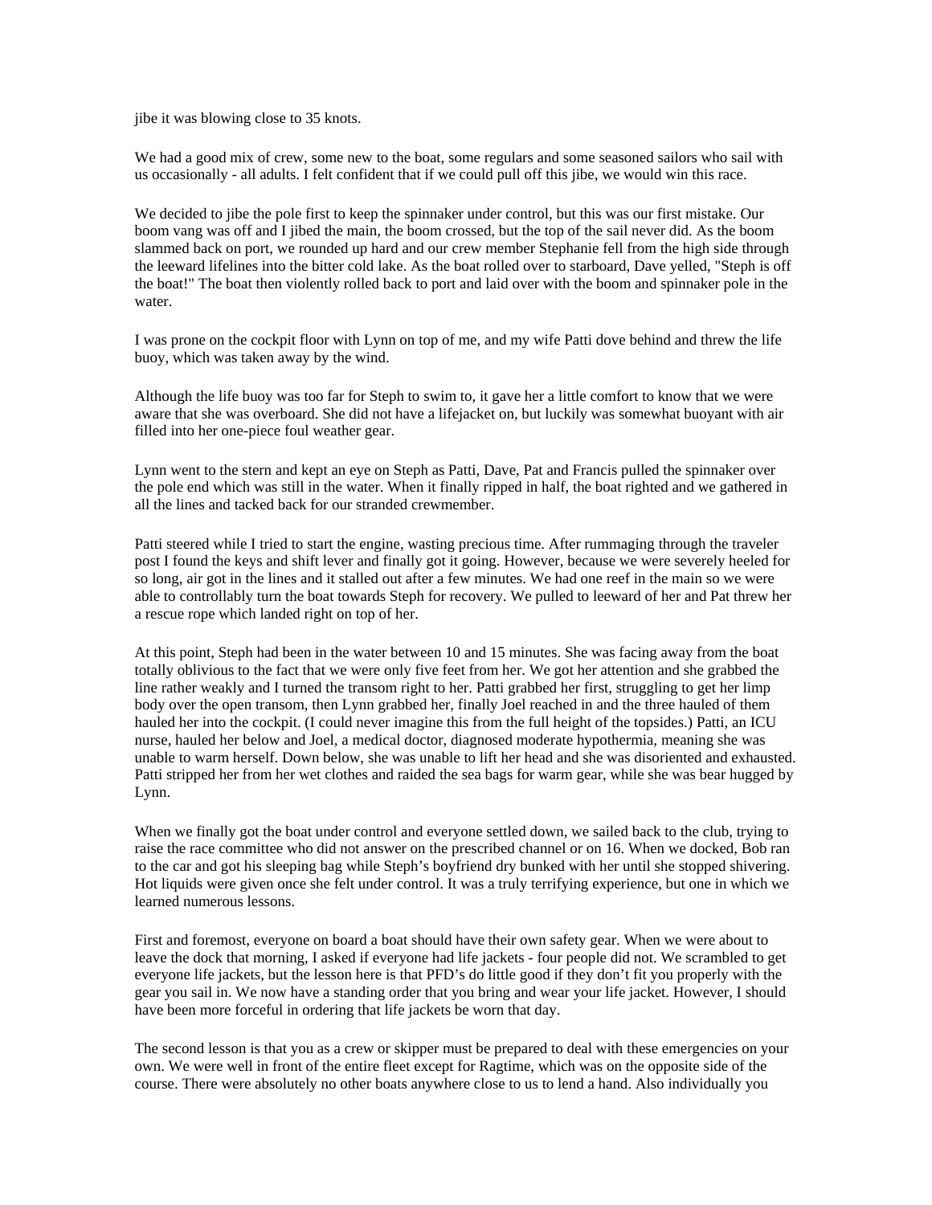jibe it was blowing close to 35 knots.

We had a good mix of crew, some new to the boat, some regulars and some seasoned sailors who sail with us occasionally - all adults. I felt confident that if we could pull off this jibe, we would win this race.

We decided to jibe the pole first to keep the spinnaker under control, but this was our first mistake. Our boom vang was off and I jibed the main, the boom crossed, but the top of the sail never did. As the boom slammed back on port, we rounded up hard and our crew member Stephanie fell from the high side through the leeward lifelines into the bitter cold lake. As the boat rolled over to starboard, Dave yelled, "Steph is off the boat!" The boat then violently rolled back to port and laid over with the boom and spinnaker pole in the water.

I was prone on the cockpit floor with Lynn on top of me, and my wife Patti dove behind and threw the life buoy, which was taken away by the wind.

Although the life buoy was too far for Steph to swim to, it gave her a little comfort to know that we were aware that she was overboard. She did not have a lifejacket on, but luckily was somewhat buoyant with air filled into her one-piece foul weather gear.

Lynn went to the stern and kept an eye on Steph as Patti, Dave, Pat and Francis pulled the spinnaker over the pole end which was still in the water. When it finally ripped in half, the boat righted and we gathered in all the lines and tacked back for our stranded crewmember.

Patti steered while I tried to start the engine, wasting precious time. After rummaging through the traveler post I found the keys and shift lever and finally got it going. However, because we were severely heeled for so long, air got in the lines and it stalled out after a few minutes. We had one reef in the main so we were able to controllably turn the boat towards Steph for recovery. We pulled to leeward of her and Pat threw her a rescue rope which landed right on top of her.

At this point, Steph had been in the water between 10 and 15 minutes. She was facing away from the boat totally oblivious to the fact that we were only five feet from her. We got her attention and she grabbed the line rather weakly and I turned the transom right to her. Patti grabbed her first, struggling to get her limp body over the open transom, then Lynn grabbed her, finally Joel reached in and the three hauled of them hauled her into the cockpit. (I could never imagine this from the full height of the topsides.) Patti, an ICU nurse, hauled her below and Joel, a medical doctor, diagnosed moderate hypothermia, meaning she was unable to warm herself. Down below, she was unable to lift her head and she was disoriented and exhausted. Patti stripped her from her wet clothes and raided the sea bags for warm gear, while she was bear hugged by Lynn.

When we finally got the boat under control and everyone settled down, we sailed back to the club, trying to raise the race committee who did not answer on the prescribed channel or on 16. When we docked, Bob ran to the car and got his sleeping bag while Steph's boyfriend dry bunked with her until she stopped shivering. Hot liquids were given once she felt under control. It was a truly terrifying experience, but one in which we learned numerous lessons.

First and foremost, everyone on board a boat should have their own safety gear. When we were about to leave the dock that morning, I asked if everyone had life jackets - four people did not. We scrambled to get everyone life jackets, but the lesson here is that PFD's do little good if they don't fit you properly with the gear you sail in. We now have a standing order that you bring and wear your life jacket. However, I should have been more forceful in ordering that life jackets be worn that day.

The second lesson is that you as a crew or skipper must be prepared to deal with these emergencies on your own. We were well in front of the entire fleet except for Ragtime, which was on the opposite side of the course. There were absolutely no other boats anywhere close to us to lend a hand. Also individually you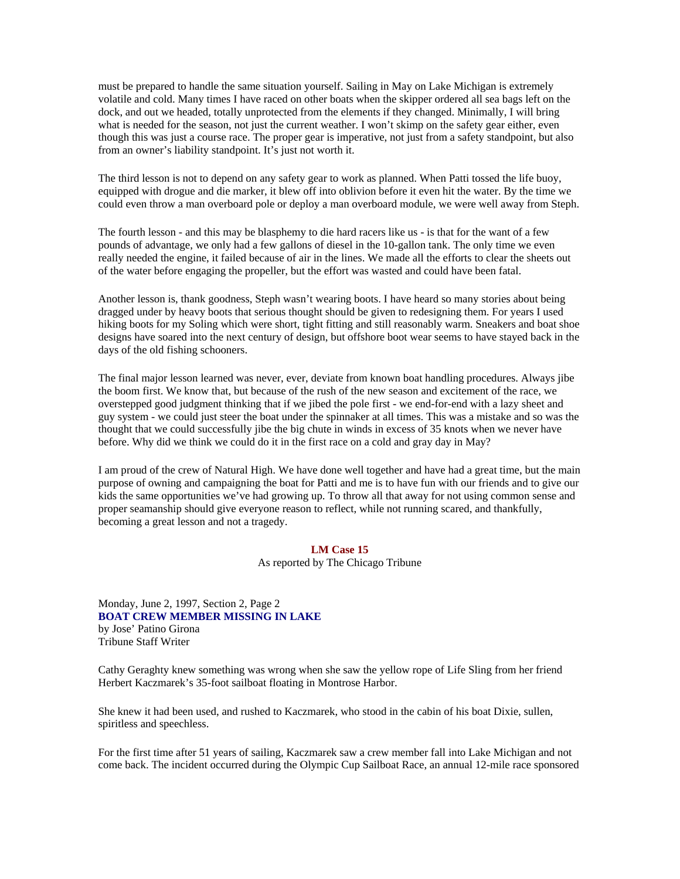must be prepared to handle the same situation yourself. Sailing in May on Lake Michigan is extremely volatile and cold. Many times I have raced on other boats when the skipper ordered all sea bags left on the dock, and out we headed, totally unprotected from the elements if they changed. Minimally, I will bring what is needed for the season, not just the current weather. I won't skimp on the safety gear either, even though this was just a course race. The proper gear is imperative, not just from a safety standpoint, but also from an owner's liability standpoint. It's just not worth it.

The third lesson is not to depend on any safety gear to work as planned. When Patti tossed the life buoy, equipped with drogue and die marker, it blew off into oblivion before it even hit the water. By the time we could even throw a man overboard pole or deploy a man overboard module, we were well away from Steph.

The fourth lesson - and this may be blasphemy to die hard racers like us - is that for the want of a few pounds of advantage, we only had a few gallons of diesel in the 10-gallon tank. The only time we even really needed the engine, it failed because of air in the lines. We made all the efforts to clear the sheets out of the water before engaging the propeller, but the effort was wasted and could have been fatal.

Another lesson is, thank goodness, Steph wasn't wearing boots. I have heard so many stories about being dragged under by heavy boots that serious thought should be given to redesigning them. For years I used hiking boots for my Soling which were short, tight fitting and still reasonably warm. Sneakers and boat shoe designs have soared into the next century of design, but offshore boot wear seems to have stayed back in the days of the old fishing schooners.

The final major lesson learned was never, ever, deviate from known boat handling procedures. Always jibe the boom first. We know that, but because of the rush of the new season and excitement of the race, we overstepped good judgment thinking that if we jibed the pole first - we end-for-end with a lazy sheet and guy system - we could just steer the boat under the spinnaker at all times. This was a mistake and so was the thought that we could successfully jibe the big chute in winds in excess of 35 knots when we never have before. Why did we think we could do it in the first race on a cold and gray day in May?

I am proud of the crew of Natural High. We have done well together and have had a great time, but the main purpose of owning and campaigning the boat for Patti and me is to have fun with our friends and to give our kids the same opportunities we've had growing up. To throw all that away for not using common sense and proper seamanship should give everyone reason to reflect, while not running scared, and thankfully, becoming a great lesson and not a tragedy.

## LM Case 15

As reported by The Chicago Tribune

Monday, June 2, 1997, Section 2, Page 2

### BOAT CREW MEMBER MISSING IN LAKE

by Jose' Patino Girona
Tribune Staff Writer

Cathy Geraghty knew something was wrong when she saw the yellow rope of Life Sling from her friend Herbert Kaczmarek's 35-foot sailboat floating in Montrose Harbor.

She knew it had been used, and rushed to Kaczmarek, who stood in the cabin of his boat Dixie, sullen, spiritless and speechless.

For the first time after 51 years of sailing, Kaczmarek saw a crew member fall into Lake Michigan and not come back. The incident occurred during the Olympic Cup Sailboat Race, an annual 12-mile race sponsored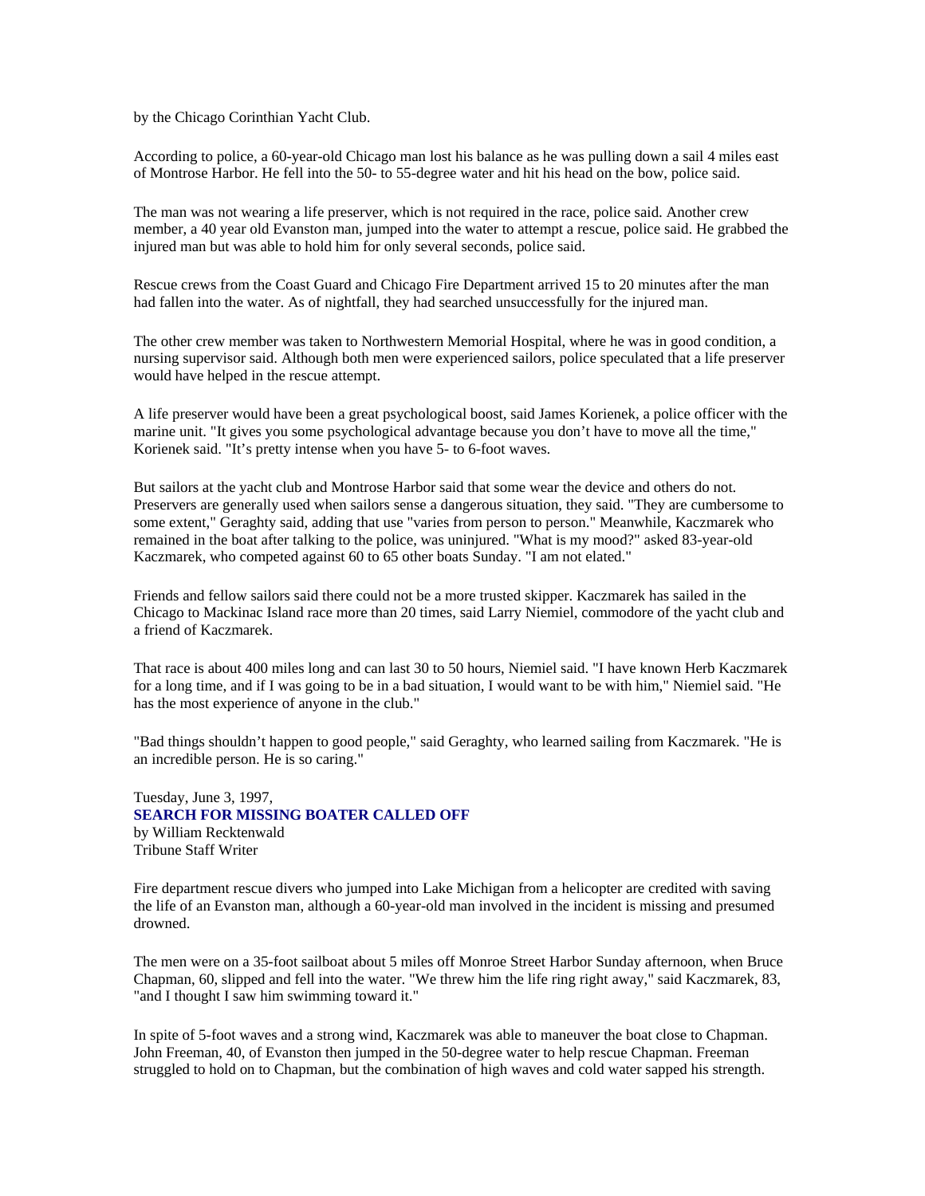by the Chicago Corinthian Yacht Club.

According to police, a 60-year-old Chicago man lost his balance as he was pulling down a sail 4 miles east of Montrose Harbor. He fell into the 50- to 55-degree water and hit his head on the bow, police said.

The man was not wearing a life preserver, which is not required in the race, police said. Another crew member, a 40 year old Evanston man, jumped into the water to attempt a rescue, police said. He grabbed the injured man but was able to hold him for only several seconds, police said.

Rescue crews from the Coast Guard and Chicago Fire Department arrived 15 to 20 minutes after the man had fallen into the water. As of nightfall, they had searched unsuccessfully for the injured man.

The other crew member was taken to Northwestern Memorial Hospital, where he was in good condition, a nursing supervisor said. Although both men were experienced sailors, police speculated that a life preserver would have helped in the rescue attempt.

A life preserver would have been a great psychological boost, said James Korienek, a police officer with the marine unit. "It gives you some psychological advantage because you don't have to move all the time," Korienek said. "It's pretty intense when you have 5- to 6-foot waves.

But sailors at the yacht club and Montrose Harbor said that some wear the device and others do not. Preservers are generally used when sailors sense a dangerous situation, they said. "They are cumbersome to some extent," Geraghty said, adding that use "varies from person to person." Meanwhile, Kaczmarek who remained in the boat after talking to the police, was uninjured. "What is my mood?" asked 83-year-old Kaczmarek, who competed against 60 to 65 other boats Sunday. "I am not elated."

Friends and fellow sailors said there could not be a more trusted skipper. Kaczmarek has sailed in the Chicago to Mackinac Island race more than 20 times, said Larry Niemiel, commodore of the yacht club and a friend of Kaczmarek.

That race is about 400 miles long and can last 30 to 50 hours, Niemiel said. "I have known Herb Kaczmarek for a long time, and if I was going to be in a bad situation, I would want to be with him," Niemiel said. "He has the most experience of anyone in the club."

"Bad things shouldn't happen to good people," said Geraghty, who learned sailing from Kaczmarek. "He is an incredible person. He is so caring."

Tuesday, June 3, 1997,
**SEARCH FOR MISSING BOATER CALLED OFF**
by William Recktenwald
Tribune Staff Writer

Fire department rescue divers who jumped into Lake Michigan from a helicopter are credited with saving the life of an Evanston man, although a 60-year-old man involved in the incident is missing and presumed drowned.

The men were on a 35-foot sailboat about 5 miles off Monroe Street Harbor Sunday afternoon, when Bruce Chapman, 60, slipped and fell into the water. "We threw him the life ring right away," said Kaczmarek, 83, "and I thought I saw him swimming toward it."

In spite of 5-foot waves and a strong wind, Kaczmarek was able to maneuver the boat close to Chapman. John Freeman, 40, of Evanston then jumped in the 50-degree water to help rescue Chapman. Freeman struggled to hold on to Chapman, but the combination of high waves and cold water sapped his strength.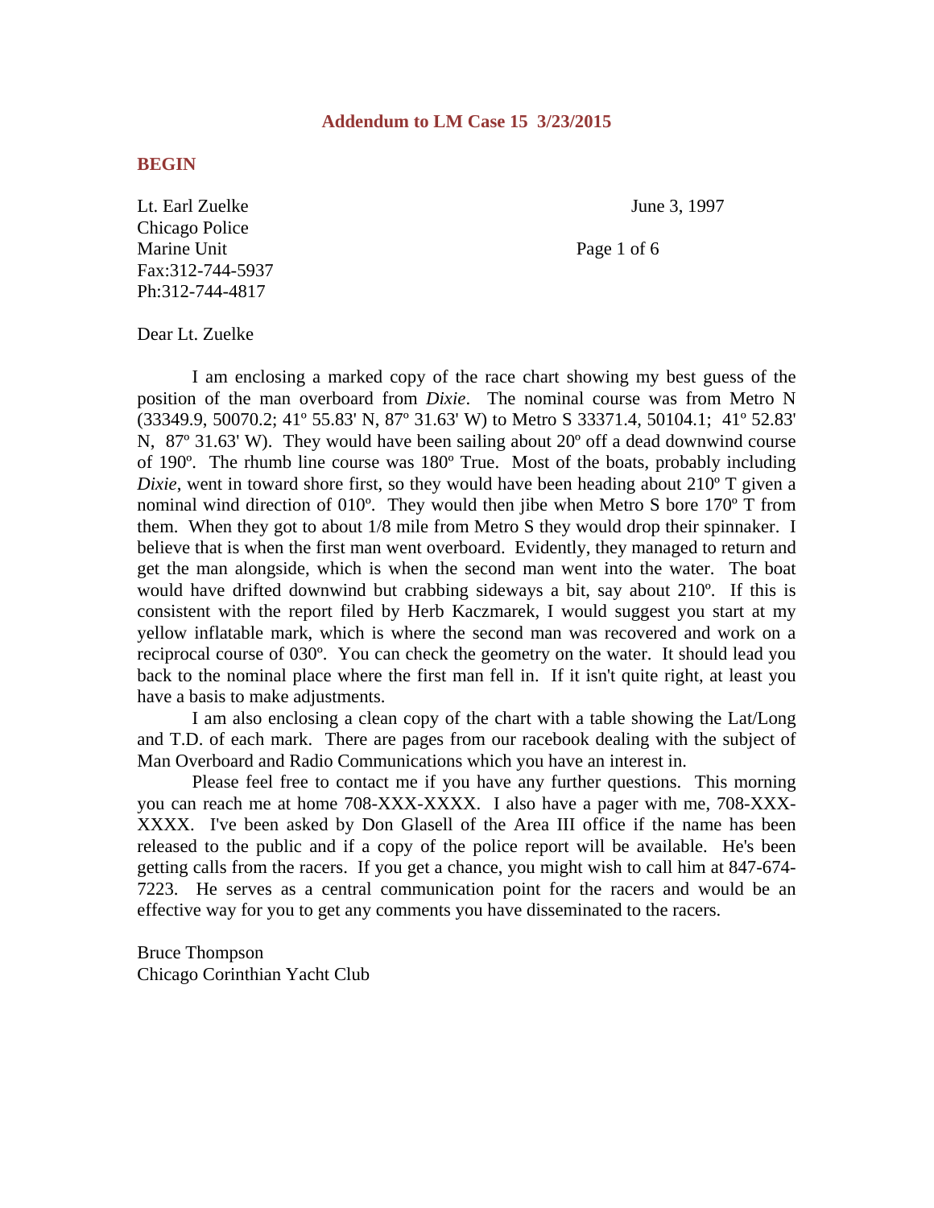**Addendum to LM Case 15 3/23/2015**

**BEGIN**

Lt. Earl Zuelke
Chicago Police
Marine Unit
Fax:312-744-5937
Ph:312-744-4817

June 3, 1997

Page 1 of 6

Dear Lt. Zuelke

I am enclosing a marked copy of the race chart showing my best guess of the position of the man overboard from *Dixie*. The nominal course was from Metro N (33349.9, 50070.2; 41º 55.83' N, 87º 31.63' W) to Metro S 33371.4, 50104.1; 41º 52.83' N, 87º 31.63' W). They would have been sailing about 20º off a dead downwind course of 190º. The rhumb line course was 180º True. Most of the boats, probably including *Dixie*, went in toward shore first, so they would have been heading about 210º T given a nominal wind direction of 010º. They would then jibe when Metro S bore 170º T from them. When they got to about 1/8 mile from Metro S they would drop their spinnaker. I believe that is when the first man went overboard. Evidently, they managed to return and get the man alongside, which is when the second man went into the water. The boat would have drifted downwind but crabbing sideways a bit, say about 210º. If this is consistent with the report filed by Herb Kaczmarek, I would suggest you start at my yellow inflatable mark, which is where the second man was recovered and work on a reciprocal course of 030º. You can check the geometry on the water. It should lead you back to the nominal place where the first man fell in. If it isn't quite right, at least you have a basis to make adjustments.

I am also enclosing a clean copy of the chart with a table showing the Lat/Long and T.D. of each mark. There are pages from our racebook dealing with the subject of Man Overboard and Radio Communications which you have an interest in.

Please feel free to contact me if you have any further questions. This morning you can reach me at home 708-XXX-XXXX. I also have a pager with me, 708-XXX-XXXX. I've been asked by Don Glasell of the Area III office if the name has been released to the public and if a copy of the police report will be available. He's been getting calls from the racers. If you get a chance, you might wish to call him at 847-674-7223. He serves as a central communication point for the racers and would be an effective way for you to get any comments you have disseminated to the racers.

Bruce Thompson
Chicago Corinthian Yacht Club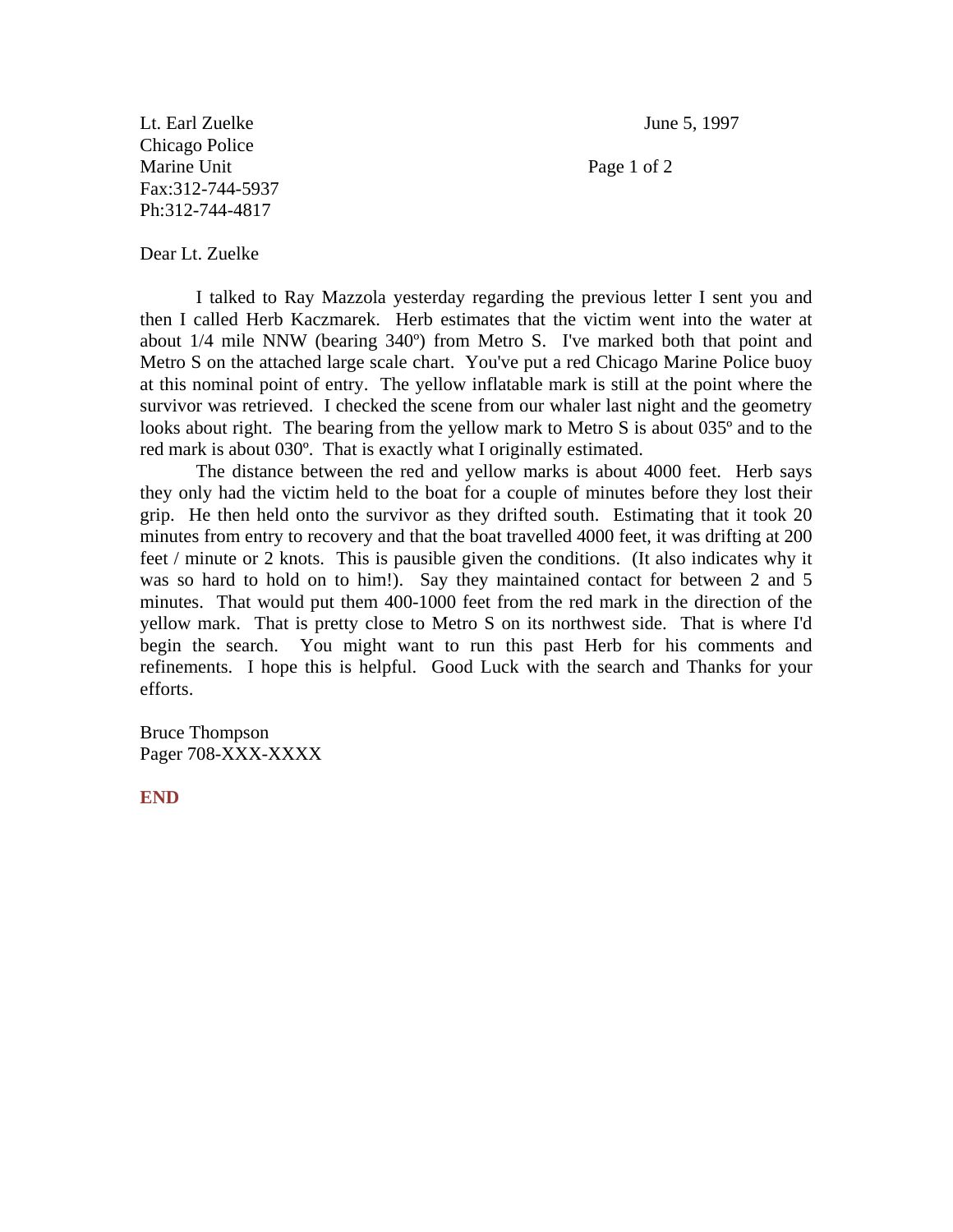Lt. Earl Zuelke  
Chicago Police  
Marine Unit  
Fax:312-744-5937  
Ph:312-744-4817

June 5, 1997

Dear Lt. Zuelke

I talked to Ray Mazzola yesterday regarding the previous letter I sent you and then I called Herb Kaczmarek. Herb estimates that the victim went into the water at about 1/4 mile NNW (bearing 340º) from Metro S. I've marked both that point and Metro S on the attached large scale chart. You've put a red Chicago Marine Police buoy at this nominal point of entry. The yellow inflatable mark is still at the point where the survivor was retrieved. I checked the scene from our whaler last night and the geometry looks about right. The bearing from the yellow mark to Metro S is about 035º and to the red mark is about 030º. That is exactly what I originally estimated.

The distance between the red and yellow marks is about 4000 feet. Herb says they only had the victim held to the boat for a couple of minutes before they lost their grip. He then held onto the survivor as they drifted south. Estimating that it took 20 minutes from entry to recovery and that the boat travelled 4000 feet, it was drifting at 200 feet / minute or 2 knots. This is pausible given the conditions. (It also indicates why it was so hard to hold on to him!). Say they maintained contact for between 2 and 5 minutes. That would put them 400-1000 feet from the red mark in the direction of the yellow mark. That is pretty close to Metro S on its northwest side. That is where I'd begin the search. You might want to run this past Herb for his comments and refinements. I hope this is helpful. Good Luck with the search and Thanks for your efforts.

Bruce Thompson  
Pager 708-XXX-XXXX

**END**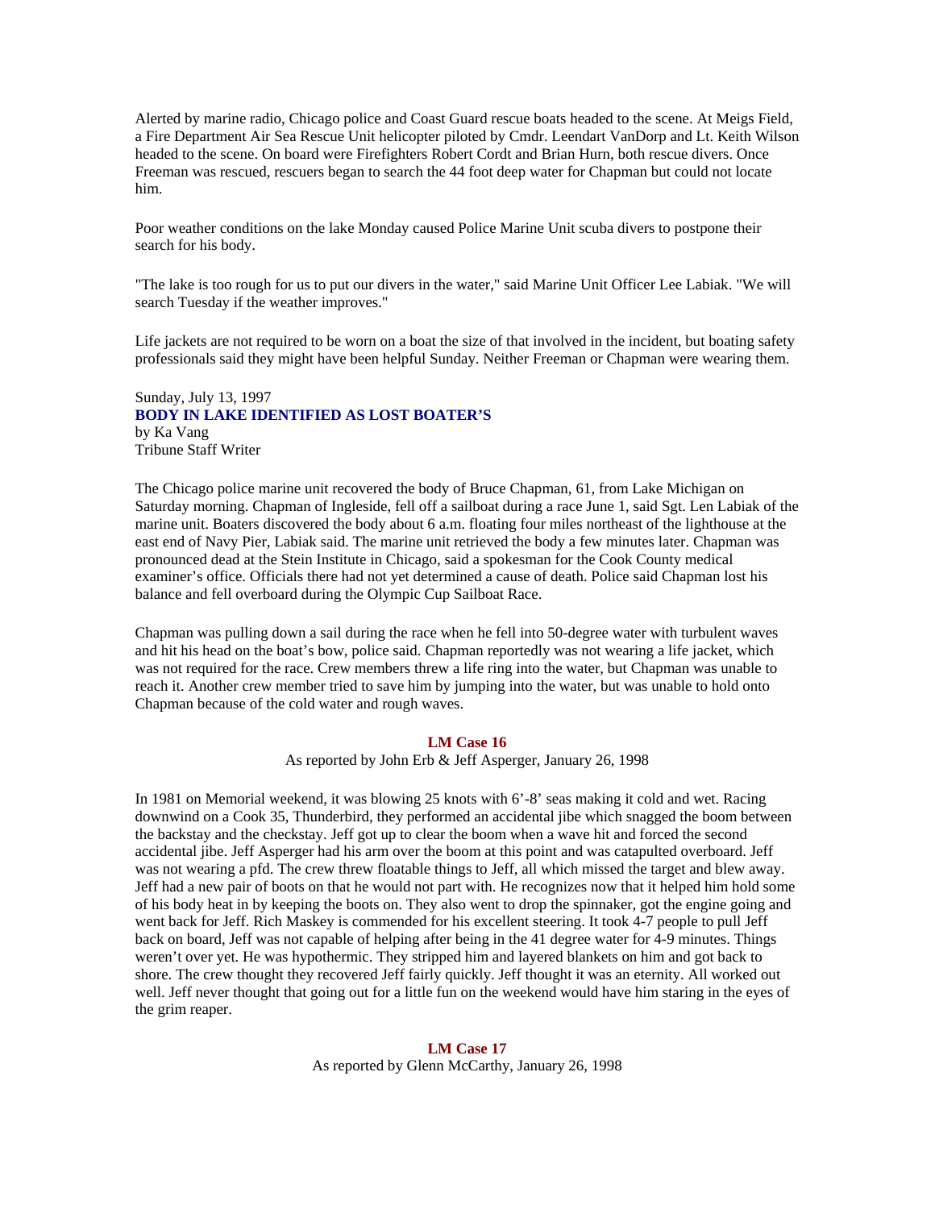Alerted by marine radio, Chicago police and Coast Guard rescue boats headed to the scene. At Meigs Field, a Fire Department Air Sea Rescue Unit helicopter piloted by Cmdr. Leendart VanDorp and Lt. Keith Wilson headed to the scene. On board were Firefighters Robert Cordt and Brian Hurn, both rescue divers. Once Freeman was rescued, rescuers began to search the 44 foot deep water for Chapman but could not locate him.

Poor weather conditions on the lake Monday caused Police Marine Unit scuba divers to postpone their search for his body.

"The lake is too rough for us to put our divers in the water," said Marine Unit Officer Lee Labiak. "We will search Tuesday if the weather improves."

Life jackets are not required to be worn on a boat the size of that involved in the incident, but boating safety professionals said they might have been helpful Sunday. Neither Freeman or Chapman were wearing them.

Sunday, July 13, 1997
**BODY IN LAKE IDENTIFIED AS LOST BOATER'S**
by Ka Vang
Tribune Staff Writer

The Chicago police marine unit recovered the body of Bruce Chapman, 61, from Lake Michigan on Saturday morning. Chapman of Ingleside, fell off a sailboat during a race June 1, said Sgt. Len Labiak of the marine unit. Boaters discovered the body about 6 a.m. floating four miles northeast of the lighthouse at the east end of Navy Pier, Labiak said. The marine unit retrieved the body a few minutes later. Chapman was pronounced dead at the Stein Institute in Chicago, said a spokesman for the Cook County medical examiner's office. Officials there had not yet determined a cause of death. Police said Chapman lost his balance and fell overboard during the Olympic Cup Sailboat Race.

Chapman was pulling down a sail during the race when he fell into 50-degree water with turbulent waves and hit his head on the boat's bow, police said. Chapman reportedly was not wearing a life jacket, which was not required for the race. Crew members threw a life ring into the water, but Chapman was unable to reach it. Another crew member tried to save him by jumping into the water, but was unable to hold onto Chapman because of the cold water and rough waves.

## LM Case 16

As reported by John Erb & Jeff Asperger, January 26, 1998

In 1981 on Memorial weekend, it was blowing 25 knots with 6'-8' seas making it cold and wet. Racing downwind on a Cook 35, Thunderbird, they performed an accidental jibe which snagged the boom between the backstay and the checkstay. Jeff got up to clear the boom when a wave hit and forced the second accidental jibe. Jeff Asperger had his arm over the boom at this point and was catapulted overboard. Jeff was not wearing a pfd. The crew threw floatable things to Jeff, all which missed the target and blew away. Jeff had a new pair of boots on that he would not part with. He recognizes now that it helped him hold some of his body heat in by keeping the boots on. They also went to drop the spinnaker, got the engine going and went back for Jeff. Rich Maskey is commended for his excellent steering. It took 4-7 people to pull Jeff back on board, Jeff was not capable of helping after being in the 41 degree water for 4-9 minutes. Things weren't over yet. He was hypothermic. They stripped him and layered blankets on him and got back to shore. The crew thought they recovered Jeff fairly quickly. Jeff thought it was an eternity. All worked out well. Jeff never thought that going out for a little fun on the weekend would have him staring in the eyes of the grim reaper.

## LM Case 17

As reported by Glenn McCarthy, January 26, 1998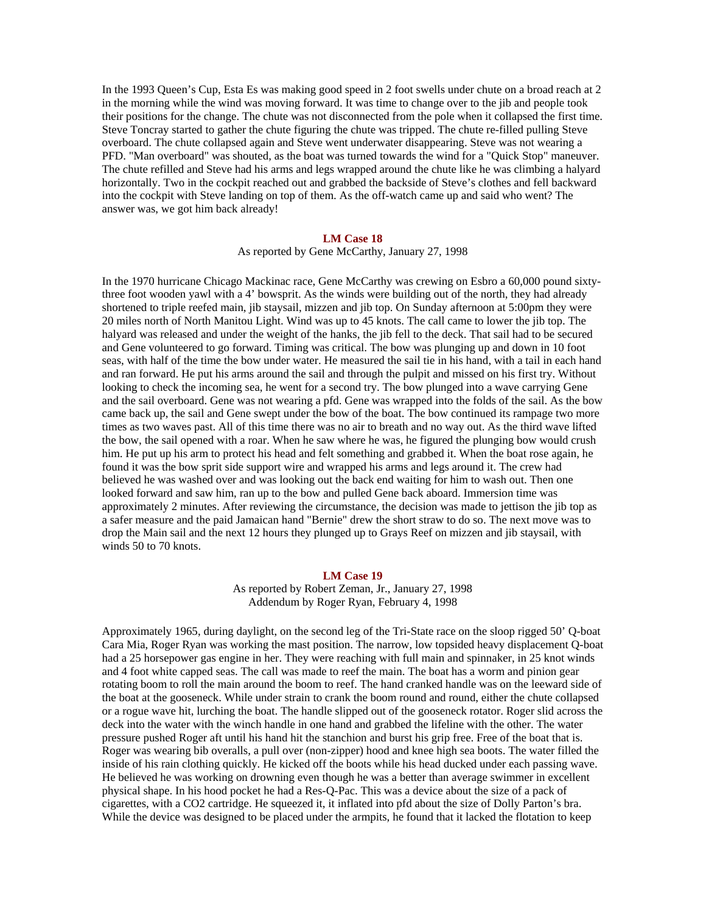In the 1993 Queen's Cup, Esta Es was making good speed in 2 foot swells under chute on a broad reach at 2 in the morning while the wind was moving forward. It was time to change over to the jib and people took their positions for the change. The chute was not disconnected from the pole when it collapsed the first time. Steve Toncray started to gather the chute figuring the chute was tripped. The chute re-filled pulling Steve overboard. The chute collapsed again and Steve went underwater disappearing. Steve was not wearing a PFD. "Man overboard" was shouted, as the boat was turned towards the wind for a "Quick Stop" maneuver. The chute refilled and Steve had his arms and legs wrapped around the chute like he was climbing a halyard horizontally. Two in the cockpit reached out and grabbed the backside of Steve's clothes and fell backward into the cockpit with Steve landing on top of them. As the off-watch came up and said who went? The answer was, we got him back already!

### LM Case 18

As reported by Gene McCarthy, January 27, 1998

In the 1970 hurricane Chicago Mackinac race, Gene McCarthy was crewing on Esbro a 60,000 pound sixty-three foot wooden yawl with a 4' bowsprit. As the winds were building out of the north, they had already shortened to triple reefed main, jib staysail, mizzen and jib top. On Sunday afternoon at 5:00pm they were 20 miles north of North Manitou Light. Wind was up to 45 knots. The call came to lower the jib top. The halyard was released and under the weight of the hanks, the jib fell to the deck. That sail had to be secured and Gene volunteered to go forward. Timing was critical. The bow was plunging up and down in 10 foot seas, with half of the time the bow under water. He measured the sail tie in his hand, with a tail in each hand and ran forward. He put his arms around the sail and through the pulpit and missed on his first try. Without looking to check the incoming sea, he went for a second try. The bow plunged into a wave carrying Gene and the sail overboard. Gene was not wearing a pfd. Gene was wrapped into the folds of the sail. As the bow came back up, the sail and Gene swept under the bow of the boat. The bow continued its rampage two more times as two waves past. All of this time there was no air to breath and no way out. As the third wave lifted the bow, the sail opened with a roar. When he saw where he was, he figured the plunging bow would crush him. He put up his arm to protect his head and felt something and grabbed it. When the boat rose again, he found it was the bow sprit side support wire and wrapped his arms and legs around it. The crew had believed he was washed over and was looking out the back end waiting for him to wash out. Then one looked forward and saw him, ran up to the bow and pulled Gene back aboard. Immersion time was approximately 2 minutes. After reviewing the circumstance, the decision was made to jettison the jib top as a safer measure and the paid Jamaican hand "Bernie" drew the short straw to do so. The next move was to drop the Main sail and the next 12 hours they plunged up to Grays Reef on mizzen and jib staysail, with winds 50 to 70 knots.

### LM Case 19

As reported by Robert Zeman, Jr., January 27, 1998
Addendum by Roger Ryan, February 4, 1998

Approximately 1965, during daylight, on the second leg of the Tri-State race on the sloop rigged 50' Q-boat Cara Mia, Roger Ryan was working the mast position. The narrow, low topsided heavy displacement Q-boat had a 25 horsepower gas engine in her. They were reaching with full main and spinnaker, in 25 knot winds and 4 foot white capped seas. The call was made to reef the main. The boat has a worm and pinion gear rotating boom to roll the main around the boom to reef. The hand cranked handle was on the leeward side of the boat at the gooseneck. While under strain to crank the boom round and round, either the chute collapsed or a rogue wave hit, lurching the boat. The handle slipped out of the gooseneck rotator. Roger slid across the deck into the water with the winch handle in one hand and grabbed the lifeline with the other. The water pressure pushed Roger aft until his hand hit the stanchion and burst his grip free. Free of the boat that is. Roger was wearing bib overalls, a pull over (non-zipper) hood and knee high sea boots. The water filled the inside of his rain clothing quickly. He kicked off the boots while his head ducked under each passing wave. He believed he was working on drowning even though he was a better than average swimmer in excellent physical shape. In his hood pocket he had a Res-Q-Pac. This was a device about the size of a pack of cigarettes, with a CO2 cartridge. He squeezed it, it inflated into pfd about the size of Dolly Parton's bra. While the device was designed to be placed under the armpits, he found that it lacked the flotation to keep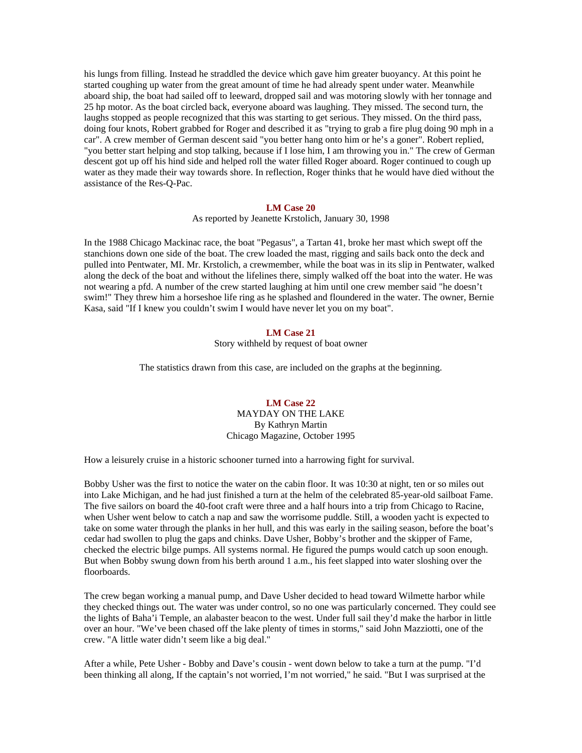his lungs from filling. Instead he straddled the device which gave him greater buoyancy. At this point he started coughing up water from the great amount of time he had already spent under water. Meanwhile aboard ship, the boat had sailed off to leeward, dropped sail and was motoring slowly with her tonnage and 25 hp motor. As the boat circled back, everyone aboard was laughing. They missed. The second turn, the laughs stopped as people recognized that this was starting to get serious. They missed. On the third pass, doing four knots, Robert grabbed for Roger and described it as "trying to grab a fire plug doing 90 mph in a car". A crew member of German descent said "you better hang onto him or he's a goner". Robert replied, "you better start helping and stop talking, because if I lose him, I am throwing you in." The crew of German descent got up off his hind side and helped roll the water filled Roger aboard. Roger continued to cough up water as they made their way towards shore. In reflection, Roger thinks that he would have died without the assistance of the Res-Q-Pac.

### LM Case 20

As reported by Jeanette Krstolich, January 30, 1998

In the 1988 Chicago Mackinac race, the boat "Pegasus", a Tartan 41, broke her mast which swept off the stanchions down one side of the boat. The crew loaded the mast, rigging and sails back onto the deck and pulled into Pentwater, MI. Mr. Krstolich, a crewmember, while the boat was in its slip in Pentwater, walked along the deck of the boat and without the lifelines there, simply walked off the boat into the water. He was not wearing a pfd. A number of the crew started laughing at him until one crew member said "he doesn't swim!" They threw him a horseshoe life ring as he splashed and floundered in the water. The owner, Bernie Kasa, said "If I knew you couldn't swim I would have never let you on my boat".

### LM Case 21

Story withheld by request of boat owner

The statistics drawn from this case, are included on the graphs at the beginning.

### LM Case 22

MAYDAY ON THE LAKE
By Kathryn Martin
Chicago Magazine, October 1995

How a leisurely cruise in a historic schooner turned into a harrowing fight for survival.

Bobby Usher was the first to notice the water on the cabin floor. It was 10:30 at night, ten or so miles out into Lake Michigan, and he had just finished a turn at the helm of the celebrated 85-year-old sailboat Fame. The five sailors on board the 40-foot craft were three and a half hours into a trip from Chicago to Racine, when Usher went below to catch a nap and saw the worrisome puddle. Still, a wooden yacht is expected to take on some water through the planks in her hull, and this was early in the sailing season, before the boat's cedar had swollen to plug the gaps and chinks. Dave Usher, Bobby's brother and the skipper of Fame, checked the electric bilge pumps. All systems normal. He figured the pumps would catch up soon enough. But when Bobby swung down from his berth around 1 a.m., his feet slapped into water sloshing over the floorboards.

The crew began working a manual pump, and Dave Usher decided to head toward Wilmette harbor while they checked things out. The water was under control, so no one was particularly concerned. They could see the lights of Baha'i Temple, an alabaster beacon to the west. Under full sail they'd make the harbor in little over an hour. "We've been chased off the lake plenty of times in storms," said John Mazziotti, one of the crew. "A little water didn't seem like a big deal."

After a while, Pete Usher - Bobby and Dave's cousin - went down below to take a turn at the pump. "I'd been thinking all along, If the captain's not worried, I'm not worried," he said. "But I was surprised at the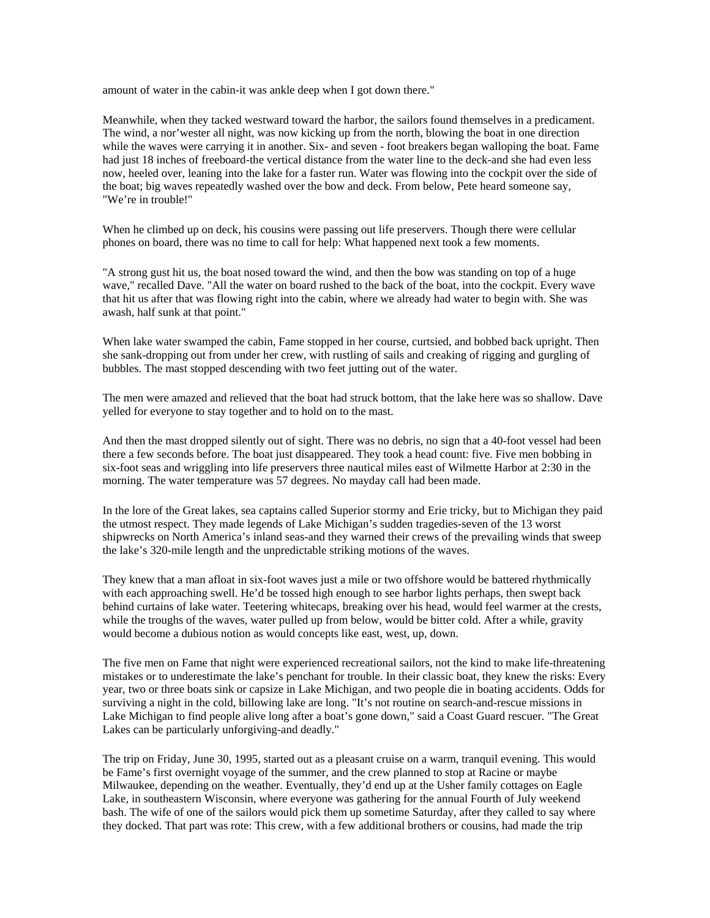amount of water in the cabin-it was ankle deep when I got down there."

Meanwhile, when they tacked westward toward the harbor, the sailors found themselves in a predicament. The wind, a nor'wester all night, was now kicking up from the north, blowing the boat in one direction while the waves were carrying it in another. Six- and seven - foot breakers began walloping the boat. Fame had just 18 inches of freeboard-the vertical distance from the water line to the deck-and she had even less now, heeled over, leaning into the lake for a faster run. Water was flowing into the cockpit over the side of the boat; big waves repeatedly washed over the bow and deck. From below, Pete heard someone say, "We're in trouble!"

When he climbed up on deck, his cousins were passing out life preservers. Though there were cellular phones on board, there was no time to call for help: What happened next took a few moments.

"A strong gust hit us, the boat nosed toward the wind, and then the bow was standing on top of a huge wave," recalled Dave. "All the water on board rushed to the back of the boat, into the cockpit. Every wave that hit us after that was flowing right into the cabin, where we already had water to begin with. She was awash, half sunk at that point."

When lake water swamped the cabin, Fame stopped in her course, curtsied, and bobbed back upright. Then she sank-dropping out from under her crew, with rustling of sails and creaking of rigging and gurgling of bubbles. The mast stopped descending with two feet jutting out of the water.

The men were amazed and relieved that the boat had struck bottom, that the lake here was so shallow. Dave yelled for everyone to stay together and to hold on to the mast.

And then the mast dropped silently out of sight. There was no debris, no sign that a 40-foot vessel had been there a few seconds before. The boat just disappeared. They took a head count: five. Five men bobbing in six-foot seas and wriggling into life preservers three nautical miles east of Wilmette Harbor at 2:30 in the morning. The water temperature was 57 degrees. No mayday call had been made.

In the lore of the Great lakes, sea captains called Superior stormy and Erie tricky, but to Michigan they paid the utmost respect. They made legends of Lake Michigan's sudden tragedies-seven of the 13 worst shipwrecks on North America's inland seas-and they warned their crews of the prevailing winds that sweep the lake's 320-mile length and the unpredictable striking motions of the waves.

They knew that a man afloat in six-foot waves just a mile or two offshore would be battered rhythmically with each approaching swell. He'd be tossed high enough to see harbor lights perhaps, then swept back behind curtains of lake water. Teetering whitecaps, breaking over his head, would feel warmer at the crests, while the troughs of the waves, water pulled up from below, would be bitter cold. After a while, gravity would become a dubious notion as would concepts like east, west, up, down.

The five men on Fame that night were experienced recreational sailors, not the kind to make life-threatening mistakes or to underestimate the lake's penchant for trouble. In their classic boat, they knew the risks: Every year, two or three boats sink or capsize in Lake Michigan, and two people die in boating accidents. Odds for surviving a night in the cold, billowing lake are long. "It's not routine on search-and-rescue missions in Lake Michigan to find people alive long after a boat's gone down," said a Coast Guard rescuer. "The Great Lakes can be particularly unforgiving-and deadly."

The trip on Friday, June 30, 1995, started out as a pleasant cruise on a warm, tranquil evening. This would be Fame's first overnight voyage of the summer, and the crew planned to stop at Racine or maybe Milwaukee, depending on the weather. Eventually, they'd end up at the Usher family cottages on Eagle Lake, in southeastern Wisconsin, where everyone was gathering for the annual Fourth of July weekend bash. The wife of one of the sailors would pick them up sometime Saturday, after they called to say where they docked. That part was rote: This crew, with a few additional brothers or cousins, had made the trip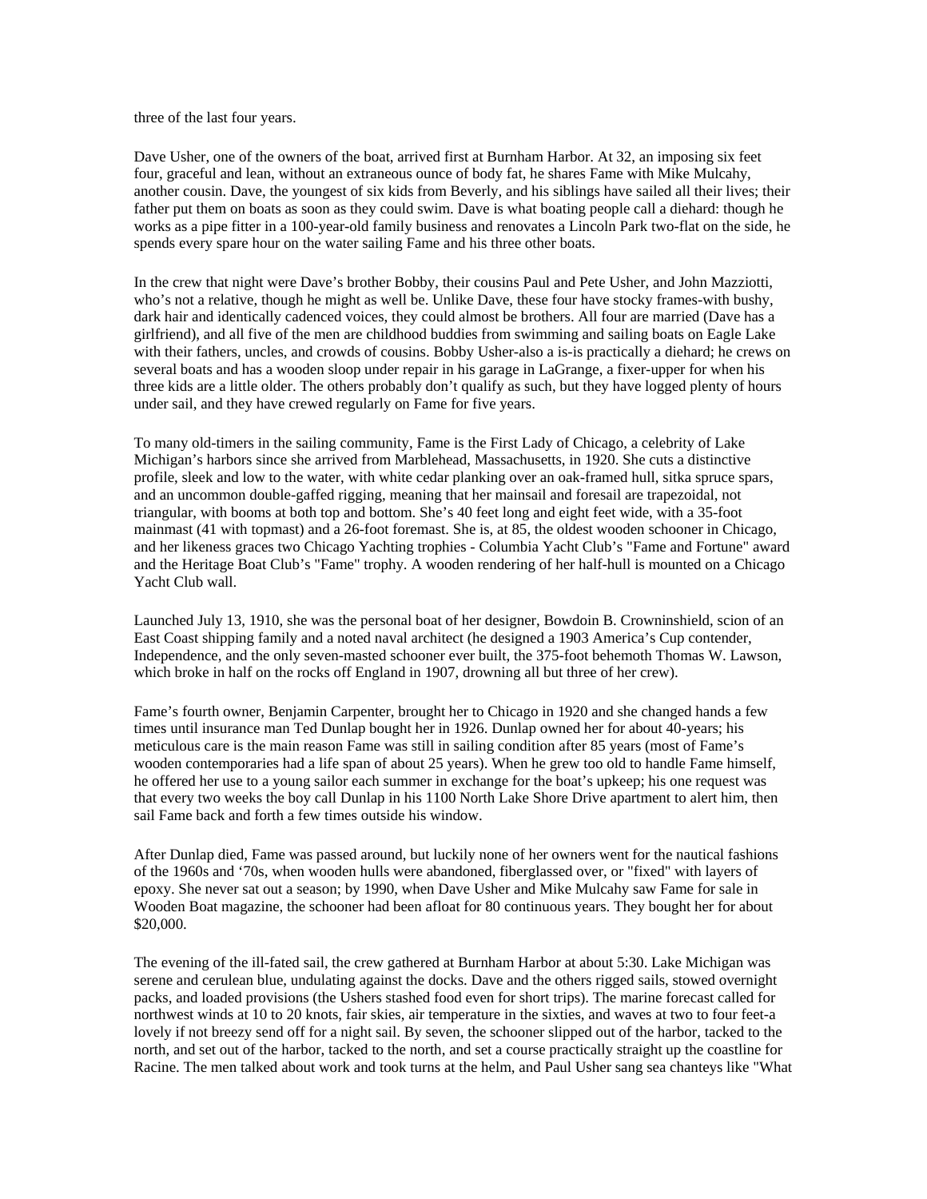three of the last four years.

Dave Usher, one of the owners of the boat, arrived first at Burnham Harbor. At 32, an imposing six feet four, graceful and lean, without an extraneous ounce of body fat, he shares Fame with Mike Mulcahy, another cousin. Dave, the youngest of six kids from Beverly, and his siblings have sailed all their lives; their father put them on boats as soon as they could swim. Dave is what boating people call a diehard: though he works as a pipe fitter in a 100-year-old family business and renovates a Lincoln Park two-flat on the side, he spends every spare hour on the water sailing Fame and his three other boats.

In the crew that night were Dave's brother Bobby, their cousins Paul and Pete Usher, and John Mazziotti, who's not a relative, though he might as well be. Unlike Dave, these four have stocky frames-with bushy, dark hair and identically cadenced voices, they could almost be brothers. All four are married (Dave has a girlfriend), and all five of the men are childhood buddies from swimming and sailing boats on Eagle Lake with their fathers, uncles, and crowds of cousins. Bobby Usher-also a is-is practically a diehard; he crews on several boats and has a wooden sloop under repair in his garage in LaGrange, a fixer-upper for when his three kids are a little older. The others probably don't qualify as such, but they have logged plenty of hours under sail, and they have crewed regularly on Fame for five years.

To many old-timers in the sailing community, Fame is the First Lady of Chicago, a celebrity of Lake Michigan's harbors since she arrived from Marblehead, Massachusetts, in 1920. She cuts a distinctive profile, sleek and low to the water, with white cedar planking over an oak-framed hull, sitka spruce spars, and an uncommon double-gaffed rigging, meaning that her mainsail and foresail are trapezoidal, not triangular, with booms at both top and bottom. She's 40 feet long and eight feet wide, with a 35-foot mainmast (41 with topmast) and a 26-foot foremast. She is, at 85, the oldest wooden schooner in Chicago, and her likeness graces two Chicago Yachting trophies - Columbia Yacht Club's "Fame and Fortune" award and the Heritage Boat Club's "Fame" trophy. A wooden rendering of her half-hull is mounted on a Chicago Yacht Club wall.

Launched July 13, 1910, she was the personal boat of her designer, Bowdoin B. Crowninshield, scion of an East Coast shipping family and a noted naval architect (he designed a 1903 America's Cup contender, Independence, and the only seven-masted schooner ever built, the 375-foot behemoth Thomas W. Lawson, which broke in half on the rocks off England in 1907, drowning all but three of her crew).

Fame's fourth owner, Benjamin Carpenter, brought her to Chicago in 1920 and she changed hands a few times until insurance man Ted Dunlap bought her in 1926. Dunlap owned her for about 40-years; his meticulous care is the main reason Fame was still in sailing condition after 85 years (most of Fame's wooden contemporaries had a life span of about 25 years). When he grew too old to handle Fame himself, he offered her use to a young sailor each summer in exchange for the boat's upkeep; his one request was that every two weeks the boy call Dunlap in his 1100 North Lake Shore Drive apartment to alert him, then sail Fame back and forth a few times outside his window.

After Dunlap died, Fame was passed around, but luckily none of her owners went for the nautical fashions of the 1960s and '70s, when wooden hulls were abandoned, fiberglassed over, or "fixed" with layers of epoxy. She never sat out a season; by 1990, when Dave Usher and Mike Mulcahy saw Fame for sale in Wooden Boat magazine, the schooner had been afloat for 80 continuous years. They bought her for about $20,000.

The evening of the ill-fated sail, the crew gathered at Burnham Harbor at about 5:30. Lake Michigan was serene and cerulean blue, undulating against the docks. Dave and the others rigged sails, stowed overnight packs, and loaded provisions (the Ushers stashed food even for short trips). The marine forecast called for northwest winds at 10 to 20 knots, fair skies, air temperature in the sixties, and waves at two to four feet-a lovely if not breezy send off for a night sail. By seven, the schooner slipped out of the harbor, tacked to the north, and set out of the harbor, tacked to the north, and set a course practically straight up the coastline for Racine. The men talked about work and took turns at the helm, and Paul Usher sang sea chanteys like "What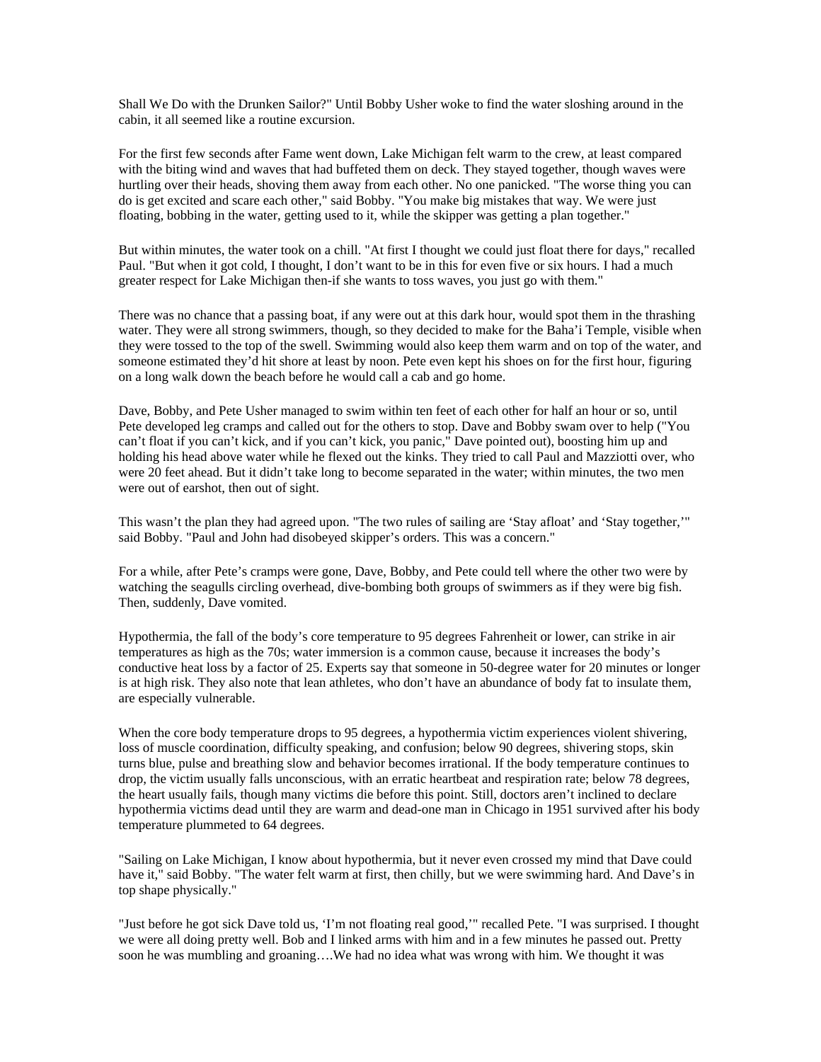Shall We Do with the Drunken Sailor?" Until Bobby Usher woke to find the water sloshing around in the cabin, it all seemed like a routine excursion.

For the first few seconds after Fame went down, Lake Michigan felt warm to the crew, at least compared with the biting wind and waves that had buffeted them on deck. They stayed together, though waves were hurtling over their heads, shoving them away from each other. No one panicked. "The worse thing you can do is get excited and scare each other," said Bobby. "You make big mistakes that way. We were just floating, bobbing in the water, getting used to it, while the skipper was getting a plan together."

But within minutes, the water took on a chill. "At first I thought we could just float there for days," recalled Paul. "But when it got cold, I thought, I don't want to be in this for even five or six hours. I had a much greater respect for Lake Michigan then-if she wants to toss waves, you just go with them."

There was no chance that a passing boat, if any were out at this dark hour, would spot them in the thrashing water. They were all strong swimmers, though, so they decided to make for the Baha'i Temple, visible when they were tossed to the top of the swell. Swimming would also keep them warm and on top of the water, and someone estimated they'd hit shore at least by noon. Pete even kept his shoes on for the first hour, figuring on a long walk down the beach before he would call a cab and go home.

Dave, Bobby, and Pete Usher managed to swim within ten feet of each other for half an hour or so, until Pete developed leg cramps and called out for the others to stop. Dave and Bobby swam over to help ("You can't float if you can't kick, and if you can't kick, you panic," Dave pointed out), boosting him up and holding his head above water while he flexed out the kinks. They tried to call Paul and Mazziotti over, who were 20 feet ahead. But it didn't take long to become separated in the water; within minutes, the two men were out of earshot, then out of sight.

This wasn't the plan they had agreed upon. "The two rules of sailing are 'Stay afloat' and 'Stay together,'" said Bobby. "Paul and John had disobeyed skipper's orders. This was a concern."

For a while, after Pete's cramps were gone, Dave, Bobby, and Pete could tell where the other two were by watching the seagulls circling overhead, dive-bombing both groups of swimmers as if they were big fish. Then, suddenly, Dave vomited.

Hypothermia, the fall of the body's core temperature to 95 degrees Fahrenheit or lower, can strike in air temperatures as high as the 70s; water immersion is a common cause, because it increases the body's conductive heat loss by a factor of 25. Experts say that someone in 50-degree water for 20 minutes or longer is at high risk. They also note that lean athletes, who don't have an abundance of body fat to insulate them, are especially vulnerable.

When the core body temperature drops to 95 degrees, a hypothermia victim experiences violent shivering, loss of muscle coordination, difficulty speaking, and confusion; below 90 degrees, shivering stops, skin turns blue, pulse and breathing slow and behavior becomes irrational. If the body temperature continues to drop, the victim usually falls unconscious, with an erratic heartbeat and respiration rate; below 78 degrees, the heart usually fails, though many victims die before this point. Still, doctors aren't inclined to declare hypothermia victims dead until they are warm and dead-one man in Chicago in 1951 survived after his body temperature plummeted to 64 degrees.

"Sailing on Lake Michigan, I know about hypothermia, but it never even crossed my mind that Dave could have it," said Bobby. "The water felt warm at first, then chilly, but we were swimming hard. And Dave's in top shape physically."

"Just before he got sick Dave told us, 'I'm not floating real good,'" recalled Pete. "I was surprised. I thought we were all doing pretty well. Bob and I linked arms with him and in a few minutes he passed out. Pretty soon he was mumbling and groaning….We had no idea what was wrong with him. We thought it was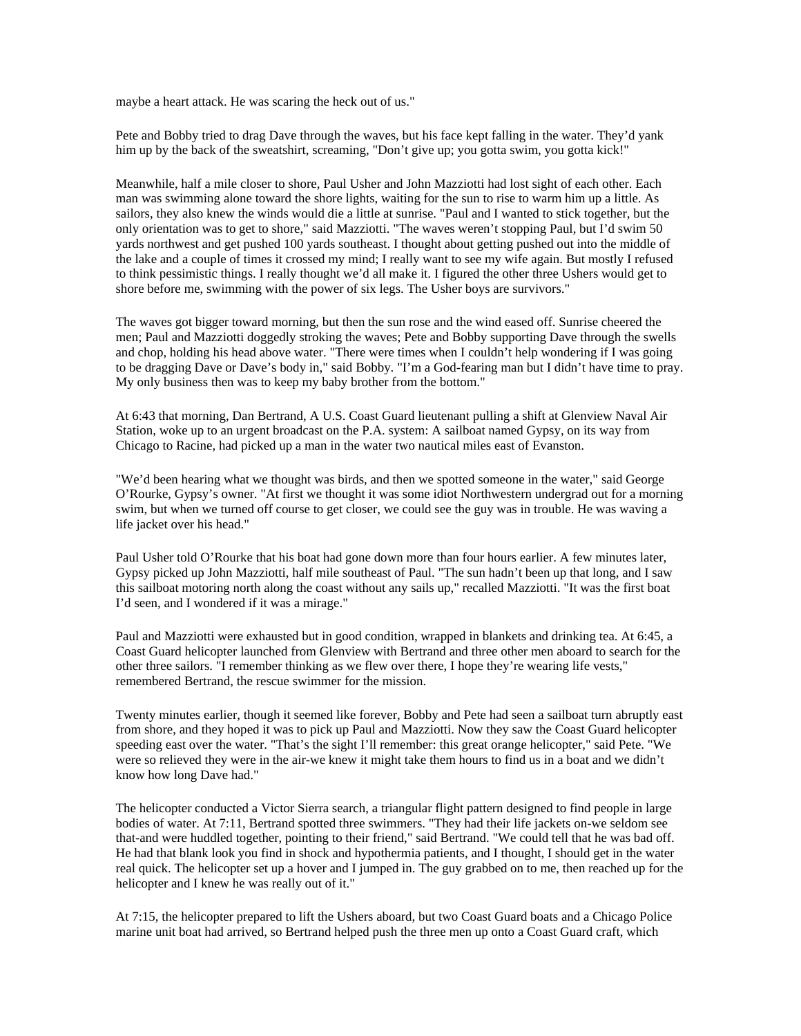maybe a heart attack. He was scaring the heck out of us."

Pete and Bobby tried to drag Dave through the waves, but his face kept falling in the water. They'd yank him up by the back of the sweatshirt, screaming, "Don't give up; you gotta swim, you gotta kick!"

Meanwhile, half a mile closer to shore, Paul Usher and John Mazziotti had lost sight of each other. Each man was swimming alone toward the shore lights, waiting for the sun to rise to warm him up a little. As sailors, they also knew the winds would die a little at sunrise. "Paul and I wanted to stick together, but the only orientation was to get to shore," said Mazziotti. "The waves weren't stopping Paul, but I'd swim 50 yards northwest and get pushed 100 yards southeast. I thought about getting pushed out into the middle of the lake and a couple of times it crossed my mind; I really want to see my wife again. But mostly I refused to think pessimistic things. I really thought we'd all make it. I figured the other three Ushers would get to shore before me, swimming with the power of six legs. The Usher boys are survivors."

The waves got bigger toward morning, but then the sun rose and the wind eased off. Sunrise cheered the men; Paul and Mazziotti doggedly stroking the waves; Pete and Bobby supporting Dave through the swells and chop, holding his head above water. "There were times when I couldn't help wondering if I was going to be dragging Dave or Dave's body in," said Bobby. "I'm a God-fearing man but I didn't have time to pray. My only business then was to keep my baby brother from the bottom."

At 6:43 that morning, Dan Bertrand, A U.S. Coast Guard lieutenant pulling a shift at Glenview Naval Air Station, woke up to an urgent broadcast on the P.A. system: A sailboat named Gypsy, on its way from Chicago to Racine, had picked up a man in the water two nautical miles east of Evanston.

"We'd been hearing what we thought was birds, and then we spotted someone in the water," said George O'Rourke, Gypsy's owner. "At first we thought it was some idiot Northwestern undergrad out for a morning swim, but when we turned off course to get closer, we could see the guy was in trouble. He was waving a life jacket over his head."

Paul Usher told O'Rourke that his boat had gone down more than four hours earlier. A few minutes later, Gypsy picked up John Mazziotti, half mile southeast of Paul. "The sun hadn't been up that long, and I saw this sailboat motoring north along the coast without any sails up," recalled Mazziotti. "It was the first boat I'd seen, and I wondered if it was a mirage."

Paul and Mazziotti were exhausted but in good condition, wrapped in blankets and drinking tea. At 6:45, a Coast Guard helicopter launched from Glenview with Bertrand and three other men aboard to search for the other three sailors. "I remember thinking as we flew over there, I hope they're wearing life vests," remembered Bertrand, the rescue swimmer for the mission.

Twenty minutes earlier, though it seemed like forever, Bobby and Pete had seen a sailboat turn abruptly east from shore, and they hoped it was to pick up Paul and Mazziotti. Now they saw the Coast Guard helicopter speeding east over the water. "That's the sight I'll remember: this great orange helicopter," said Pete. "We were so relieved they were in the air-we knew it might take them hours to find us in a boat and we didn't know how long Dave had."

The helicopter conducted a Victor Sierra search, a triangular flight pattern designed to find people in large bodies of water. At 7:11, Bertrand spotted three swimmers. "They had their life jackets on-we seldom see that-and were huddled together, pointing to their friend," said Bertrand. "We could tell that he was bad off. He had that blank look you find in shock and hypothermia patients, and I thought, I should get in the water real quick. The helicopter set up a hover and I jumped in. The guy grabbed on to me, then reached up for the helicopter and I knew he was really out of it."

At 7:15, the helicopter prepared to lift the Ushers aboard, but two Coast Guard boats and a Chicago Police marine unit boat had arrived, so Bertrand helped push the three men up onto a Coast Guard craft, which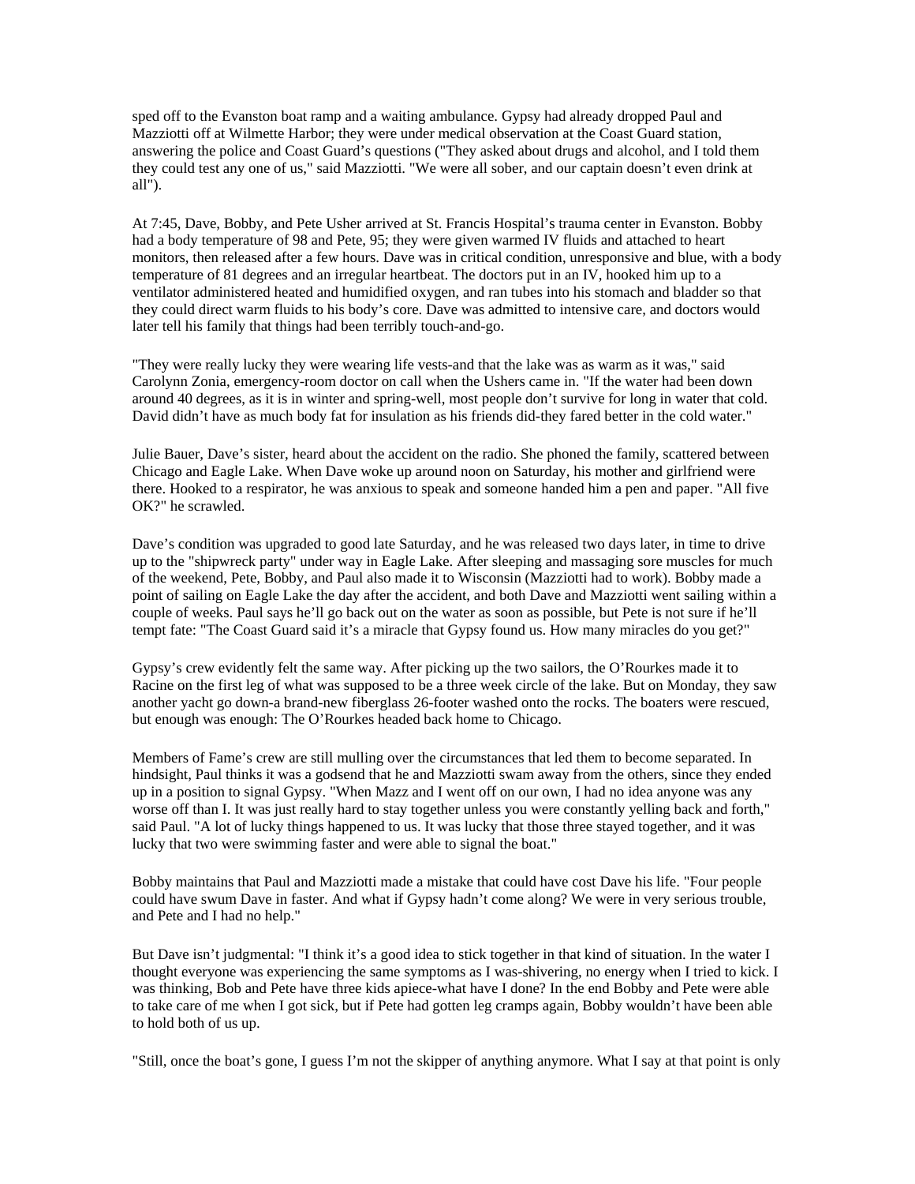sped off to the Evanston boat ramp and a waiting ambulance. Gypsy had already dropped Paul and Mazziotti off at Wilmette Harbor; they were under medical observation at the Coast Guard station, answering the police and Coast Guard's questions ("They asked about drugs and alcohol, and I told them they could test any one of us," said Mazziotti. "We were all sober, and our captain doesn't even drink at all").

At 7:45, Dave, Bobby, and Pete Usher arrived at St. Francis Hospital's trauma center in Evanston. Bobby had a body temperature of 98 and Pete, 95; they were given warmed IV fluids and attached to heart monitors, then released after a few hours. Dave was in critical condition, unresponsive and blue, with a body temperature of 81 degrees and an irregular heartbeat. The doctors put in an IV, hooked him up to a ventilator administered heated and humidified oxygen, and ran tubes into his stomach and bladder so that they could direct warm fluids to his body's core. Dave was admitted to intensive care, and doctors would later tell his family that things had been terribly touch-and-go.

"They were really lucky they were wearing life vests-and that the lake was as warm as it was," said Carolynn Zonia, emergency-room doctor on call when the Ushers came in. "If the water had been down around 40 degrees, as it is in winter and spring-well, most people don't survive for long in water that cold. David didn't have as much body fat for insulation as his friends did-they fared better in the cold water."

Julie Bauer, Dave's sister, heard about the accident on the radio. She phoned the family, scattered between Chicago and Eagle Lake. When Dave woke up around noon on Saturday, his mother and girlfriend were there. Hooked to a respirator, he was anxious to speak and someone handed him a pen and paper. "All five OK?" he scrawled.

Dave's condition was upgraded to good late Saturday, and he was released two days later, in time to drive up to the "shipwreck party" under way in Eagle Lake. After sleeping and massaging sore muscles for much of the weekend, Pete, Bobby, and Paul also made it to Wisconsin (Mazziotti had to work). Bobby made a point of sailing on Eagle Lake the day after the accident, and both Dave and Mazziotti went sailing within a couple of weeks. Paul says he'll go back out on the water as soon as possible, but Pete is not sure if he'll tempt fate: "The Coast Guard said it's a miracle that Gypsy found us. How many miracles do you get?"

Gypsy's crew evidently felt the same way. After picking up the two sailors, the O'Rourkes made it to Racine on the first leg of what was supposed to be a three week circle of the lake. But on Monday, they saw another yacht go down-a brand-new fiberglass 26-footer washed onto the rocks. The boaters were rescued, but enough was enough: The O'Rourkes headed back home to Chicago.

Members of Fame's crew are still mulling over the circumstances that led them to become separated. In hindsight, Paul thinks it was a godsend that he and Mazziotti swam away from the others, since they ended up in a position to signal Gypsy. "When Mazz and I went off on our own, I had no idea anyone was any worse off than I. It was just really hard to stay together unless you were constantly yelling back and forth," said Paul. "A lot of lucky things happened to us. It was lucky that those three stayed together, and it was lucky that two were swimming faster and were able to signal the boat."

Bobby maintains that Paul and Mazziotti made a mistake that could have cost Dave his life. "Four people could have swum Dave in faster. And what if Gypsy hadn't come along? We were in very serious trouble, and Pete and I had no help."

But Dave isn't judgmental: "I think it's a good idea to stick together in that kind of situation. In the water I thought everyone was experiencing the same symptoms as I was-shivering, no energy when I tried to kick. I was thinking, Bob and Pete have three kids apiece-what have I done? In the end Bobby and Pete were able to take care of me when I got sick, but if Pete had gotten leg cramps again, Bobby wouldn't have been able to hold both of us up.

"Still, once the boat's gone, I guess I'm not the skipper of anything anymore. What I say at that point is only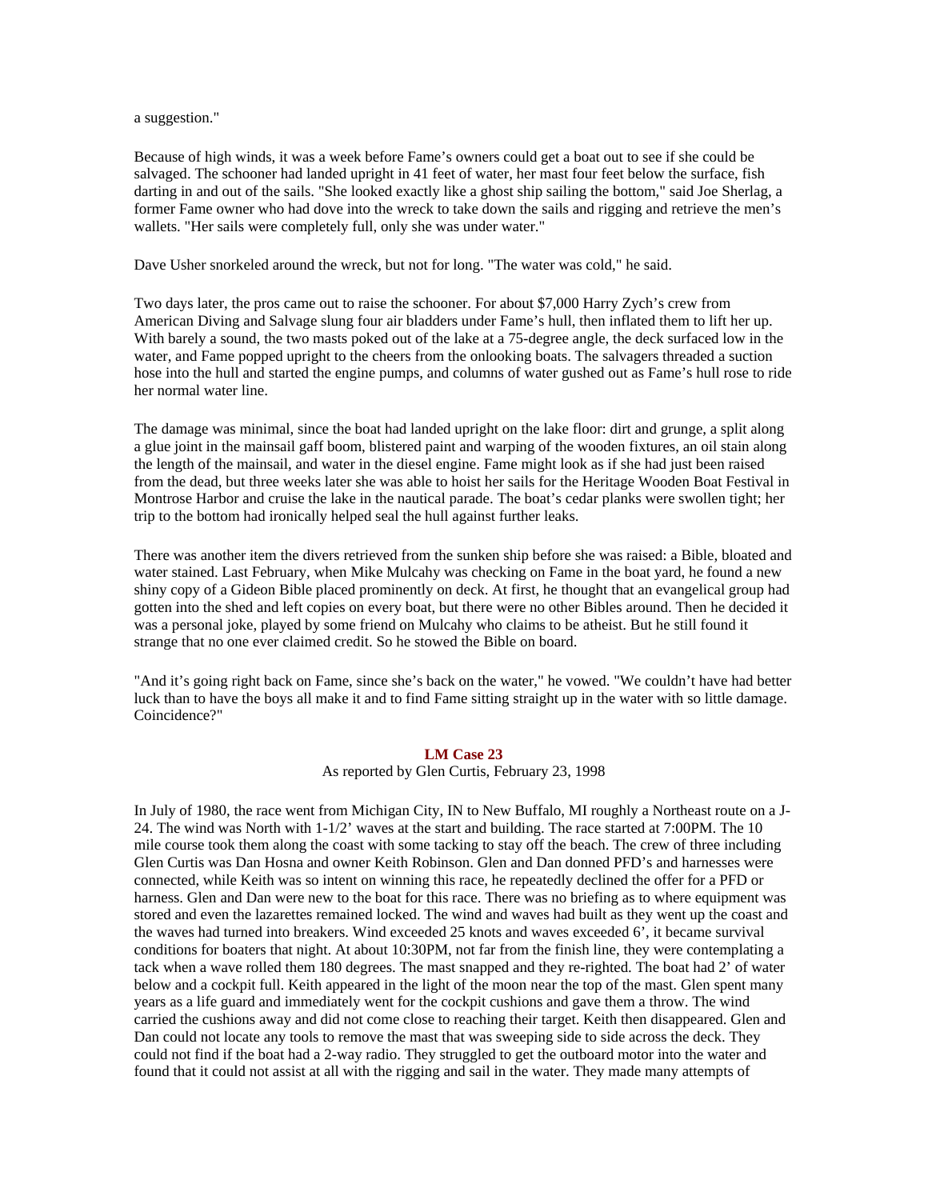a suggestion."

Because of high winds, it was a week before Fame's owners could get a boat out to see if she could be salvaged. The schooner had landed upright in 41 feet of water, her mast four feet below the surface, fish darting in and out of the sails. "She looked exactly like a ghost ship sailing the bottom," said Joe Sherlag, a former Fame owner who had dove into the wreck to take down the sails and rigging and retrieve the men's wallets. "Her sails were completely full, only she was under water."

Dave Usher snorkeled around the wreck, but not for long. "The water was cold," he said.

Two days later, the pros came out to raise the schooner. For about $7,000 Harry Zych's crew from American Diving and Salvage slung four air bladders under Fame's hull, then inflated them to lift her up. With barely a sound, the two masts poked out of the lake at a 75-degree angle, the deck surfaced low in the water, and Fame popped upright to the cheers from the onlooking boats. The salvagers threaded a suction hose into the hull and started the engine pumps, and columns of water gushed out as Fame's hull rose to ride her normal water line.

The damage was minimal, since the boat had landed upright on the lake floor: dirt and grunge, a split along a glue joint in the mainsail gaff boom, blistered paint and warping of the wooden fixtures, an oil stain along the length of the mainsail, and water in the diesel engine. Fame might look as if she had just been raised from the dead, but three weeks later she was able to hoist her sails for the Heritage Wooden Boat Festival in Montrose Harbor and cruise the lake in the nautical parade. The boat's cedar planks were swollen tight; her trip to the bottom had ironically helped seal the hull against further leaks.

There was another item the divers retrieved from the sunken ship before she was raised: a Bible, bloated and water stained. Last February, when Mike Mulcahy was checking on Fame in the boat yard, he found a new shiny copy of a Gideon Bible placed prominently on deck. At first, he thought that an evangelical group had gotten into the shed and left copies on every boat, but there were no other Bibles around. Then he decided it was a personal joke, played by some friend on Mulcahy who claims to be atheist. But he still found it strange that no one ever claimed credit. So he stowed the Bible on board.

"And it's going right back on Fame, since she's back on the water," he vowed. "We couldn't have had better luck than to have the boys all make it and to find Fame sitting straight up in the water with so little damage. Coincidence?"

## LM Case 23

As reported by Glen Curtis, February 23, 1998

In July of 1980, the race went from Michigan City, IN to New Buffalo, MI roughly a Northeast route on a J-24. The wind was North with 1-1/2' waves at the start and building. The race started at 7:00PM. The 10 mile course took them along the coast with some tacking to stay off the beach. The crew of three including Glen Curtis was Dan Hosna and owner Keith Robinson. Glen and Dan donned PFD's and harnesses were connected, while Keith was so intent on winning this race, he repeatedly declined the offer for a PFD or harness. Glen and Dan were new to the boat for this race. There was no briefing as to where equipment was stored and even the lazarettes remained locked. The wind and waves had built as they went up the coast and the waves had turned into breakers. Wind exceeded 25 knots and waves exceeded 6', it became survival conditions for boaters that night. At about 10:30PM, not far from the finish line, they were contemplating a tack when a wave rolled them 180 degrees. The mast snapped and they re-righted. The boat had 2' of water below and a cockpit full. Keith appeared in the light of the moon near the top of the mast. Glen spent many years as a life guard and immediately went for the cockpit cushions and gave them a throw. The wind carried the cushions away and did not come close to reaching their target. Keith then disappeared. Glen and Dan could not locate any tools to remove the mast that was sweeping side to side across the deck. They could not find if the boat had a 2-way radio. They struggled to get the outboard motor into the water and found that it could not assist at all with the rigging and sail in the water. They made many attempts of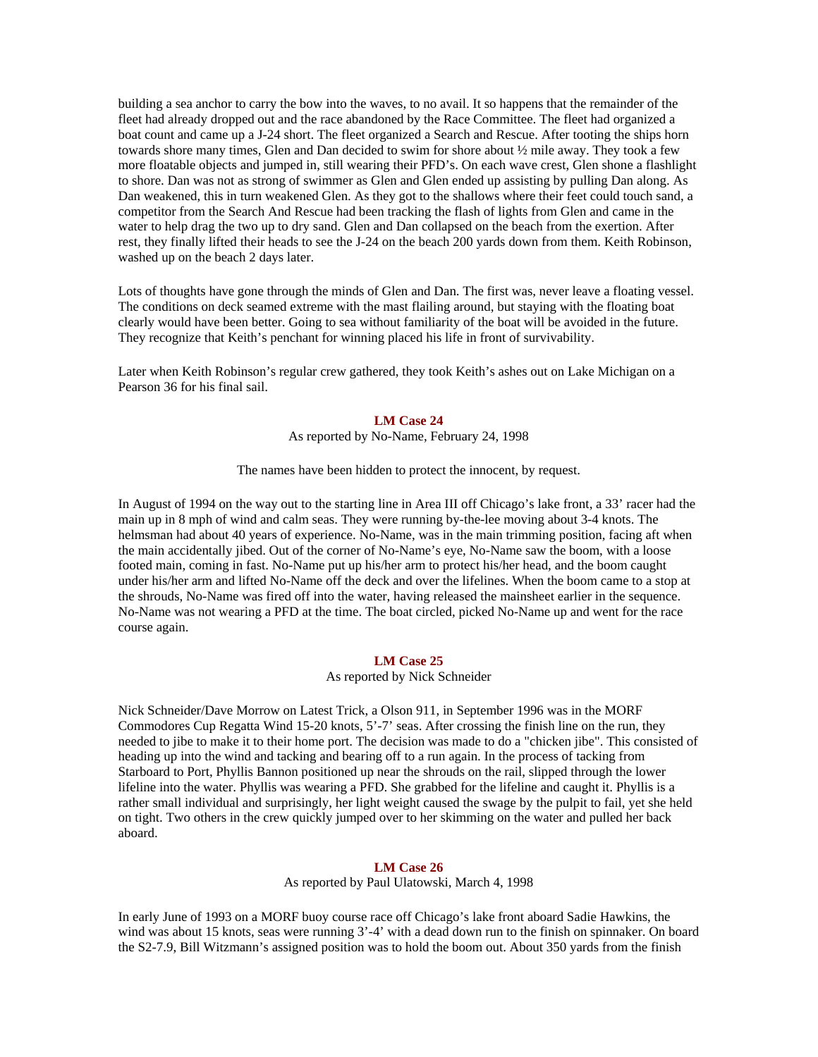building a sea anchor to carry the bow into the waves, to no avail. It so happens that the remainder of the fleet had already dropped out and the race abandoned by the Race Committee. The fleet had organized a boat count and came up a J-24 short. The fleet organized a Search and Rescue. After tooting the ships horn towards shore many times, Glen and Dan decided to swim for shore about ½ mile away. They took a few more floatable objects and jumped in, still wearing their PFD's. On each wave crest, Glen shone a flashlight to shore. Dan was not as strong of swimmer as Glen and Glen ended up assisting by pulling Dan along. As Dan weakened, this in turn weakened Glen. As they got to the shallows where their feet could touch sand, a competitor from the Search And Rescue had been tracking the flash of lights from Glen and came in the water to help drag the two up to dry sand. Glen and Dan collapsed on the beach from the exertion. After rest, they finally lifted their heads to see the J-24 on the beach 200 yards down from them. Keith Robinson, washed up on the beach 2 days later.

Lots of thoughts have gone through the minds of Glen and Dan. The first was, never leave a floating vessel. The conditions on deck seamed extreme with the mast flailing around, but staying with the floating boat clearly would have been better. Going to sea without familiarity of the boat will be avoided in the future. They recognize that Keith's penchant for winning placed his life in front of survivability.

Later when Keith Robinson's regular crew gathered, they took Keith's ashes out on Lake Michigan on a Pearson 36 for his final sail.

### LM Case 24

As reported by No-Name, February 24, 1998

The names have been hidden to protect the innocent, by request.

In August of 1994 on the way out to the starting line in Area III off Chicago's lake front, a 33' racer had the main up in 8 mph of wind and calm seas. They were running by-the-lee moving about 3-4 knots. The helmsman had about 40 years of experience. No-Name, was in the main trimming position, facing aft when the main accidentally jibed. Out of the corner of No-Name's eye, No-Name saw the boom, with a loose footed main, coming in fast. No-Name put up his/her arm to protect his/her head, and the boom caught under his/her arm and lifted No-Name off the deck and over the lifelines. When the boom came to a stop at the shrouds, No-Name was fired off into the water, having released the mainsheet earlier in the sequence. No-Name was not wearing a PFD at the time. The boat circled, picked No-Name up and went for the race course again.

### LM Case 25

As reported by Nick Schneider

Nick Schneider/Dave Morrow on Latest Trick, a Olson 911, in September 1996 was in the MORF Commodores Cup Regatta Wind 15-20 knots, 5'-7' seas. After crossing the finish line on the run, they needed to jibe to make it to their home port. The decision was made to do a "chicken jibe". This consisted of heading up into the wind and tacking and bearing off to a run again. In the process of tacking from Starboard to Port, Phyllis Bannon positioned up near the shrouds on the rail, slipped through the lower lifeline into the water. Phyllis was wearing a PFD. She grabbed for the lifeline and caught it. Phyllis is a rather small individual and surprisingly, her light weight caused the swage by the pulpit to fail, yet she held on tight. Two others in the crew quickly jumped over to her skimming on the water and pulled her back aboard.

### LM Case 26

As reported by Paul Ulatowski, March 4, 1998

In early June of 1993 on a MORF buoy course race off Chicago's lake front aboard Sadie Hawkins, the wind was about 15 knots, seas were running 3'-4' with a dead down run to the finish on spinnaker. On board the S2-7.9, Bill Witzmann's assigned position was to hold the boom out. About 350 yards from the finish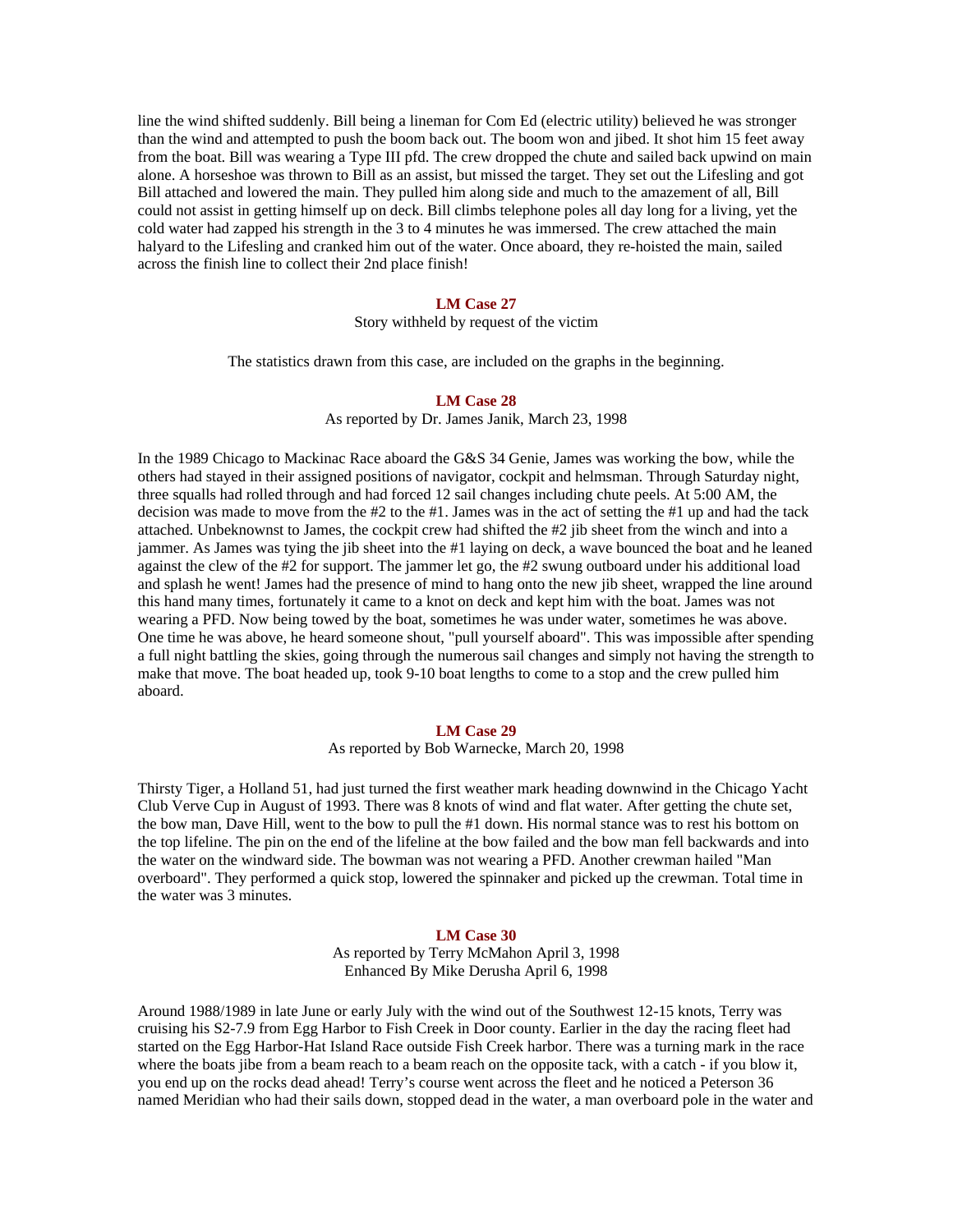line the wind shifted suddenly. Bill being a lineman for Com Ed (electric utility) believed he was stronger than the wind and attempted to push the boom back out. The boom won and jibed. It shot him 15 feet away from the boat. Bill was wearing a Type III pfd. The crew dropped the chute and sailed back upwind on main alone. A horseshoe was thrown to Bill as an assist, but missed the target. They set out the Lifesling and got Bill attached and lowered the main. They pulled him along side and much to the amazement of all, Bill could not assist in getting himself up on deck. Bill climbs telephone poles all day long for a living, yet the cold water had zapped his strength in the 3 to 4 minutes he was immersed. The crew attached the main halyard to the Lifesling and cranked him out of the water. Once aboard, they re-hoisted the main, sailed across the finish line to collect their 2nd place finish!

### LM Case 27

Story withheld by request of the victim

The statistics drawn from this case, are included on the graphs in the beginning.

### LM Case 28

As reported by Dr. James Janik, March 23, 1998

In the 1989 Chicago to Mackinac Race aboard the G&S 34 Genie, James was working the bow, while the others had stayed in their assigned positions of navigator, cockpit and helmsman. Through Saturday night, three squalls had rolled through and had forced 12 sail changes including chute peels. At 5:00 AM, the decision was made to move from the #2 to the #1. James was in the act of setting the #1 up and had the tack attached. Unbeknownst to James, the cockpit crew had shifted the #2 jib sheet from the winch and into a jammer. As James was tying the jib sheet into the #1 laying on deck, a wave bounced the boat and he leaned against the clew of the #2 for support. The jammer let go, the #2 swung outboard under his additional load and splash he went! James had the presence of mind to hang onto the new jib sheet, wrapped the line around this hand many times, fortunately it came to a knot on deck and kept him with the boat. James was not wearing a PFD. Now being towed by the boat, sometimes he was under water, sometimes he was above. One time he was above, he heard someone shout, "pull yourself aboard". This was impossible after spending a full night battling the skies, going through the numerous sail changes and simply not having the strength to make that move. The boat headed up, took 9-10 boat lengths to come to a stop and the crew pulled him aboard.

### LM Case 29

As reported by Bob Warnecke, March 20, 1998

Thirsty Tiger, a Holland 51, had just turned the first weather mark heading downwind in the Chicago Yacht Club Verve Cup in August of 1993. There was 8 knots of wind and flat water. After getting the chute set, the bow man, Dave Hill, went to the bow to pull the #1 down. His normal stance was to rest his bottom on the top lifeline. The pin on the end of the lifeline at the bow failed and the bow man fell backwards and into the water on the windward side. The bowman was not wearing a PFD. Another crewman hailed "Man overboard". They performed a quick stop, lowered the spinnaker and picked up the crewman. Total time in the water was 3 minutes.

### LM Case 30

As reported by Terry McMahon April 3, 1998
Enhanced By Mike Derusha April 6, 1998

Around 1988/1989 in late June or early July with the wind out of the Southwest 12-15 knots, Terry was cruising his S2-7.9 from Egg Harbor to Fish Creek in Door county. Earlier in the day the racing fleet had started on the Egg Harbor-Hat Island Race outside Fish Creek harbor. There was a turning mark in the race where the boats jibe from a beam reach to a beam reach on the opposite tack, with a catch - if you blow it, you end up on the rocks dead ahead! Terry's course went across the fleet and he noticed a Peterson 36 named Meridian who had their sails down, stopped dead in the water, a man overboard pole in the water and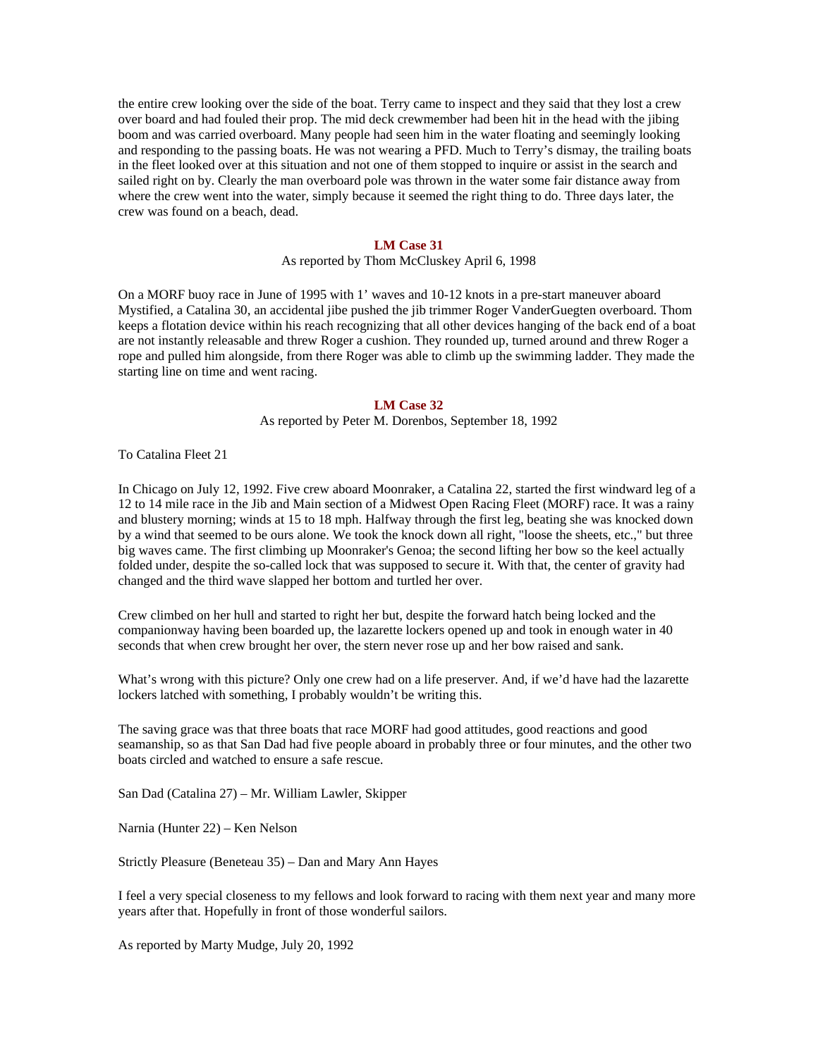the entire crew looking over the side of the boat. Terry came to inspect and they said that they lost a crew over board and had fouled their prop. The mid deck crewmember had been hit in the head with the jibing boom and was carried overboard. Many people had seen him in the water floating and seemingly looking and responding to the passing boats. He was not wearing a PFD. Much to Terry's dismay, the trailing boats in the fleet looked over at this situation and not one of them stopped to inquire or assist in the search and sailed right on by. Clearly the man overboard pole was thrown in the water some fair distance away from where the crew went into the water, simply because it seemed the right thing to do. Three days later, the crew was found on a beach, dead.

### LM Case 31

As reported by Thom McCluskey April 6, 1998

On a MORF buoy race in June of 1995 with 1' waves and 10-12 knots in a pre-start maneuver aboard Mystified, a Catalina 30, an accidental jibe pushed the jib trimmer Roger VanderGuegten overboard. Thom keeps a flotation device within his reach recognizing that all other devices hanging of the back end of a boat are not instantly releasable and threw Roger a cushion. They rounded up, turned around and threw Roger a rope and pulled him alongside, from there Roger was able to climb up the swimming ladder. They made the starting line on time and went racing.

### LM Case 32

As reported by Peter M. Dorenbos, September 18, 1992

To Catalina Fleet 21

In Chicago on July 12, 1992. Five crew aboard Moonraker, a Catalina 22, started the first windward leg of a 12 to 14 mile race in the Jib and Main section of a Midwest Open Racing Fleet (MORF) race. It was a rainy and blustery morning; winds at 15 to 18 mph. Halfway through the first leg, beating she was knocked down by a wind that seemed to be ours alone. We took the knock down all right, "loose the sheets, etc.," but three big waves came. The first climbing up Moonraker's Genoa; the second lifting her bow so the keel actually folded under, despite the so-called lock that was supposed to secure it. With that, the center of gravity had changed and the third wave slapped her bottom and turtled her over.

Crew climbed on her hull and started to right her but, despite the forward hatch being locked and the companionway having been boarded up, the lazarette lockers opened up and took in enough water in 40 seconds that when crew brought her over, the stern never rose up and her bow raised and sank.

What's wrong with this picture? Only one crew had on a life preserver. And, if we'd have had the lazarette lockers latched with something, I probably wouldn't be writing this.

The saving grace was that three boats that race MORF had good attitudes, good reactions and good seamanship, so as that San Dad had five people aboard in probably three or four minutes, and the other two boats circled and watched to ensure a safe rescue.

San Dad (Catalina 27) – Mr. William Lawler, Skipper

Narnia (Hunter 22) – Ken Nelson

Strictly Pleasure (Beneteau 35) – Dan and Mary Ann Hayes

I feel a very special closeness to my fellows and look forward to racing with them next year and many more years after that. Hopefully in front of those wonderful sailors.

As reported by Marty Mudge, July 20, 1992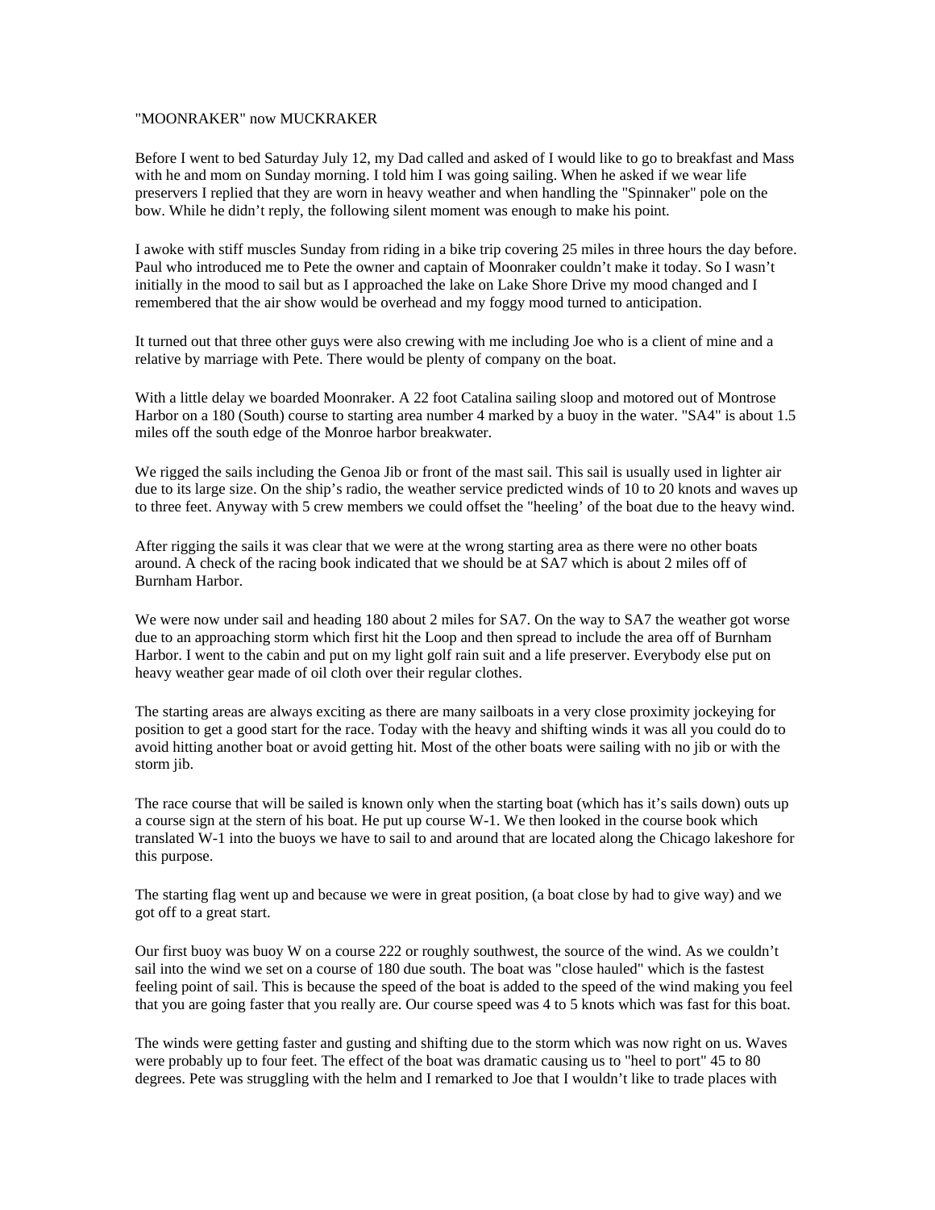"MOONRAKER" now MUCKRAKER

Before I went to bed Saturday July 12, my Dad called and asked of I would like to go to breakfast and Mass with he and mom on Sunday morning. I told him I was going sailing. When he asked if we wear life preservers I replied that they are worn in heavy weather and when handling the "Spinnaker" pole on the bow. While he didn't reply, the following silent moment was enough to make his point.

I awoke with stiff muscles Sunday from riding in a bike trip covering 25 miles in three hours the day before. Paul who introduced me to Pete the owner and captain of Moonraker couldn't make it today. So I wasn't initially in the mood to sail but as I approached the lake on Lake Shore Drive my mood changed and I remembered that the air show would be overhead and my foggy mood turned to anticipation.

It turned out that three other guys were also crewing with me including Joe who is a client of mine and a relative by marriage with Pete. There would be plenty of company on the boat.

With a little delay we boarded Moonraker. A 22 foot Catalina sailing sloop and motored out of Montrose Harbor on a 180 (South) course to starting area number 4 marked by a buoy in the water. "SA4" is about 1.5 miles off the south edge of the Monroe harbor breakwater.

We rigged the sails including the Genoa Jib or front of the mast sail. This sail is usually used in lighter air due to its large size. On the ship's radio, the weather service predicted winds of 10 to 20 knots and waves up to three feet. Anyway with 5 crew members we could offset the "heeling' of the boat due to the heavy wind.

After rigging the sails it was clear that we were at the wrong starting area as there were no other boats around. A check of the racing book indicated that we should be at SA7 which is about 2 miles off of Burnham Harbor.

We were now under sail and heading 180 about 2 miles for SA7. On the way to SA7 the weather got worse due to an approaching storm which first hit the Loop and then spread to include the area off of Burnham Harbor. I went to the cabin and put on my light golf rain suit and a life preserver. Everybody else put on heavy weather gear made of oil cloth over their regular clothes.

The starting areas are always exciting as there are many sailboats in a very close proximity jockeying for position to get a good start for the race. Today with the heavy and shifting winds it was all you could do to avoid hitting another boat or avoid getting hit. Most of the other boats were sailing with no jib or with the storm jib.

The race course that will be sailed is known only when the starting boat (which has it's sails down) outs up a course sign at the stern of his boat. He put up course W-1. We then looked in the course book which translated W-1 into the buoys we have to sail to and around that are located along the Chicago lakeshore for this purpose.

The starting flag went up and because we were in great position, (a boat close by had to give way) and we got off to a great start.

Our first buoy was buoy W on a course 222 or roughly southwest, the source of the wind. As we couldn't sail into the wind we set on a course of 180 due south. The boat was "close hauled" which is the fastest feeling point of sail. This is because the speed of the boat is added to the speed of the wind making you feel that you are going faster that you really are. Our course speed was 4 to 5 knots which was fast for this boat.

The winds were getting faster and gusting and shifting due to the storm which was now right on us. Waves were probably up to four feet. The effect of the boat was dramatic causing us to "heel to port" 45 to 80 degrees. Pete was struggling with the helm and I remarked to Joe that I wouldn't like to trade places with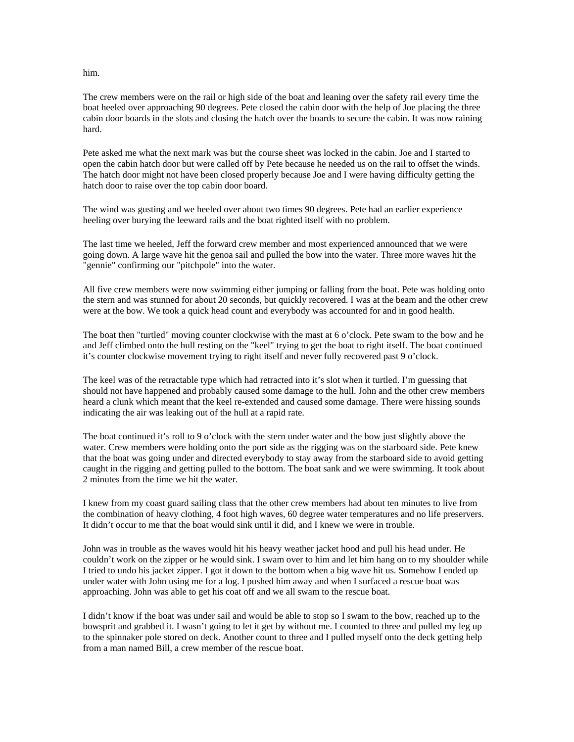him.

The crew members were on the rail or high side of the boat and leaning over the safety rail every time the boat heeled over approaching 90 degrees. Pete closed the cabin door with the help of Joe placing the three cabin door boards in the slots and closing the hatch over the boards to secure the cabin. It was now raining hard.

Pete asked me what the next mark was but the course sheet was locked in the cabin. Joe and I started to open the cabin hatch door but were called off by Pete because he needed us on the rail to offset the winds. The hatch door might not have been closed properly because Joe and I were having difficulty getting the hatch door to raise over the top cabin door board.

The wind was gusting and we heeled over about two times 90 degrees. Pete had an earlier experience heeling over burying the leeward rails and the boat righted itself with no problem.

The last time we heeled, Jeff the forward crew member and most experienced announced that we were going down. A large wave hit the genoa sail and pulled the bow into the water. Three more waves hit the "gennie" confirming our "pitchpole" into the water.

All five crew members were now swimming either jumping or falling from the boat. Pete was holding onto the stern and was stunned for about 20 seconds, but quickly recovered. I was at the beam and the other crew were at the bow. We took a quick head count and everybody was accounted for and in good health.

The boat then "turtled" moving counter clockwise with the mast at 6 o'clock. Pete swam to the bow and he and Jeff climbed onto the hull resting on the "keel" trying to get the boat to right itself. The boat continued it's counter clockwise movement trying to right itself and never fully recovered past 9 o'clock.

The keel was of the retractable type which had retracted into it's slot when it turtled. I'm guessing that should not have happened and probably caused some damage to the hull. John and the other crew members heard a clunk which meant that the keel re-extended and caused some damage. There were hissing sounds indicating the air was leaking out of the hull at a rapid rate.

The boat continued it's roll to 9 o'clock with the stern under water and the bow just slightly above the water. Crew members were holding onto the port side as the rigging was on the starboard side. Pete knew that the boat was going under and directed everybody to stay away from the starboard side to avoid getting caught in the rigging and getting pulled to the bottom. The boat sank and we were swimming. It took about 2 minutes from the time we hit the water.

I knew from my coast guard sailing class that the other crew members had about ten minutes to live from the combination of heavy clothing, 4 foot high waves, 60 degree water temperatures and no life preservers. It didn't occur to me that the boat would sink until it did, and I knew we were in trouble.

John was in trouble as the waves would hit his heavy weather jacket hood and pull his head under. He couldn't work on the zipper or he would sink. I swam over to him and let him hang on to my shoulder while I tried to undo his jacket zipper. I got it down to the bottom when a big wave hit us. Somehow I ended up under water with John using me for a log. I pushed him away and when I surfaced a rescue boat was approaching. John was able to get his coat off and we all swam to the rescue boat.

I didn't know if the boat was under sail and would be able to stop so I swam to the bow, reached up to the bowsprit and grabbed it. I wasn't going to let it get by without me. I counted to three and pulled my leg up to the spinnaker pole stored on deck. Another count to three and I pulled myself onto the deck getting help from a man named Bill, a crew member of the rescue boat.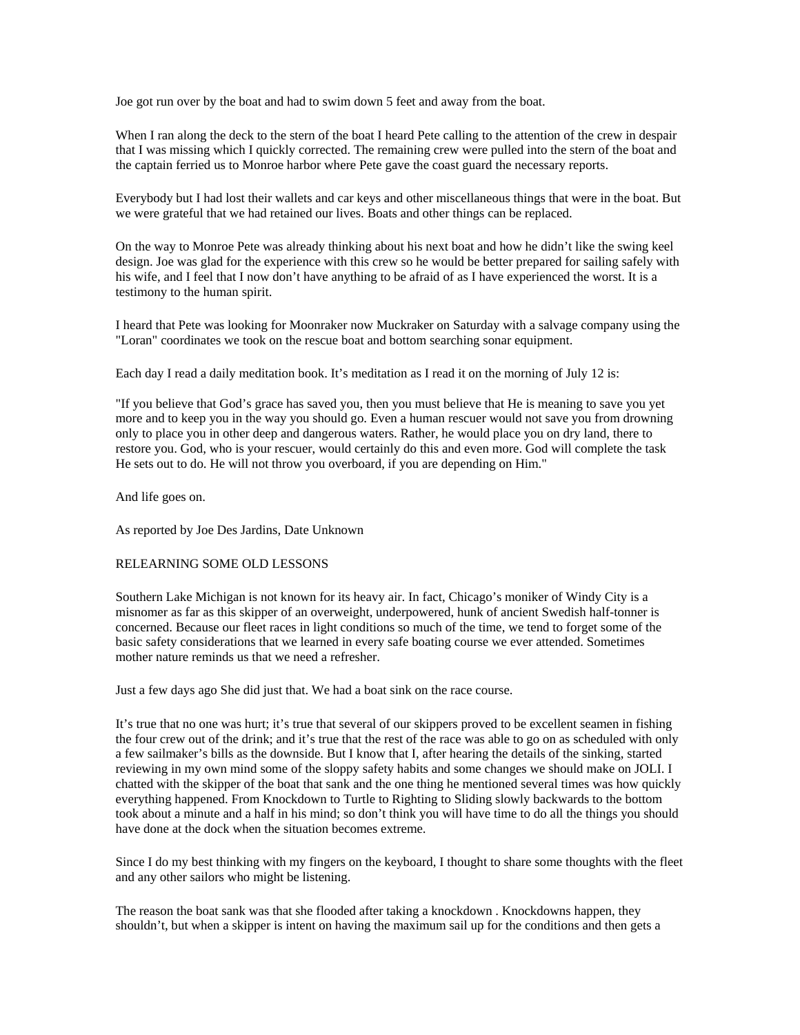Joe got run over by the boat and had to swim down 5 feet and away from the boat.

When I ran along the deck to the stern of the boat I heard Pete calling to the attention of the crew in despair that I was missing which I quickly corrected. The remaining crew were pulled into the stern of the boat and the captain ferried us to Monroe harbor where Pete gave the coast guard the necessary reports.

Everybody but I had lost their wallets and car keys and other miscellaneous things that were in the boat. But we were grateful that we had retained our lives. Boats and other things can be replaced.

On the way to Monroe Pete was already thinking about his next boat and how he didn't like the swing keel design. Joe was glad for the experience with this crew so he would be better prepared for sailing safely with his wife, and I feel that I now don't have anything to be afraid of as I have experienced the worst. It is a testimony to the human spirit.

I heard that Pete was looking for Moonraker now Muckraker on Saturday with a salvage company using the "Loran" coordinates we took on the rescue boat and bottom searching sonar equipment.

Each day I read a daily meditation book. It's meditation as I read it on the morning of July 12 is:

"If you believe that God's grace has saved you, then you must believe that He is meaning to save you yet more and to keep you in the way you should go. Even a human rescuer would not save you from drowning only to place you in other deep and dangerous waters. Rather, he would place you on dry land, there to restore you. God, who is your rescuer, would certainly do this and even more. God will complete the task He sets out to do. He will not throw you overboard, if you are depending on Him."

And life goes on.

As reported by Joe Des Jardins, Date Unknown

## RELEARNING SOME OLD LESSONS

Southern Lake Michigan is not known for its heavy air. In fact, Chicago's moniker of Windy City is a misnomer as far as this skipper of an overweight, underpowered, hunk of ancient Swedish half-tonner is concerned. Because our fleet races in light conditions so much of the time, we tend to forget some of the basic safety considerations that we learned in every safe boating course we ever attended. Sometimes mother nature reminds us that we need a refresher.

Just a few days ago She did just that. We had a boat sink on the race course.

It's true that no one was hurt; it's true that several of our skippers proved to be excellent seamen in fishing the four crew out of the drink; and it's true that the rest of the race was able to go on as scheduled with only a few sailmaker's bills as the downside. But I know that I, after hearing the details of the sinking, started reviewing in my own mind some of the sloppy safety habits and some changes we should make on JOLI. I chatted with the skipper of the boat that sank and the one thing he mentioned several times was how quickly everything happened. From Knockdown to Turtle to Righting to Sliding slowly backwards to the bottom took about a minute and a half in his mind; so don't think you will have time to do all the things you should have done at the dock when the situation becomes extreme.

Since I do my best thinking with my fingers on the keyboard, I thought to share some thoughts with the fleet and any other sailors who might be listening.

The reason the boat sank was that she flooded after taking a knockdown . Knockdowns happen, they shouldn't, but when a skipper is intent on having the maximum sail up for the conditions and then gets a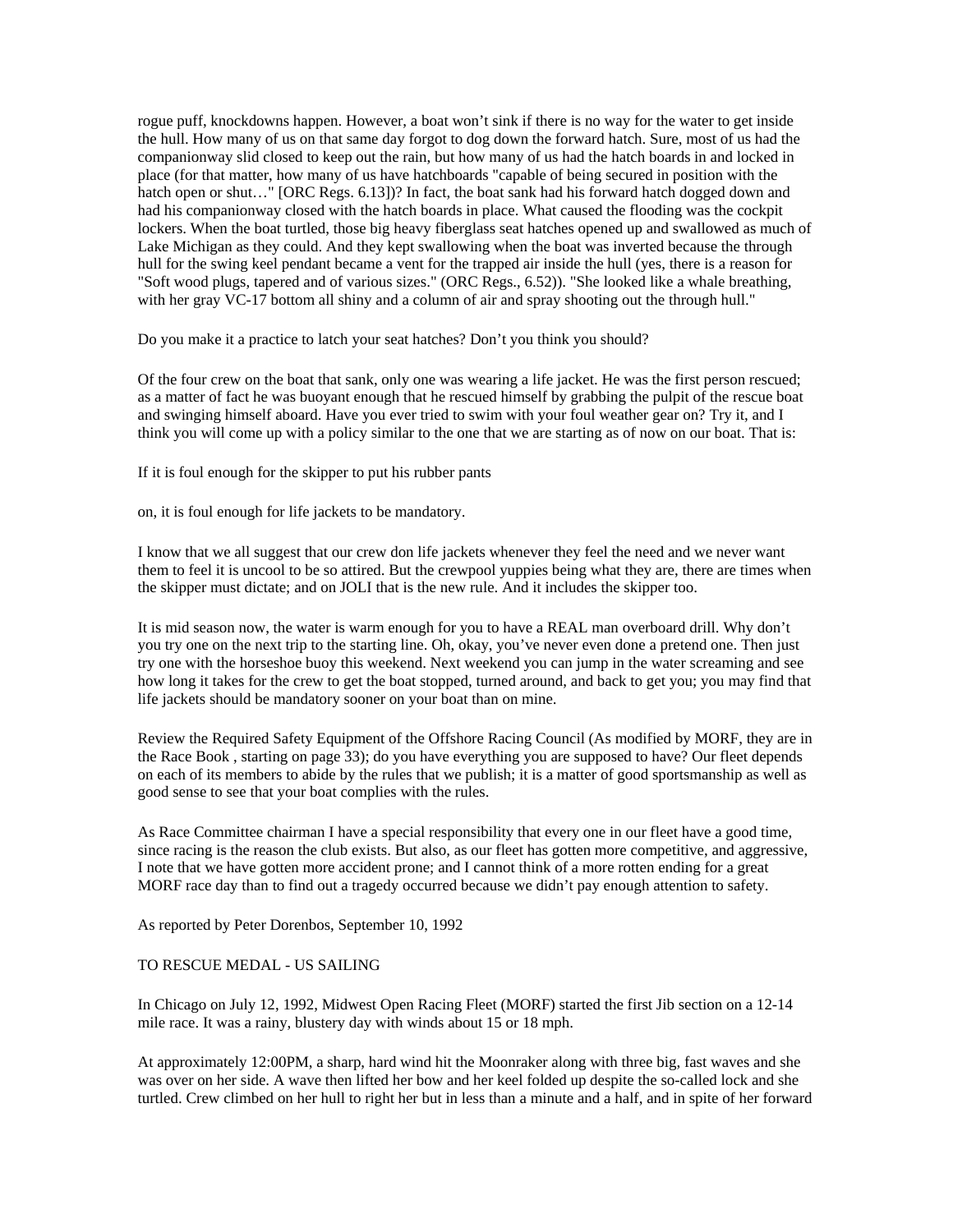rogue puff, knockdowns happen. However, a boat won't sink if there is no way for the water to get inside the hull. How many of us on that same day forgot to dog down the forward hatch. Sure, most of us had the companionway slid closed to keep out the rain, but how many of us had the hatch boards in and locked in place (for that matter, how many of us have hatchboards "capable of being secured in position with the hatch open or shut…" [ORC Regs. 6.13])? In fact, the boat sank had his forward hatch dogged down and had his companionway closed with the hatch boards in place. What caused the flooding was the cockpit lockers. When the boat turtled, those big heavy fiberglass seat hatches opened up and swallowed as much of Lake Michigan as they could. And they kept swallowing when the boat was inverted because the through hull for the swing keel pendant became a vent for the trapped air inside the hull (yes, there is a reason for "Soft wood plugs, tapered and of various sizes." (ORC Regs., 6.52)). "She looked like a whale breathing, with her gray VC-17 bottom all shiny and a column of air and spray shooting out the through hull."

Do you make it a practice to latch your seat hatches? Don't you think you should?

Of the four crew on the boat that sank, only one was wearing a life jacket. He was the first person rescued; as a matter of fact he was buoyant enough that he rescued himself by grabbing the pulpit of the rescue boat and swinging himself aboard. Have you ever tried to swim with your foul weather gear on? Try it, and I think you will come up with a policy similar to the one that we are starting as of now on our boat. That is:

If it is foul enough for the skipper to put his rubber pants

on, it is foul enough for life jackets to be mandatory.

I know that we all suggest that our crew don life jackets whenever they feel the need and we never want them to feel it is uncool to be so attired. But the crewpool yuppies being what they are, there are times when the skipper must dictate; and on JOLI that is the new rule. And it includes the skipper too.

It is mid season now, the water is warm enough for you to have a REAL man overboard drill. Why don't you try one on the next trip to the starting line. Oh, okay, you've never even done a pretend one. Then just try one with the horseshoe buoy this weekend. Next weekend you can jump in the water screaming and see how long it takes for the crew to get the boat stopped, turned around, and back to get you; you may find that life jackets should be mandatory sooner on your boat than on mine.

Review the Required Safety Equipment of the Offshore Racing Council (As modified by MORF, they are in the Race Book , starting on page 33); do you have everything you are supposed to have? Our fleet depends on each of its members to abide by the rules that we publish; it is a matter of good sportsmanship as well as good sense to see that your boat complies with the rules.

As Race Committee chairman I have a special responsibility that every one in our fleet have a good time, since racing is the reason the club exists. But also, as our fleet has gotten more competitive, and aggressive, I note that we have gotten more accident prone; and I cannot think of a more rotten ending for a great MORF race day than to find out a tragedy occurred because we didn't pay enough attention to safety.

As reported by Peter Dorenbos, September 10, 1992

TO RESCUE MEDAL - US SAILING

In Chicago on July 12, 1992, Midwest Open Racing Fleet (MORF) started the first Jib section on a 12-14 mile race. It was a rainy, blustery day with winds about 15 or 18 mph.

At approximately 12:00PM, a sharp, hard wind hit the Moonraker along with three big, fast waves and she was over on her side. A wave then lifted her bow and her keel folded up despite the so-called lock and she turtled. Crew climbed on her hull to right her but in less than a minute and a half, and in spite of her forward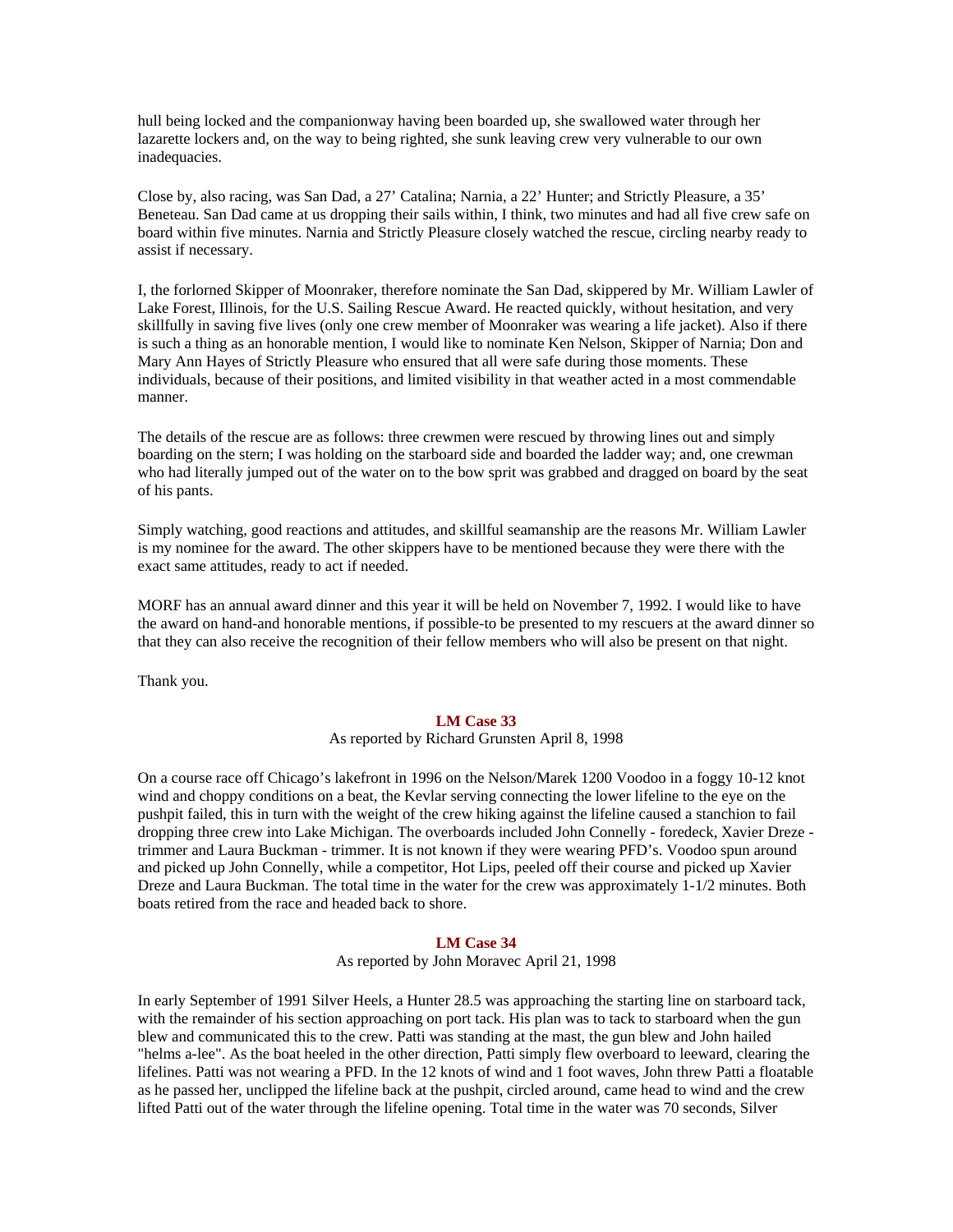hull being locked and the companionway having been boarded up, she swallowed water through her lazarette lockers and, on the way to being righted, she sunk leaving crew very vulnerable to our own inadequacies.

Close by, also racing, was San Dad, a 27' Catalina; Narnia, a 22' Hunter; and Strictly Pleasure, a 35' Beneteau. San Dad came at us dropping their sails within, I think, two minutes and had all five crew safe on board within five minutes. Narnia and Strictly Pleasure closely watched the rescue, circling nearby ready to assist if necessary.

I, the forlorned Skipper of Moonraker, therefore nominate the San Dad, skippered by Mr. William Lawler of Lake Forest, Illinois, for the U.S. Sailing Rescue Award. He reacted quickly, without hesitation, and very skillfully in saving five lives (only one crew member of Moonraker was wearing a life jacket). Also if there is such a thing as an honorable mention, I would like to nominate Ken Nelson, Skipper of Narnia; Don and Mary Ann Hayes of Strictly Pleasure who ensured that all were safe during those moments. These individuals, because of their positions, and limited visibility in that weather acted in a most commendable manner.

The details of the rescue are as follows: three crewmen were rescued by throwing lines out and simply boarding on the stern; I was holding on the starboard side and boarded the ladder way; and, one crewman who had literally jumped out of the water on to the bow sprit was grabbed and dragged on board by the seat of his pants.

Simply watching, good reactions and attitudes, and skillful seamanship are the reasons Mr. William Lawler is my nominee for the award. The other skippers have to be mentioned because they were there with the exact same attitudes, ready to act if needed.

MORF has an annual award dinner and this year it will be held on November 7, 1992. I would like to have the award on hand-and honorable mentions, if possible-to be presented to my rescuers at the award dinner so that they can also receive the recognition of their fellow members who will also be present on that night.

Thank you.

### LM Case 33

As reported by Richard Grunsten April 8, 1998

On a course race off Chicago's lakefront in 1996 on the Nelson/Marek 1200 Voodoo in a foggy 10-12 knot wind and choppy conditions on a beat, the Kevlar serving connecting the lower lifeline to the eye on the pushpit failed, this in turn with the weight of the crew hiking against the lifeline caused a stanchion to fail dropping three crew into Lake Michigan. The overboards included John Connelly - foredeck, Xavier Dreze - trimmer and Laura Buckman - trimmer. It is not known if they were wearing PFD's. Voodoo spun around and picked up John Connelly, while a competitor, Hot Lips, peeled off their course and picked up Xavier Dreze and Laura Buckman. The total time in the water for the crew was approximately 1-1/2 minutes. Both boats retired from the race and headed back to shore.

### LM Case 34

As reported by John Moravec April 21, 1998

In early September of 1991 Silver Heels, a Hunter 28.5 was approaching the starting line on starboard tack, with the remainder of his section approaching on port tack. His plan was to tack to starboard when the gun blew and communicated this to the crew. Patti was standing at the mast, the gun blew and John hailed "helms a-lee". As the boat heeled in the other direction, Patti simply flew overboard to leeward, clearing the lifelines. Patti was not wearing a PFD. In the 12 knots of wind and 1 foot waves, John threw Patti a floatable as he passed her, unclipped the lifeline back at the pushpit, circled around, came head to wind and the crew lifted Patti out of the water through the lifeline opening. Total time in the water was 70 seconds, Silver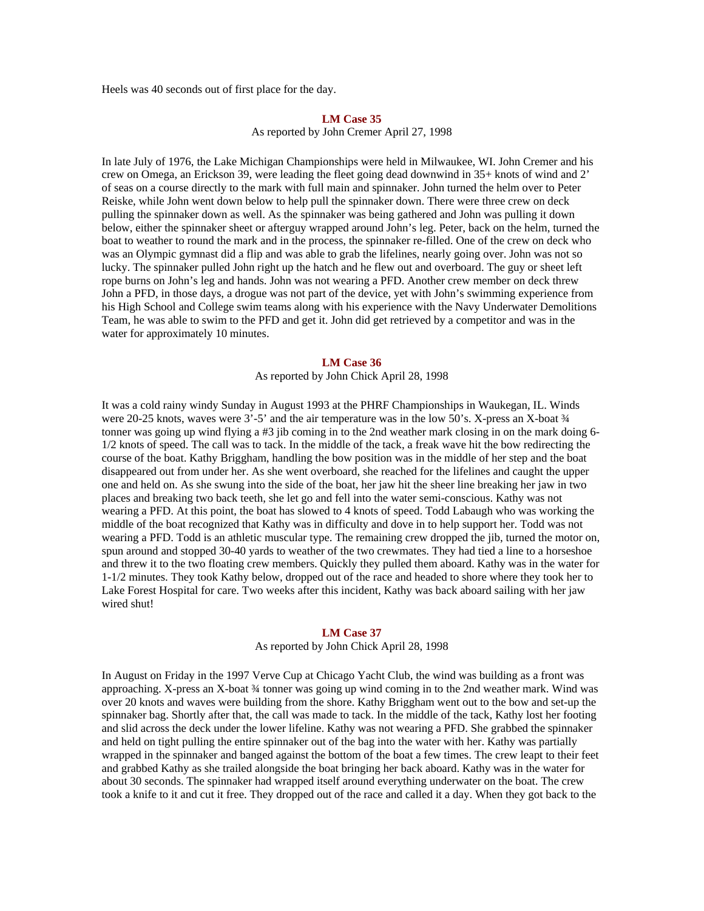Heels was 40 seconds out of first place for the day.

## LM Case 35

As reported by John Cremer April 27, 1998

In late July of 1976, the Lake Michigan Championships were held in Milwaukee, WI. John Cremer and his crew on Omega, an Erickson 39, were leading the fleet going dead downwind in 35+ knots of wind and 2' of seas on a course directly to the mark with full main and spinnaker. John turned the helm over to Peter Reiske, while John went down below to help pull the spinnaker down. There were three crew on deck pulling the spinnaker down as well. As the spinnaker was being gathered and John was pulling it down below, either the spinnaker sheet or afterguy wrapped around John's leg. Peter, back on the helm, turned the boat to weather to round the mark and in the process, the spinnaker re-filled. One of the crew on deck who was an Olympic gymnast did a flip and was able to grab the lifelines, nearly going over. John was not so lucky. The spinnaker pulled John right up the hatch and he flew out and overboard. The guy or sheet left rope burns on John's leg and hands. John was not wearing a PFD. Another crew member on deck threw John a PFD, in those days, a drogue was not part of the device, yet with John's swimming experience from his High School and College swim teams along with his experience with the Navy Underwater Demolitions Team, he was able to swim to the PFD and get it. John did get retrieved by a competitor and was in the water for approximately 10 minutes.

## LM Case 36

As reported by John Chick April 28, 1998

It was a cold rainy windy Sunday in August 1993 at the PHRF Championships in Waukegan, IL. Winds were 20-25 knots, waves were 3'-5' and the air temperature was in the low 50's. X-press an X-boat ¾ tonner was going up wind flying a #3 jib coming in to the 2nd weather mark closing in on the mark doing 6-1/2 knots of speed. The call was to tack. In the middle of the tack, a freak wave hit the bow redirecting the course of the boat. Kathy Briggham, handling the bow position was in the middle of her step and the boat disappeared out from under her. As she went overboard, she reached for the lifelines and caught the upper one and held on. As she swung into the side of the boat, her jaw hit the sheer line breaking her jaw in two places and breaking two back teeth, she let go and fell into the water semi-conscious. Kathy was not wearing a PFD. At this point, the boat has slowed to 4 knots of speed. Todd Labaugh who was working the middle of the boat recognized that Kathy was in difficulty and dove in to help support her. Todd was not wearing a PFD. Todd is an athletic muscular type. The remaining crew dropped the jib, turned the motor on, spun around and stopped 30-40 yards to weather of the two crewmates. They had tied a line to a horseshoe and threw it to the two floating crew members. Quickly they pulled them aboard. Kathy was in the water for 1-1/2 minutes. They took Kathy below, dropped out of the race and headed to shore where they took her to Lake Forest Hospital for care. Two weeks after this incident, Kathy was back aboard sailing with her jaw wired shut!

## LM Case 37

As reported by John Chick April 28, 1998

In August on Friday in the 1997 Verve Cup at Chicago Yacht Club, the wind was building as a front was approaching. X-press an X-boat ¾ tonner was going up wind coming in to the 2nd weather mark. Wind was over 20 knots and waves were building from the shore. Kathy Briggham went out to the bow and set-up the spinnaker bag. Shortly after that, the call was made to tack. In the middle of the tack, Kathy lost her footing and slid across the deck under the lower lifeline. Kathy was not wearing a PFD. She grabbed the spinnaker and held on tight pulling the entire spinnaker out of the bag into the water with her. Kathy was partially wrapped in the spinnaker and banged against the bottom of the boat a few times. The crew leapt to their feet and grabbed Kathy as she trailed alongside the boat bringing her back aboard. Kathy was in the water for about 30 seconds. The spinnaker had wrapped itself around everything underwater on the boat. The crew took a knife to it and cut it free. They dropped out of the race and called it a day. When they got back to the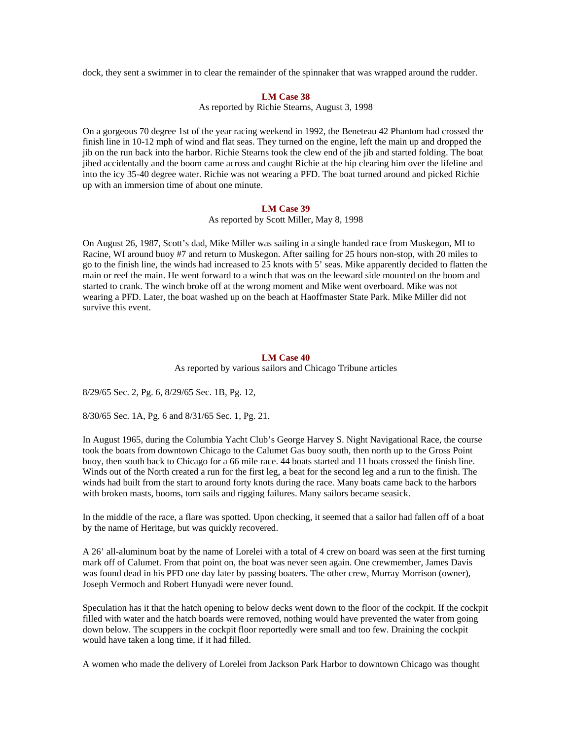dock, they sent a swimmer in to clear the remainder of the spinnaker that was wrapped around the rudder.

### LM Case 38

As reported by Richie Stearns, August 3, 1998

On a gorgeous 70 degree 1st of the year racing weekend in 1992, the Beneteau 42 Phantom had crossed the finish line in 10-12 mph of wind and flat seas. They turned on the engine, left the main up and dropped the jib on the run back into the harbor. Richie Stearns took the clew end of the jib and started folding. The boat jibed accidentally and the boom came across and caught Richie at the hip clearing him over the lifeline and into the icy 35-40 degree water. Richie was not wearing a PFD. The boat turned around and picked Richie up with an immersion time of about one minute.

### LM Case 39

As reported by Scott Miller, May 8, 1998

On August 26, 1987, Scott's dad, Mike Miller was sailing in a single handed race from Muskegon, MI to Racine, WI around buoy #7 and return to Muskegon. After sailing for 25 hours non-stop, with 20 miles to go to the finish line, the winds had increased to 25 knots with 5' seas. Mike apparently decided to flatten the main or reef the main. He went forward to a winch that was on the leeward side mounted on the boom and started to crank. The winch broke off at the wrong moment and Mike went overboard. Mike was not wearing a PFD. Later, the boat washed up on the beach at Haoffmaster State Park. Mike Miller did not survive this event.

### LM Case 40

As reported by various sailors and Chicago Tribune articles

8/29/65 Sec. 2, Pg. 6, 8/29/65 Sec. 1B, Pg. 12,

8/30/65 Sec. 1A, Pg. 6 and 8/31/65 Sec. 1, Pg. 21.

In August 1965, during the Columbia Yacht Club's George Harvey S. Night Navigational Race, the course took the boats from downtown Chicago to the Calumet Gas buoy south, then north up to the Gross Point buoy, then south back to Chicago for a 66 mile race. 44 boats started and 11 boats crossed the finish line. Winds out of the North created a run for the first leg, a beat for the second leg and a run to the finish. The winds had built from the start to around forty knots during the race. Many boats came back to the harbors with broken masts, booms, torn sails and rigging failures. Many sailors became seasick.

In the middle of the race, a flare was spotted. Upon checking, it seemed that a sailor had fallen off of a boat by the name of Heritage, but was quickly recovered.

A 26' all-aluminum boat by the name of Lorelei with a total of 4 crew on board was seen at the first turning mark off of Calumet. From that point on, the boat was never seen again. One crewmember, James Davis was found dead in his PFD one day later by passing boaters. The other crew, Murray Morrison (owner), Joseph Vermoch and Robert Hunyadi were never found.

Speculation has it that the hatch opening to below decks went down to the floor of the cockpit. If the cockpit filled with water and the hatch boards were removed, nothing would have prevented the water from going down below. The scuppers in the cockpit floor reportedly were small and too few. Draining the cockpit would have taken a long time, if it had filled.

A women who made the delivery of Lorelei from Jackson Park Harbor to downtown Chicago was thought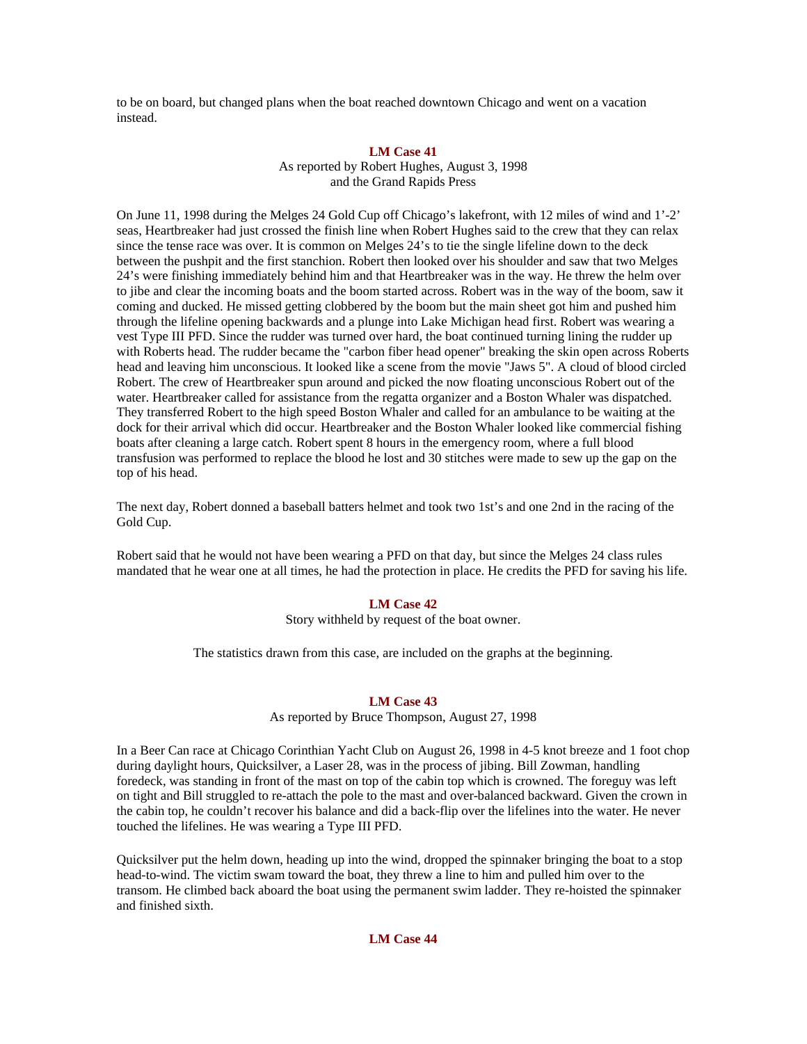to be on board, but changed plans when the boat reached downtown Chicago and went on a vacation instead.

## LM Case 41

As reported by Robert Hughes, August 3, 1998
and the Grand Rapids Press

On June 11, 1998 during the Melges 24 Gold Cup off Chicago's lakefront, with 12 miles of wind and 1'-2' seas, Heartbreaker had just crossed the finish line when Robert Hughes said to the crew that they can relax since the tense race was over. It is common on Melges 24's to tie the single lifeline down to the deck between the pushpit and the first stanchion. Robert then looked over his shoulder and saw that two Melges 24's were finishing immediately behind him and that Heartbreaker was in the way. He threw the helm over to jibe and clear the incoming boats and the boom started across. Robert was in the way of the boom, saw it coming and ducked. He missed getting clobbered by the boom but the main sheet got him and pushed him through the lifeline opening backwards and a plunge into Lake Michigan head first. Robert was wearing a vest Type III PFD. Since the rudder was turned over hard, the boat continued turning lining the rudder up with Roberts head. The rudder became the "carbon fiber head opener" breaking the skin open across Roberts head and leaving him unconscious. It looked like a scene from the movie "Jaws 5". A cloud of blood circled Robert. The crew of Heartbreaker spun around and picked the now floating unconscious Robert out of the water. Heartbreaker called for assistance from the regatta organizer and a Boston Whaler was dispatched. They transferred Robert to the high speed Boston Whaler and called for an ambulance to be waiting at the dock for their arrival which did occur. Heartbreaker and the Boston Whaler looked like commercial fishing boats after cleaning a large catch. Robert spent 8 hours in the emergency room, where a full blood transfusion was performed to replace the blood he lost and 30 stitches were made to sew up the gap on the top of his head.

The next day, Robert donned a baseball batters helmet and took two 1st's and one 2nd in the racing of the Gold Cup.

Robert said that he would not have been wearing a PFD on that day, but since the Melges 24 class rules mandated that he wear one at all times, he had the protection in place. He credits the PFD for saving his life.

## LM Case 42

Story withheld by request of the boat owner.

The statistics drawn from this case, are included on the graphs at the beginning.

## LM Case 43

As reported by Bruce Thompson, August 27, 1998

In a Beer Can race at Chicago Corinthian Yacht Club on August 26, 1998 in 4-5 knot breeze and 1 foot chop during daylight hours, Quicksilver, a Laser 28, was in the process of jibing. Bill Zowman, handling foredeck, was standing in front of the mast on top of the cabin top which is crowned. The foreguy was left on tight and Bill struggled to re-attach the pole to the mast and over-balanced backward. Given the crown in the cabin top, he couldn't recover his balance and did a back-flip over the lifelines into the water. He never touched the lifelines. He was wearing a Type III PFD.

Quicksilver put the helm down, heading up into the wind, dropped the spinnaker bringing the boat to a stop head-to-wind. The victim swam toward the boat, they threw a line to him and pulled him over to the transom. He climbed back aboard the boat using the permanent swim ladder. They re-hoisted the spinnaker and finished sixth.

## LM Case 44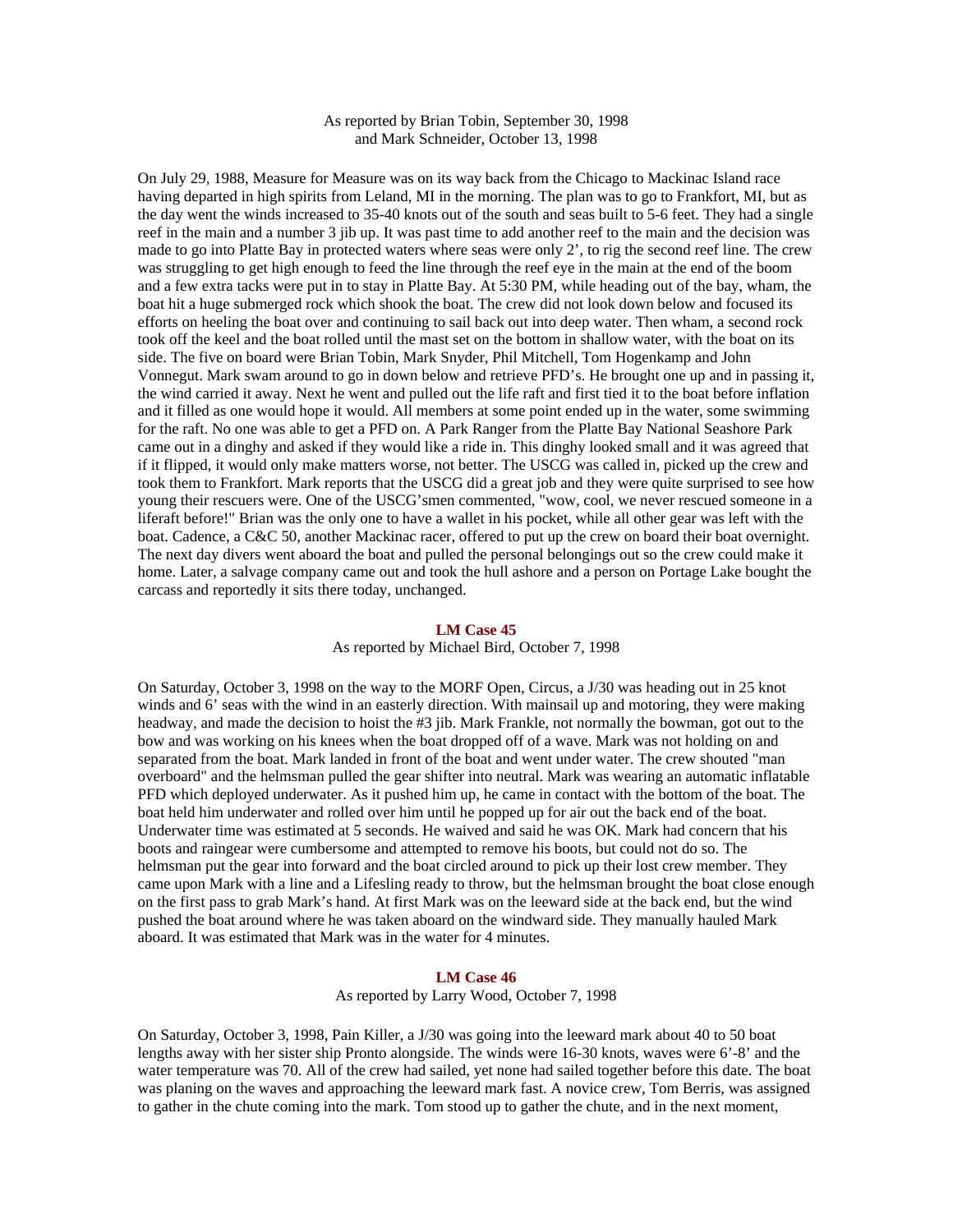As reported by Brian Tobin, September 30, 1998
and Mark Schneider, October 13, 1998

On July 29, 1988, Measure for Measure was on its way back from the Chicago to Mackinac Island race having departed in high spirits from Leland, MI in the morning. The plan was to go to Frankfort, MI, but as the day went the winds increased to 35-40 knots out of the south and seas built to 5-6 feet. They had a single reef in the main and a number 3 jib up. It was past time to add another reef to the main and the decision was made to go into Platte Bay in protected waters where seas were only 2', to rig the second reef line. The crew was struggling to get high enough to feed the line through the reef eye in the main at the end of the boom and a few extra tacks were put in to stay in Platte Bay. At 5:30 PM, while heading out of the bay, wham, the boat hit a huge submerged rock which shook the boat. The crew did not look down below and focused its efforts on heeling the boat over and continuing to sail back out into deep water. Then wham, a second rock took off the keel and the boat rolled until the mast set on the bottom in shallow water, with the boat on its side. The five on board were Brian Tobin, Mark Snyder, Phil Mitchell, Tom Hogenkamp and John Vonnegut. Mark swam around to go in down below and retrieve PFD's. He brought one up and in passing it, the wind carried it away. Next he went and pulled out the life raft and first tied it to the boat before inflation and it filled as one would hope it would. All members at some point ended up in the water, some swimming for the raft. No one was able to get a PFD on. A Park Ranger from the Platte Bay National Seashore Park came out in a dinghy and asked if they would like a ride in. This dinghy looked small and it was agreed that if it flipped, it would only make matters worse, not better. The USCG was called in, picked up the crew and took them to Frankfort. Mark reports that the USCG did a great job and they were quite surprised to see how young their rescuers were. One of the USCG'smen commented, "wow, cool, we never rescued someone in a liferaft before!" Brian was the only one to have a wallet in his pocket, while all other gear was left with the boat. Cadence, a C&C 50, another Mackinac racer, offered to put up the crew on board their boat overnight. The next day divers went aboard the boat and pulled the personal belongings out so the crew could make it home. Later, a salvage company came out and took the hull ashore and a person on Portage Lake bought the carcass and reportedly it sits there today, unchanged.

## LM Case 45

As reported by Michael Bird, October 7, 1998

On Saturday, October 3, 1998 on the way to the MORF Open, Circus, a J/30 was heading out in 25 knot winds and 6' seas with the wind in an easterly direction. With mainsail up and motoring, they were making headway, and made the decision to hoist the #3 jib. Mark Frankle, not normally the bowman, got out to the bow and was working on his knees when the boat dropped off of a wave. Mark was not holding on and separated from the boat. Mark landed in front of the boat and went under water. The crew shouted "man overboard" and the helmsman pulled the gear shifter into neutral. Mark was wearing an automatic inflatable PFD which deployed underwater. As it pushed him up, he came in contact with the bottom of the boat. The boat held him underwater and rolled over him until he popped up for air out the back end of the boat. Underwater time was estimated at 5 seconds. He waived and said he was OK. Mark had concern that his boots and raingear were cumbersome and attempted to remove his boots, but could not do so. The helmsman put the gear into forward and the boat circled around to pick up their lost crew member. They came upon Mark with a line and a Lifesling ready to throw, but the helmsman brought the boat close enough on the first pass to grab Mark's hand. At first Mark was on the leeward side at the back end, but the wind pushed the boat around where he was taken aboard on the windward side. They manually hauled Mark aboard. It was estimated that Mark was in the water for 4 minutes.

## LM Case 46

As reported by Larry Wood, October 7, 1998

On Saturday, October 3, 1998, Pain Killer, a J/30 was going into the leeward mark about 40 to 50 boat lengths away with her sister ship Pronto alongside. The winds were 16-30 knots, waves were 6'-8' and the water temperature was 70. All of the crew had sailed, yet none had sailed together before this date. The boat was planing on the waves and approaching the leeward mark fast. A novice crew, Tom Berris, was assigned to gather in the chute coming into the mark. Tom stood up to gather the chute, and in the next moment,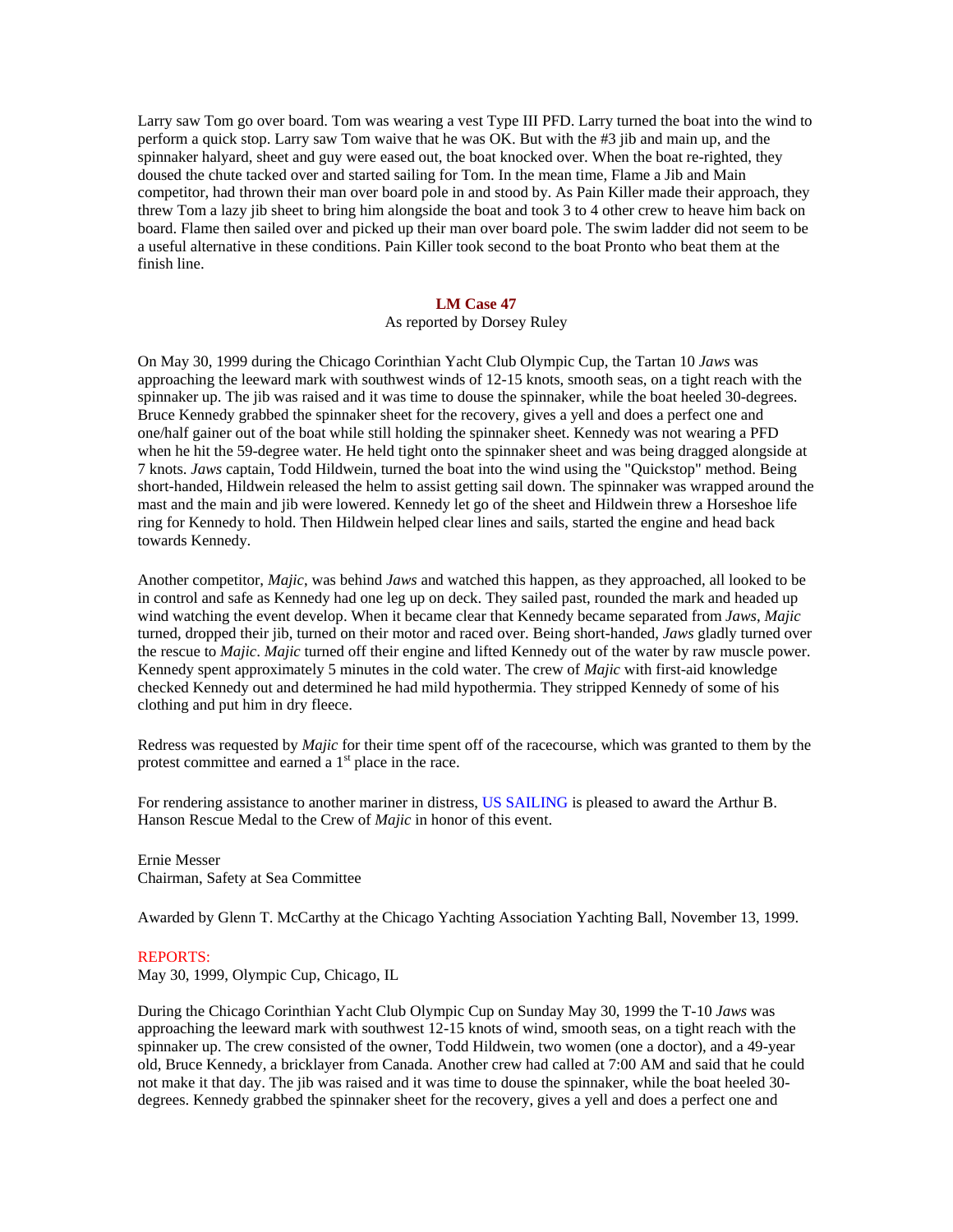Larry saw Tom go over board. Tom was wearing a vest Type III PFD. Larry turned the boat into the wind to perform a quick stop. Larry saw Tom waive that he was OK. But with the #3 jib and main up, and the spinnaker halyard, sheet and guy were eased out, the boat knocked over. When the boat re-righted, they doused the chute tacked over and started sailing for Tom. In the mean time, Flame a Jib and Main competitor, had thrown their man over board pole in and stood by. As Pain Killer made their approach, they threw Tom a lazy jib sheet to bring him alongside the boat and took 3 to 4 other crew to heave him back on board. Flame then sailed over and picked up their man over board pole. The swim ladder did not seem to be a useful alternative in these conditions. Pain Killer took second to the boat Pronto who beat them at the finish line.

## LM Case 47

As reported by Dorsey Ruley

On May 30, 1999 during the Chicago Corinthian Yacht Club Olympic Cup, the Tartan 10 *Jaws* was approaching the leeward mark with southwest winds of 12-15 knots, smooth seas, on a tight reach with the spinnaker up. The jib was raised and it was time to douse the spinnaker, while the boat heeled 30-degrees. Bruce Kennedy grabbed the spinnaker sheet for the recovery, gives a yell and does a perfect one and one/half gainer out of the boat while still holding the spinnaker sheet. Kennedy was not wearing a PFD when he hit the 59-degree water. He held tight onto the spinnaker sheet and was being dragged alongside at 7 knots. *Jaws* captain, Todd Hildwein, turned the boat into the wind using the "Quickstop" method. Being short-handed, Hildwein released the helm to assist getting sail down. The spinnaker was wrapped around the mast and the main and jib were lowered. Kennedy let go of the sheet and Hildwein threw a Horseshoe life ring for Kennedy to hold. Then Hildwein helped clear lines and sails, started the engine and head back towards Kennedy.

Another competitor, *Majic*, was behind *Jaws* and watched this happen, as they approached, all looked to be in control and safe as Kennedy had one leg up on deck. They sailed past, rounded the mark and headed up wind watching the event develop. When it became clear that Kennedy became separated from *Jaws*, *Majic* turned, dropped their jib, turned on their motor and raced over. Being short-handed, *Jaws* gladly turned over the rescue to *Majic*. *Majic* turned off their engine and lifted Kennedy out of the water by raw muscle power. Kennedy spent approximately 5 minutes in the cold water. The crew of *Majic* with first-aid knowledge checked Kennedy out and determined he had mild hypothermia. They stripped Kennedy of some of his clothing and put him in dry fleece.

Redress was requested by *Majic* for their time spent off of the racecourse, which was granted to them by the protest committee and earned a 1st place in the race.

For rendering assistance to another mariner in distress, US SAILING is pleased to award the Arthur B. Hanson Rescue Medal to the Crew of *Majic* in honor of this event.

Ernie Messer
Chairman, Safety at Sea Committee

Awarded by Glenn T. McCarthy at the Chicago Yachting Association Yachting Ball, November 13, 1999.

REPORTS:
May 30, 1999, Olympic Cup, Chicago, IL

During the Chicago Corinthian Yacht Club Olympic Cup on Sunday May 30, 1999 the T-10 *Jaws* was approaching the leeward mark with southwest 12-15 knots of wind, smooth seas, on a tight reach with the spinnaker up. The crew consisted of the owner, Todd Hildwein, two women (one a doctor), and a 49-year old, Bruce Kennedy, a bricklayer from Canada. Another crew had called at 7:00 AM and said that he could not make it that day. The jib was raised and it was time to douse the spinnaker, while the boat heeled 30-degrees. Kennedy grabbed the spinnaker sheet for the recovery, gives a yell and does a perfect one and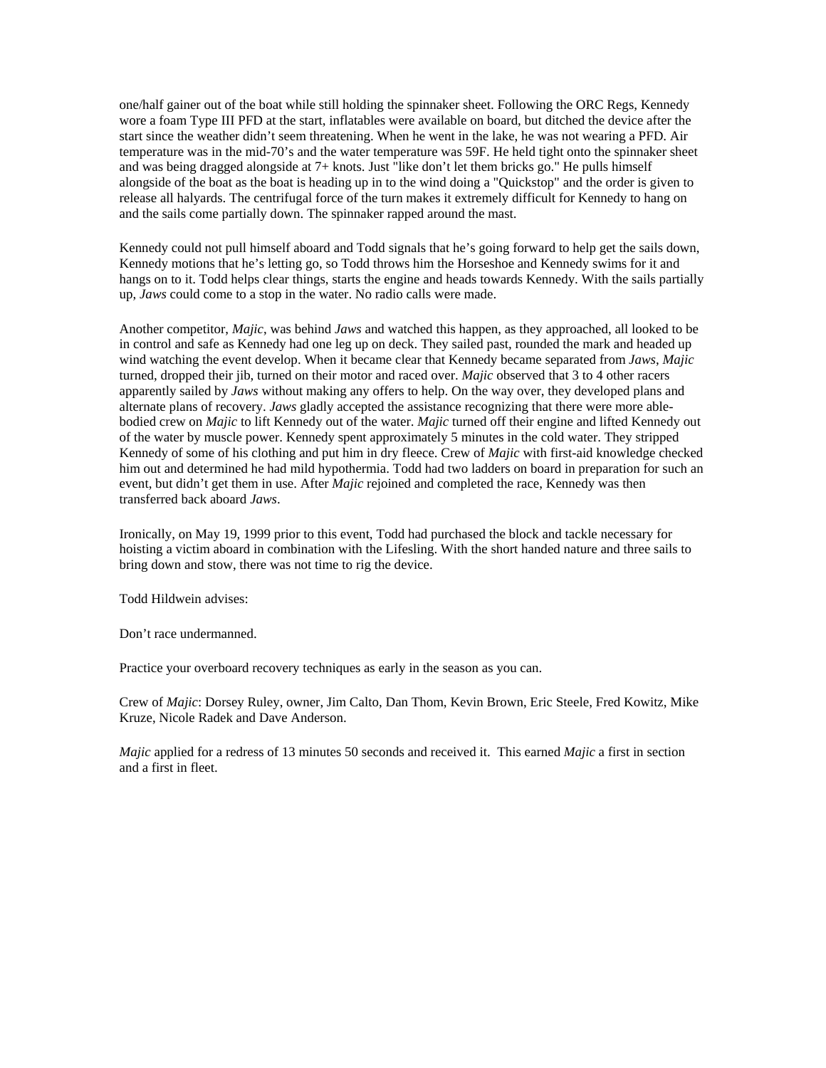one/half gainer out of the boat while still holding the spinnaker sheet. Following the ORC Regs, Kennedy wore a foam Type III PFD at the start, inflatables were available on board, but ditched the device after the start since the weather didn't seem threatening. When he went in the lake, he was not wearing a PFD. Air temperature was in the mid-70's and the water temperature was 59F. He held tight onto the spinnaker sheet and was being dragged alongside at 7+ knots. Just "like don't let them bricks go." He pulls himself alongside of the boat as the boat is heading up in to the wind doing a "Quickstop" and the order is given to release all halyards. The centrifugal force of the turn makes it extremely difficult for Kennedy to hang on and the sails come partially down. The spinnaker rapped around the mast.

Kennedy could not pull himself aboard and Todd signals that he's going forward to help get the sails down, Kennedy motions that he's letting go, so Todd throws him the Horseshoe and Kennedy swims for it and hangs on to it. Todd helps clear things, starts the engine and heads towards Kennedy. With the sails partially up, *Jaws* could come to a stop in the water. No radio calls were made.

Another competitor, *Majic*, was behind *Jaws* and watched this happen, as they approached, all looked to be in control and safe as Kennedy had one leg up on deck. They sailed past, rounded the mark and headed up wind watching the event develop. When it became clear that Kennedy became separated from *Jaws*, *Majic* turned, dropped their jib, turned on their motor and raced over. *Majic* observed that 3 to 4 other racers apparently sailed by *Jaws* without making any offers to help. On the way over, they developed plans and alternate plans of recovery. *Jaws* gladly accepted the assistance recognizing that there were more able-bodied crew on *Majic* to lift Kennedy out of the water. *Majic* turned off their engine and lifted Kennedy out of the water by muscle power. Kennedy spent approximately 5 minutes in the cold water. They stripped Kennedy of some of his clothing and put him in dry fleece. Crew of *Majic* with first-aid knowledge checked him out and determined he had mild hypothermia. Todd had two ladders on board in preparation for such an event, but didn't get them in use. After *Majic* rejoined and completed the race, Kennedy was then transferred back aboard *Jaws*.

Ironically, on May 19, 1999 prior to this event, Todd had purchased the block and tackle necessary for hoisting a victim aboard in combination with the Lifesling. With the short handed nature and three sails to bring down and stow, there was not time to rig the device.

Todd Hildwein advises:

Don't race undermanned.

Practice your overboard recovery techniques as early in the season as you can.

Crew of *Majic*: Dorsey Ruley, owner, Jim Calto, Dan Thom, Kevin Brown, Eric Steele, Fred Kowitz, Mike Kruze, Nicole Radek and Dave Anderson.

*Majic* applied for a redress of 13 minutes 50 seconds and received it. This earned *Majic* a first in section and a first in fleet.